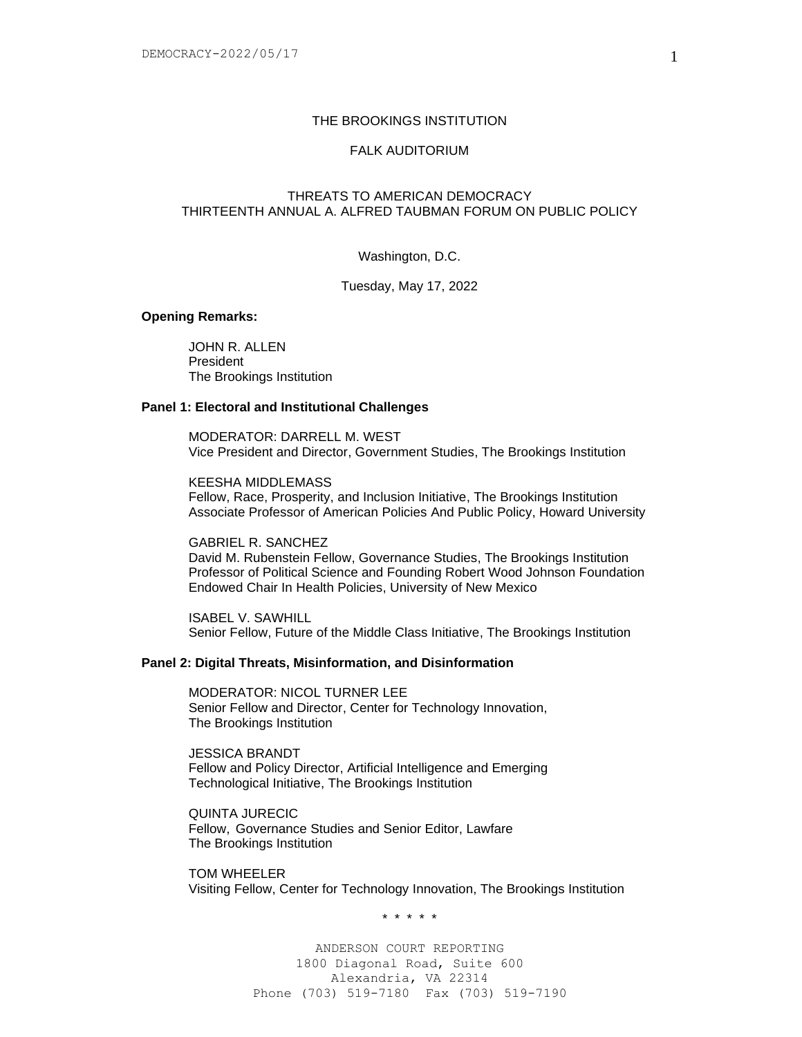# THE BROOKINGS INSTITUTION

## FALK AUDITORIUM

## THREATS TO AMERICAN DEMOCRACY
## THIRTEENTH ANNUAL A. ALFRED TAUBMAN FORUM ON PUBLIC POLICY

Washington, D.C.

Tuesday, May 17, 2022

**Opening Remarks:**

JOHN R. ALLEN
President
The Brookings Institution

**Panel 1: Electoral and Institutional Challenges**

MODERATOR: DARRELL M. WEST
Vice President and Director, Government Studies, The Brookings Institution

KEESHA MIDDLEMASS
Fellow, Race, Prosperity, and Inclusion Initiative, The Brookings Institution
Associate Professor of American Policies And Public Policy, Howard University

GABRIEL R. SANCHEZ
David M. Rubenstein Fellow, Governance Studies, The Brookings Institution
Professor of Political Science and Founding Robert Wood Johnson Foundation Endowed Chair In Health Policies, University of New Mexico

ISABEL V. SAWHILL
Senior Fellow, Future of the Middle Class Initiative, The Brookings Institution

**Panel 2: Digital Threats, Misinformation, and Disinformation**

MODERATOR: NICOL TURNER LEE
Senior Fellow and Director, Center for Technology Innovation,
The Brookings Institution

JESSICA BRANDT
Fellow and Policy Director, Artificial Intelligence and Emerging Technological Initiative, The Brookings Institution

QUINTA JURECIC
Fellow, Governance Studies and Senior Editor, Lawfare
The Brookings Institution

TOM WHEELER
Visiting Fellow, Center for Technology Innovation, The Brookings Institution

\* \* \* \* \*

ANDERSON COURT REPORTING
1800 Diagonal Road, Suite 600
Alexandria, VA 22314
Phone (703) 519-7180 Fax (703) 519-7190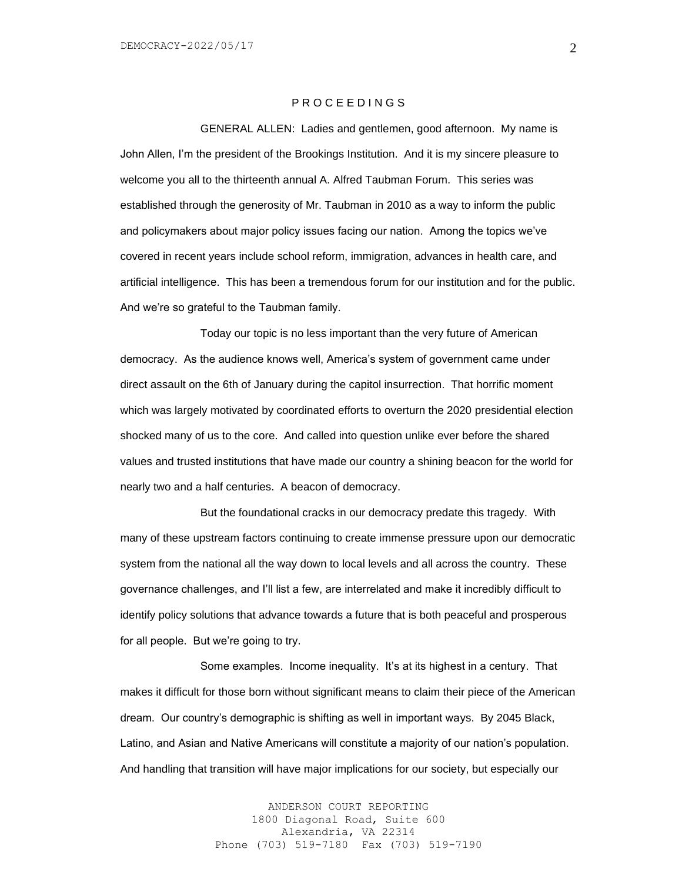# P R O C E E D I N G S

GENERAL ALLEN: Ladies and gentlemen, good afternoon. My name is John Allen, I'm the president of the Brookings Institution. And it is my sincere pleasure to welcome you all to the thirteenth annual A. Alfred Taubman Forum. This series was established through the generosity of Mr. Taubman in 2010 as a way to inform the public and policymakers about major policy issues facing our nation. Among the topics we've covered in recent years include school reform, immigration, advances in health care, and artificial intelligence. This has been a tremendous forum for our institution and for the public. And we're so grateful to the Taubman family.

Today our topic is no less important than the very future of American democracy. As the audience knows well, America's system of government came under direct assault on the 6th of January during the capitol insurrection. That horrific moment which was largely motivated by coordinated efforts to overturn the 2020 presidential election shocked many of us to the core. And called into question unlike ever before the shared values and trusted institutions that have made our country a shining beacon for the world for nearly two and a half centuries. A beacon of democracy.

But the foundational cracks in our democracy predate this tragedy. With many of these upstream factors continuing to create immense pressure upon our democratic system from the national all the way down to local levels and all across the country. These governance challenges, and I'll list a few, are interrelated and make it incredibly difficult to identify policy solutions that advance towards a future that is both peaceful and prosperous for all people. But we're going to try.

Some examples. Income inequality. It's at its highest in a century. That makes it difficult for those born without significant means to claim their piece of the American dream. Our country's demographic is shifting as well in important ways. By 2045 Black, Latino, and Asian and Native Americans will constitute a majority of our nation's population. And handling that transition will have major implications for our society, but especially our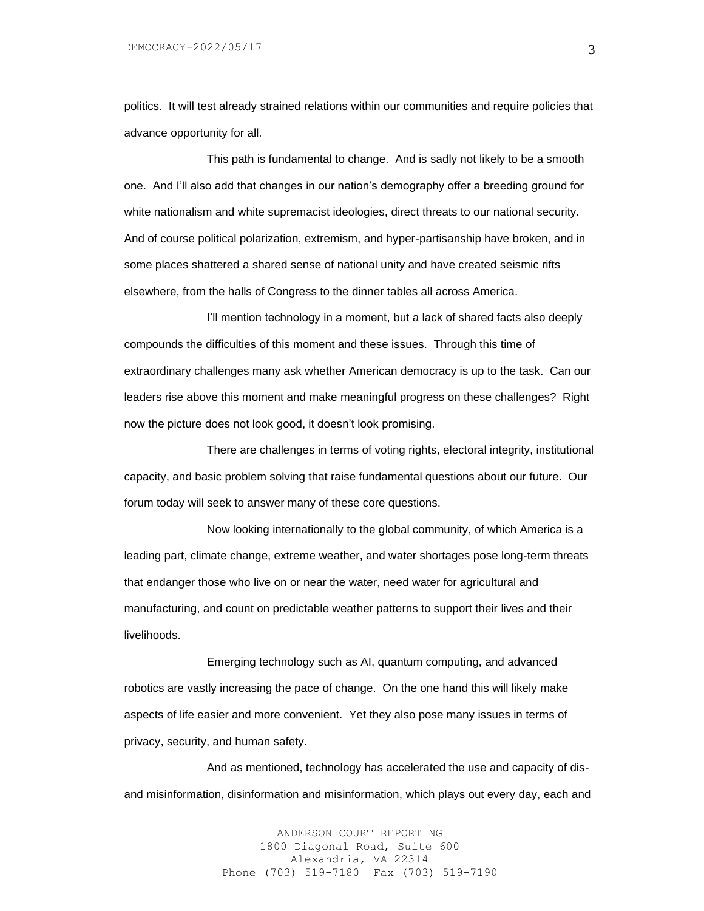politics. It will test already strained relations within our communities and require policies that advance opportunity for all.

This path is fundamental to change. And is sadly not likely to be a smooth one. And I'll also add that changes in our nation's demography offer a breeding ground for white nationalism and white supremacist ideologies, direct threats to our national security. And of course political polarization, extremism, and hyper-partisanship have broken, and in some places shattered a shared sense of national unity and have created seismic rifts elsewhere, from the halls of Congress to the dinner tables all across America.

I'll mention technology in a moment, but a lack of shared facts also deeply compounds the difficulties of this moment and these issues. Through this time of extraordinary challenges many ask whether American democracy is up to the task. Can our leaders rise above this moment and make meaningful progress on these challenges? Right now the picture does not look good, it doesn't look promising.

There are challenges in terms of voting rights, electoral integrity, institutional capacity, and basic problem solving that raise fundamental questions about our future. Our forum today will seek to answer many of these core questions.

Now looking internationally to the global community, of which America is a leading part, climate change, extreme weather, and water shortages pose long-term threats that endanger those who live on or near the water, need water for agricultural and manufacturing, and count on predictable weather patterns to support their lives and their livelihoods.

Emerging technology such as AI, quantum computing, and advanced robotics are vastly increasing the pace of change. On the one hand this will likely make aspects of life easier and more convenient. Yet they also pose many issues in terms of privacy, security, and human safety.

And as mentioned, technology has accelerated the use and capacity of dis- and misinformation, disinformation and misinformation, which plays out every day, each and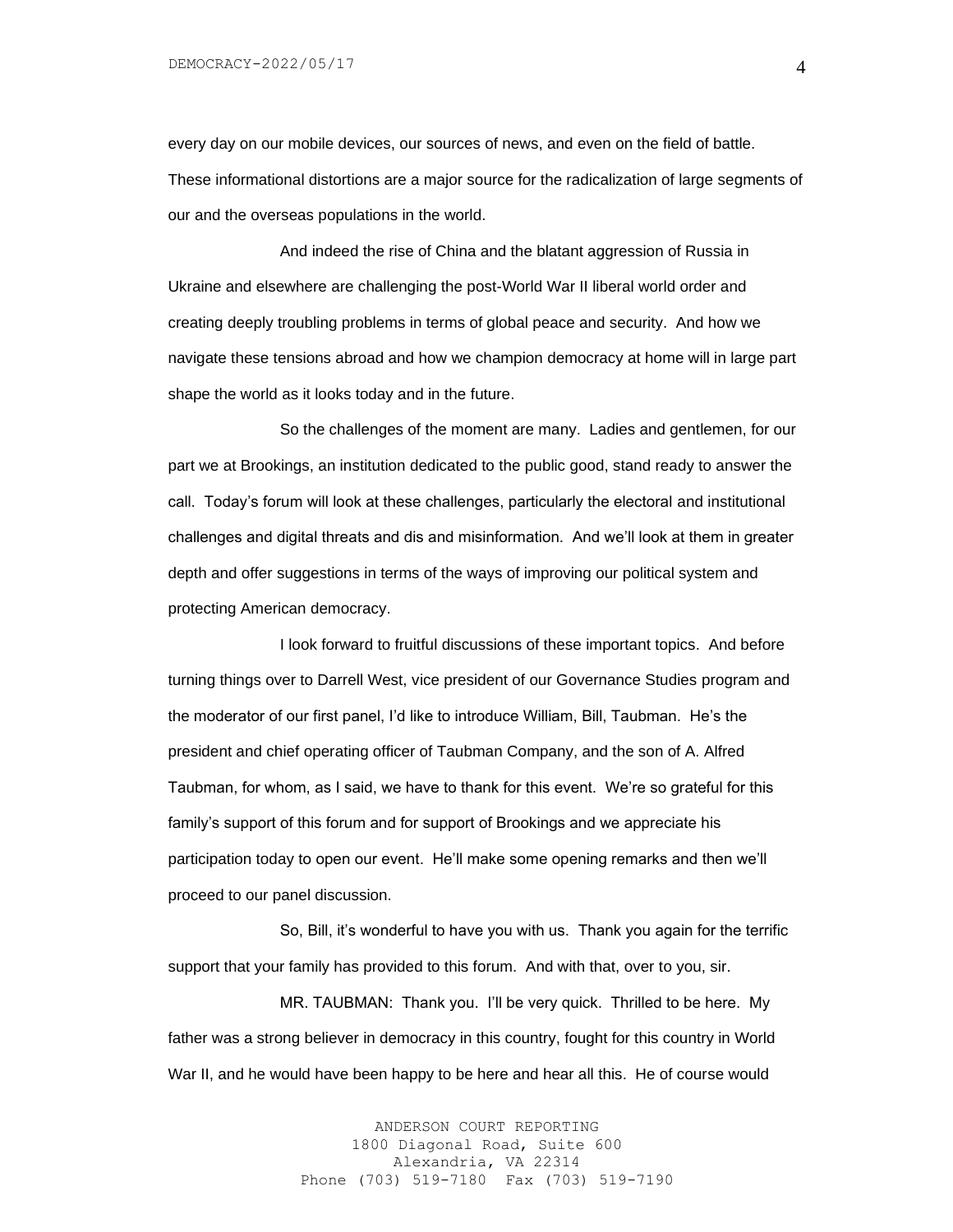every day on our mobile devices, our sources of news, and even on the field of battle. These informational distortions are a major source for the radicalization of large segments of our and the overseas populations in the world.

And indeed the rise of China and the blatant aggression of Russia in Ukraine and elsewhere are challenging the post-World War II liberal world order and creating deeply troubling problems in terms of global peace and security. And how we navigate these tensions abroad and how we champion democracy at home will in large part shape the world as it looks today and in the future.

So the challenges of the moment are many. Ladies and gentlemen, for our part we at Brookings, an institution dedicated to the public good, stand ready to answer the call. Today's forum will look at these challenges, particularly the electoral and institutional challenges and digital threats and dis and misinformation. And we'll look at them in greater depth and offer suggestions in terms of the ways of improving our political system and protecting American democracy.

I look forward to fruitful discussions of these important topics. And before turning things over to Darrell West, vice president of our Governance Studies program and the moderator of our first panel, I'd like to introduce William, Bill, Taubman. He's the president and chief operating officer of Taubman Company, and the son of A. Alfred Taubman, for whom, as I said, we have to thank for this event. We're so grateful for this family's support of this forum and for support of Brookings and we appreciate his participation today to open our event. He'll make some opening remarks and then we'll proceed to our panel discussion.

So, Bill, it's wonderful to have you with us. Thank you again for the terrific support that your family has provided to this forum. And with that, over to you, sir.

MR. TAUBMAN: Thank you. I'll be very quick. Thrilled to be here. My father was a strong believer in democracy in this country, fought for this country in World War II, and he would have been happy to be here and hear all this. He of course would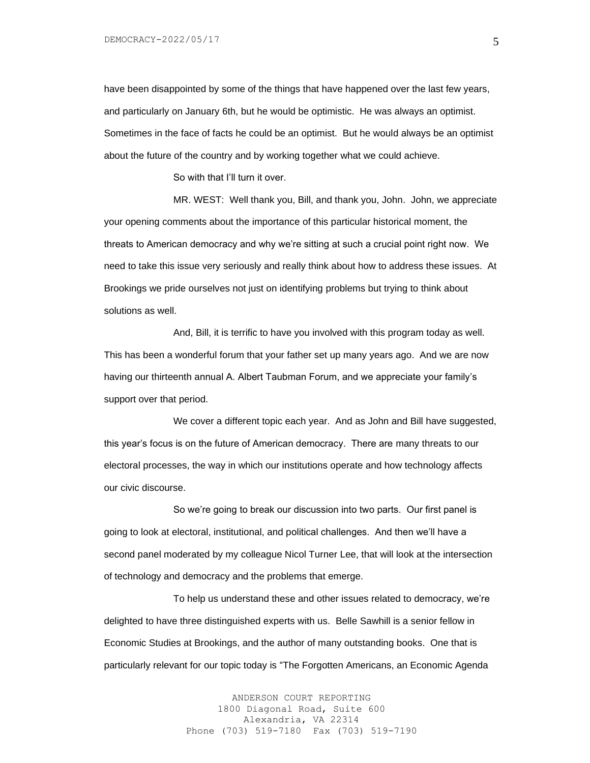have been disappointed by some of the things that have happened over the last few years, and particularly on January 6th, but he would be optimistic. He was always an optimist. Sometimes in the face of facts he could be an optimist. But he would always be an optimist about the future of the country and by working together what we could achieve.

So with that I'll turn it over.

MR. WEST: Well thank you, Bill, and thank you, John. John, we appreciate your opening comments about the importance of this particular historical moment, the threats to American democracy and why we're sitting at such a crucial point right now. We need to take this issue very seriously and really think about how to address these issues. At Brookings we pride ourselves not just on identifying problems but trying to think about solutions as well.

And, Bill, it is terrific to have you involved with this program today as well. This has been a wonderful forum that your father set up many years ago. And we are now having our thirteenth annual A. Albert Taubman Forum, and we appreciate your family's support over that period.

We cover a different topic each year. And as John and Bill have suggested, this year's focus is on the future of American democracy. There are many threats to our electoral processes, the way in which our institutions operate and how technology affects our civic discourse.

So we're going to break our discussion into two parts. Our first panel is going to look at electoral, institutional, and political challenges. And then we'll have a second panel moderated by my colleague Nicol Turner Lee, that will look at the intersection of technology and democracy and the problems that emerge.

To help us understand these and other issues related to democracy, we're delighted to have three distinguished experts with us. Belle Sawhill is a senior fellow in Economic Studies at Brookings, and the author of many outstanding books. One that is particularly relevant for our topic today is "The Forgotten Americans, an Economic Agenda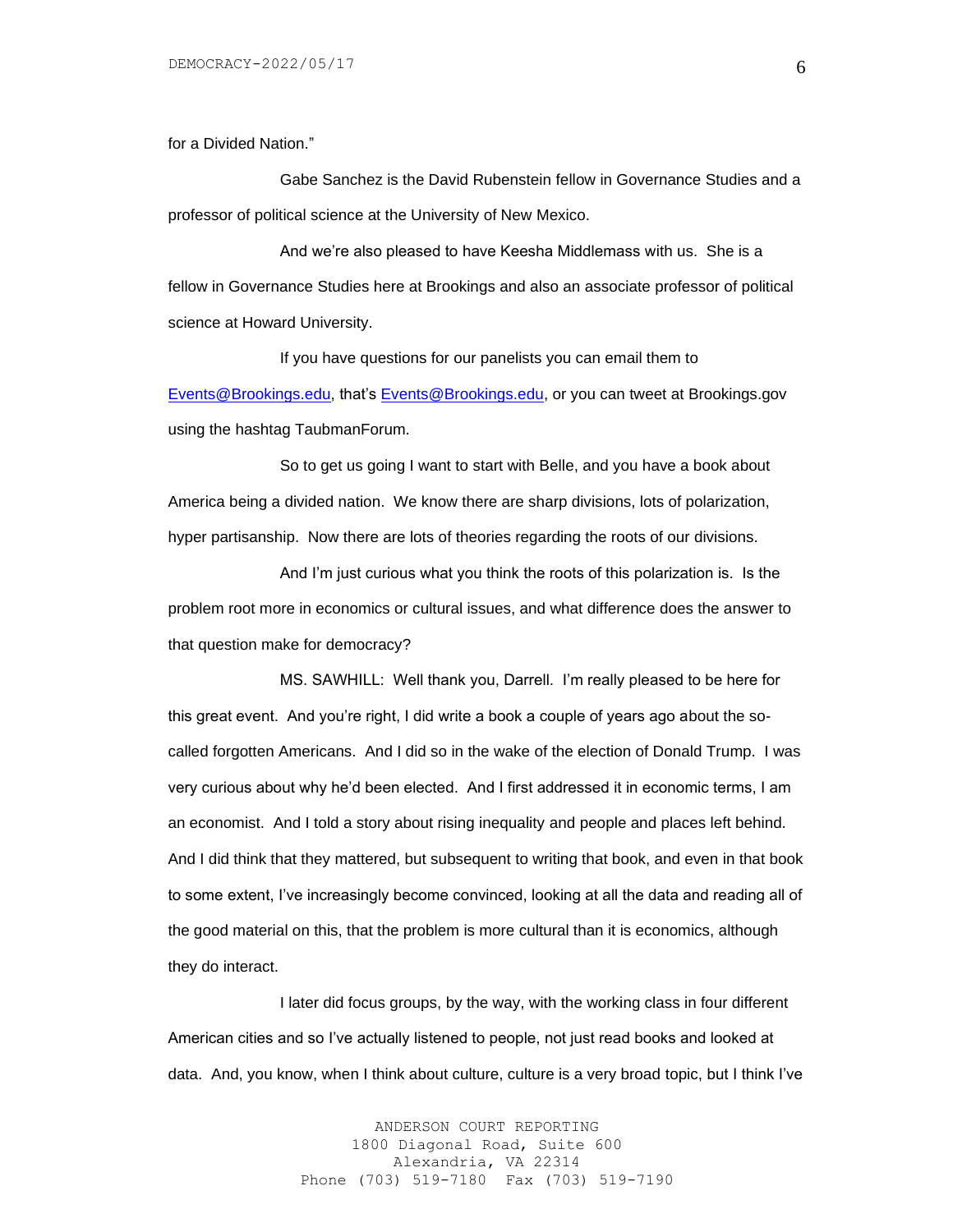for a Divided Nation."

Gabe Sanchez is the David Rubenstein fellow in Governance Studies and a professor of political science at the University of New Mexico.

And we're also pleased to have Keesha Middlemass with us. She is a fellow in Governance Studies here at Brookings and also an associate professor of political science at Howard University.

If you have questions for our panelists you can email them to Events@Brookings.edu, that's Events@Brookings.edu, or you can tweet at Brookings.gov using the hashtag TaubmanForum.

So to get us going I want to start with Belle, and you have a book about America being a divided nation. We know there are sharp divisions, lots of polarization, hyper partisanship. Now there are lots of theories regarding the roots of our divisions.

And I'm just curious what you think the roots of this polarization is. Is the problem root more in economics or cultural issues, and what difference does the answer to that question make for democracy?

MS. SAWHILL: Well thank you, Darrell. I'm really pleased to be here for this great event. And you're right, I did write a book a couple of years ago about the so-called forgotten Americans. And I did so in the wake of the election of Donald Trump. I was very curious about why he'd been elected. And I first addressed it in economic terms, I am an economist. And I told a story about rising inequality and people and places left behind. And I did think that they mattered, but subsequent to writing that book, and even in that book to some extent, I've increasingly become convinced, looking at all the data and reading all of the good material on this, that the problem is more cultural than it is economics, although they do interact.

I later did focus groups, by the way, with the working class in four different American cities and so I've actually listened to people, not just read books and looked at data. And, you know, when I think about culture, culture is a very broad topic, but I think I've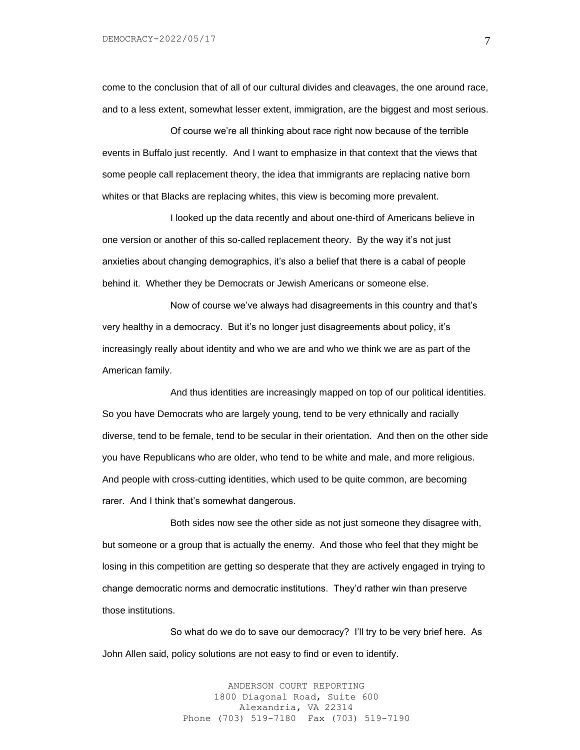come to the conclusion that of all of our cultural divides and cleavages, the one around race, and to a less extent, somewhat lesser extent, immigration, are the biggest and most serious.

Of course we're all thinking about race right now because of the terrible events in Buffalo just recently. And I want to emphasize in that context that the views that some people call replacement theory, the idea that immigrants are replacing native born whites or that Blacks are replacing whites, this view is becoming more prevalent.

I looked up the data recently and about one-third of Americans believe in one version or another of this so-called replacement theory. By the way it's not just anxieties about changing demographics, it's also a belief that there is a cabal of people behind it. Whether they be Democrats or Jewish Americans or someone else.

Now of course we've always had disagreements in this country and that's very healthy in a democracy. But it's no longer just disagreements about policy, it's increasingly really about identity and who we are and who we think we are as part of the American family.

And thus identities are increasingly mapped on top of our political identities. So you have Democrats who are largely young, tend to be very ethnically and racially diverse, tend to be female, tend to be secular in their orientation. And then on the other side you have Republicans who are older, who tend to be white and male, and more religious. And people with cross-cutting identities, which used to be quite common, are becoming rarer. And I think that's somewhat dangerous.

Both sides now see the other side as not just someone they disagree with, but someone or a group that is actually the enemy. And those who feel that they might be losing in this competition are getting so desperate that they are actively engaged in trying to change democratic norms and democratic institutions. They'd rather win than preserve those institutions.

So what do we do to save our democracy? I'll try to be very brief here. As John Allen said, policy solutions are not easy to find or even to identify.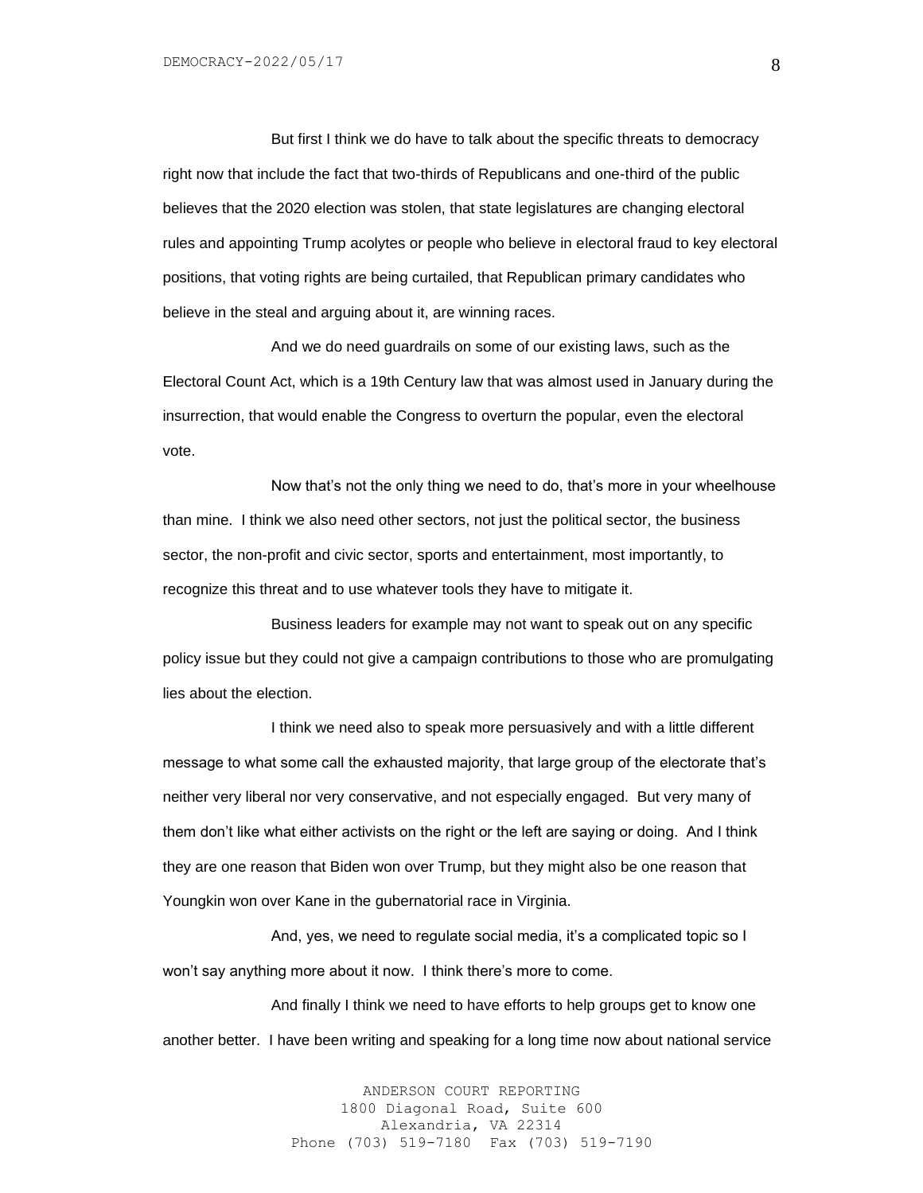But first I think we do have to talk about the specific threats to democracy right now that include the fact that two-thirds of Republicans and one-third of the public believes that the 2020 election was stolen, that state legislatures are changing electoral rules and appointing Trump acolytes or people who believe in electoral fraud to key electoral positions, that voting rights are being curtailed, that Republican primary candidates who believe in the steal and arguing about it, are winning races.

And we do need guardrails on some of our existing laws, such as the Electoral Count Act, which is a 19th Century law that was almost used in January during the insurrection, that would enable the Congress to overturn the popular, even the electoral vote.

Now that's not the only thing we need to do, that's more in your wheelhouse than mine. I think we also need other sectors, not just the political sector, the business sector, the non-profit and civic sector, sports and entertainment, most importantly, to recognize this threat and to use whatever tools they have to mitigate it.

Business leaders for example may not want to speak out on any specific policy issue but they could not give a campaign contributions to those who are promulgating lies about the election.

I think we need also to speak more persuasively and with a little different message to what some call the exhausted majority, that large group of the electorate that's neither very liberal nor very conservative, and not especially engaged. But very many of them don't like what either activists on the right or the left are saying or doing. And I think they are one reason that Biden won over Trump, but they might also be one reason that Youngkin won over Kane in the gubernatorial race in Virginia.

And, yes, we need to regulate social media, it's a complicated topic so I won't say anything more about it now. I think there's more to come.

And finally I think we need to have efforts to help groups get to know one another better. I have been writing and speaking for a long time now about national service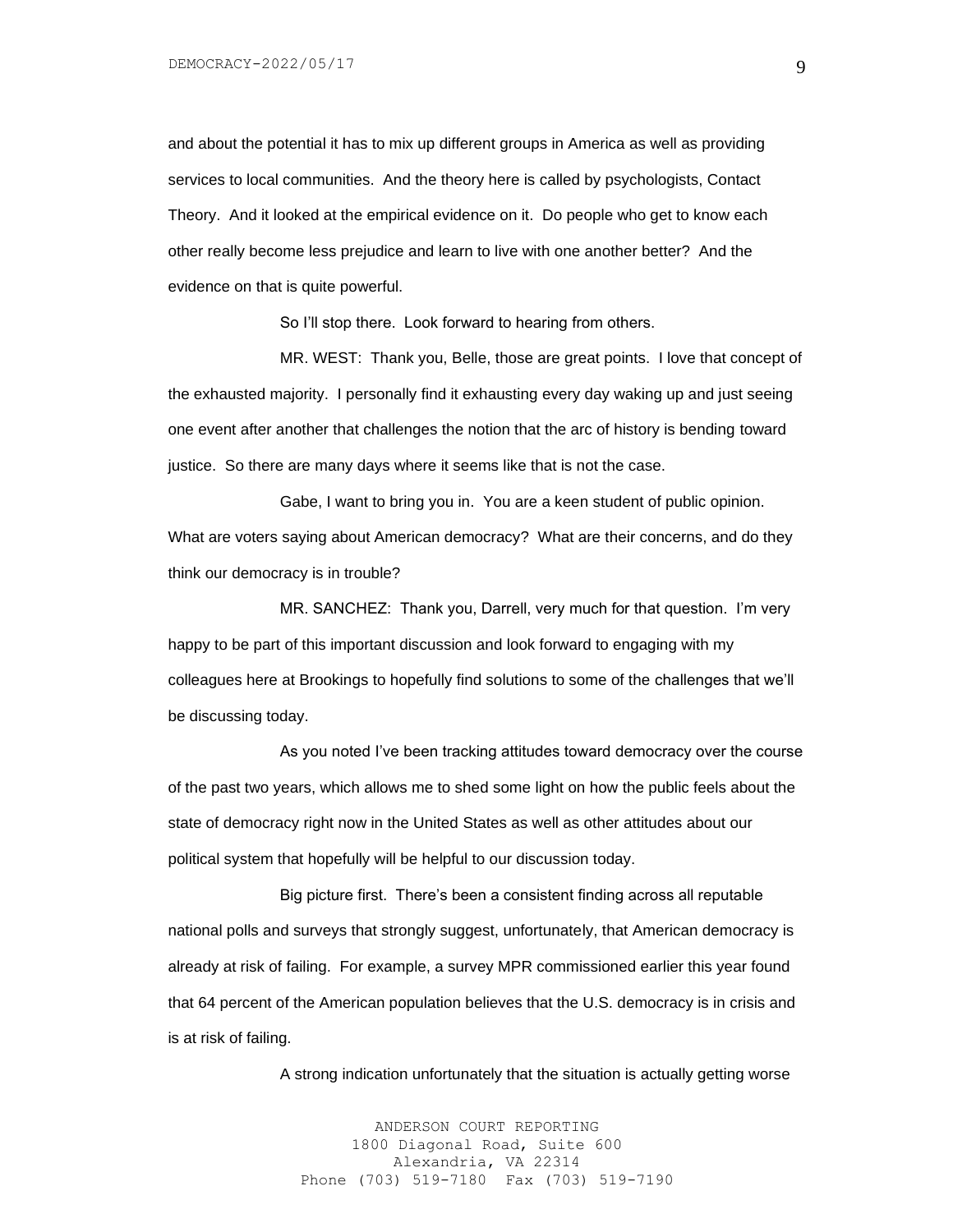and about the potential it has to mix up different groups in America as well as providing services to local communities. And the theory here is called by psychologists, Contact Theory. And it looked at the empirical evidence on it. Do people who get to know each other really become less prejudice and learn to live with one another better? And the evidence on that is quite powerful.

So I'll stop there. Look forward to hearing from others.

MR. WEST: Thank you, Belle, those are great points. I love that concept of the exhausted majority. I personally find it exhausting every day waking up and just seeing one event after another that challenges the notion that the arc of history is bending toward justice. So there are many days where it seems like that is not the case.

Gabe, I want to bring you in. You are a keen student of public opinion. What are voters saying about American democracy? What are their concerns, and do they think our democracy is in trouble?

MR. SANCHEZ: Thank you, Darrell, very much for that question. I'm very happy to be part of this important discussion and look forward to engaging with my colleagues here at Brookings to hopefully find solutions to some of the challenges that we'll be discussing today.

As you noted I've been tracking attitudes toward democracy over the course of the past two years, which allows me to shed some light on how the public feels about the state of democracy right now in the United States as well as other attitudes about our political system that hopefully will be helpful to our discussion today.

Big picture first. There's been a consistent finding across all reputable national polls and surveys that strongly suggest, unfortunately, that American democracy is already at risk of failing. For example, a survey MPR commissioned earlier this year found that 64 percent of the American population believes that the U.S. democracy is in crisis and is at risk of failing.

A strong indication unfortunately that the situation is actually getting worse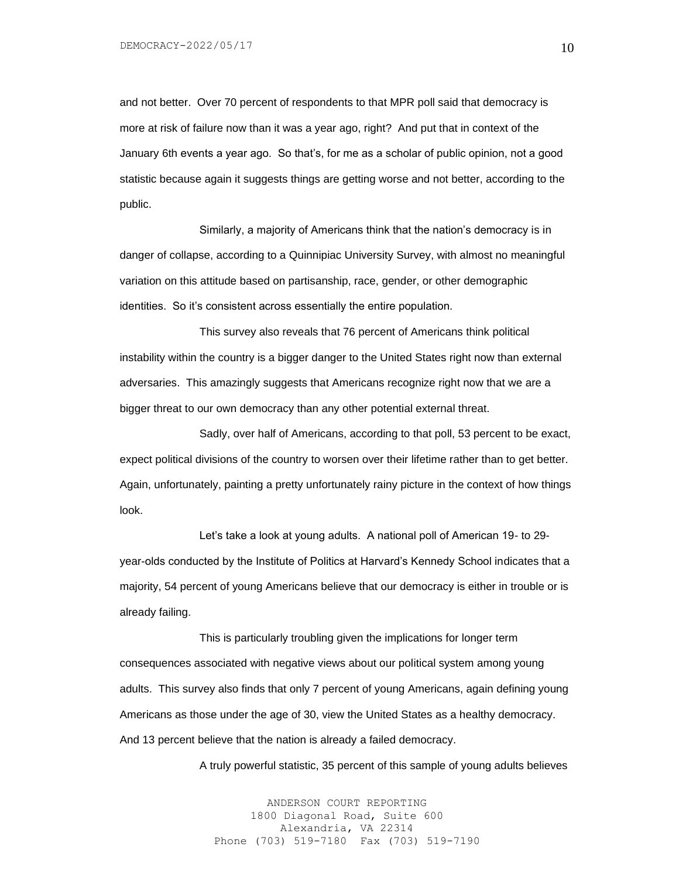and not better. Over 70 percent of respondents to that MPR poll said that democracy is more at risk of failure now than it was a year ago, right? And put that in context of the January 6th events a year ago. So that's, for me as a scholar of public opinion, not a good statistic because again it suggests things are getting worse and not better, according to the public.

Similarly, a majority of Americans think that the nation's democracy is in danger of collapse, according to a Quinnipiac University Survey, with almost no meaningful variation on this attitude based on partisanship, race, gender, or other demographic identities. So it's consistent across essentially the entire population.

This survey also reveals that 76 percent of Americans think political instability within the country is a bigger danger to the United States right now than external adversaries. This amazingly suggests that Americans recognize right now that we are a bigger threat to our own democracy than any other potential external threat.

Sadly, over half of Americans, according to that poll, 53 percent to be exact, expect political divisions of the country to worsen over their lifetime rather than to get better. Again, unfortunately, painting a pretty unfortunately rainy picture in the context of how things look.

Let's take a look at young adults. A national poll of American 19- to 29-year-olds conducted by the Institute of Politics at Harvard's Kennedy School indicates that a majority, 54 percent of young Americans believe that our democracy is either in trouble or is already failing.

This is particularly troubling given the implications for longer term consequences associated with negative views about our political system among young adults. This survey also finds that only 7 percent of young Americans, again defining young Americans as those under the age of 30, view the United States as a healthy democracy. And 13 percent believe that the nation is already a failed democracy.

A truly powerful statistic, 35 percent of this sample of young adults believes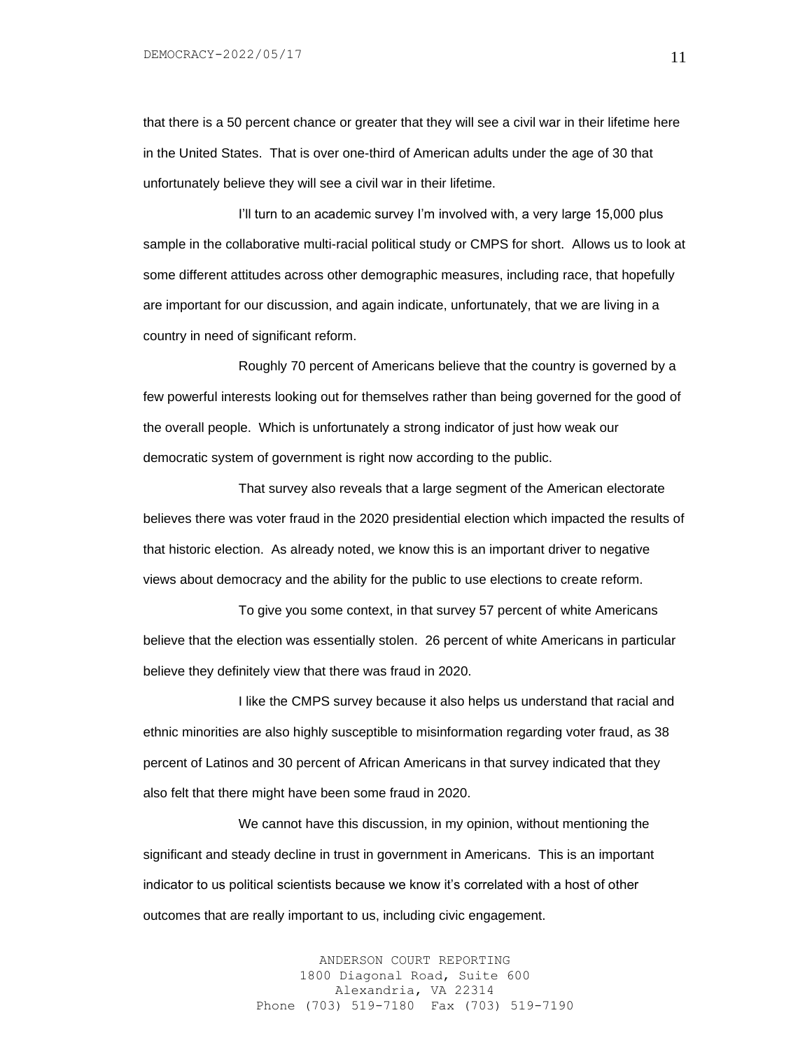that there is a 50 percent chance or greater that they will see a civil war in their lifetime here in the United States. That is over one-third of American adults under the age of 30 that unfortunately believe they will see a civil war in their lifetime.

I'll turn to an academic survey I'm involved with, a very large 15,000 plus sample in the collaborative multi-racial political study or CMPS for short. Allows us to look at some different attitudes across other demographic measures, including race, that hopefully are important for our discussion, and again indicate, unfortunately, that we are living in a country in need of significant reform.

Roughly 70 percent of Americans believe that the country is governed by a few powerful interests looking out for themselves rather than being governed for the good of the overall people. Which is unfortunately a strong indicator of just how weak our democratic system of government is right now according to the public.

That survey also reveals that a large segment of the American electorate believes there was voter fraud in the 2020 presidential election which impacted the results of that historic election. As already noted, we know this is an important driver to negative views about democracy and the ability for the public to use elections to create reform.

To give you some context, in that survey 57 percent of white Americans believe that the election was essentially stolen. 26 percent of white Americans in particular believe they definitely view that there was fraud in 2020.

I like the CMPS survey because it also helps us understand that racial and ethnic minorities are also highly susceptible to misinformation regarding voter fraud, as 38 percent of Latinos and 30 percent of African Americans in that survey indicated that they also felt that there might have been some fraud in 2020.

We cannot have this discussion, in my opinion, without mentioning the significant and steady decline in trust in government in Americans. This is an important indicator to us political scientists because we know it's correlated with a host of other outcomes that are really important to us, including civic engagement.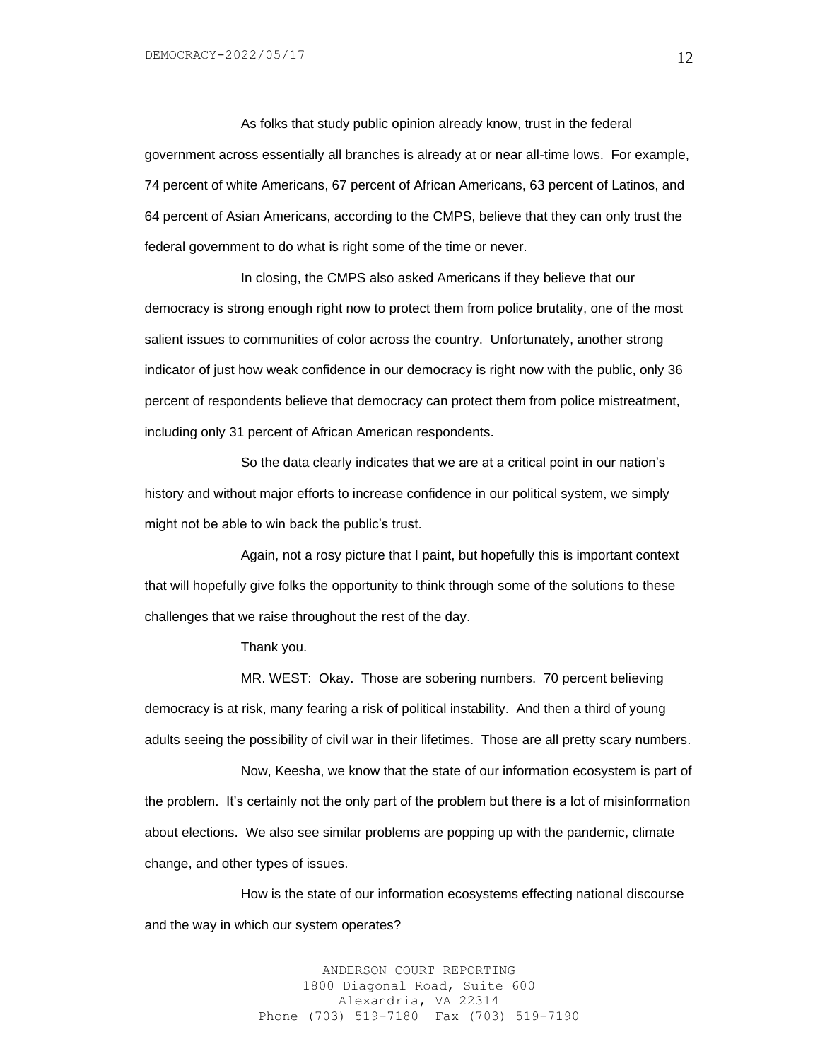As folks that study public opinion already know, trust in the federal government across essentially all branches is already at or near all-time lows. For example, 74 percent of white Americans, 67 percent of African Americans, 63 percent of Latinos, and 64 percent of Asian Americans, according to the CMPS, believe that they can only trust the federal government to do what is right some of the time or never.

In closing, the CMPS also asked Americans if they believe that our democracy is strong enough right now to protect them from police brutality, one of the most salient issues to communities of color across the country. Unfortunately, another strong indicator of just how weak confidence in our democracy is right now with the public, only 36 percent of respondents believe that democracy can protect them from police mistreatment, including only 31 percent of African American respondents.

So the data clearly indicates that we are at a critical point in our nation's history and without major efforts to increase confidence in our political system, we simply might not be able to win back the public's trust.

Again, not a rosy picture that I paint, but hopefully this is important context that will hopefully give folks the opportunity to think through some of the solutions to these challenges that we raise throughout the rest of the day.

Thank you.

MR. WEST: Okay. Those are sobering numbers. 70 percent believing democracy is at risk, many fearing a risk of political instability. And then a third of young adults seeing the possibility of civil war in their lifetimes. Those are all pretty scary numbers.

Now, Keesha, we know that the state of our information ecosystem is part of the problem. It's certainly not the only part of the problem but there is a lot of misinformation about elections. We also see similar problems are popping up with the pandemic, climate change, and other types of issues.

How is the state of our information ecosystems effecting national discourse and the way in which our system operates?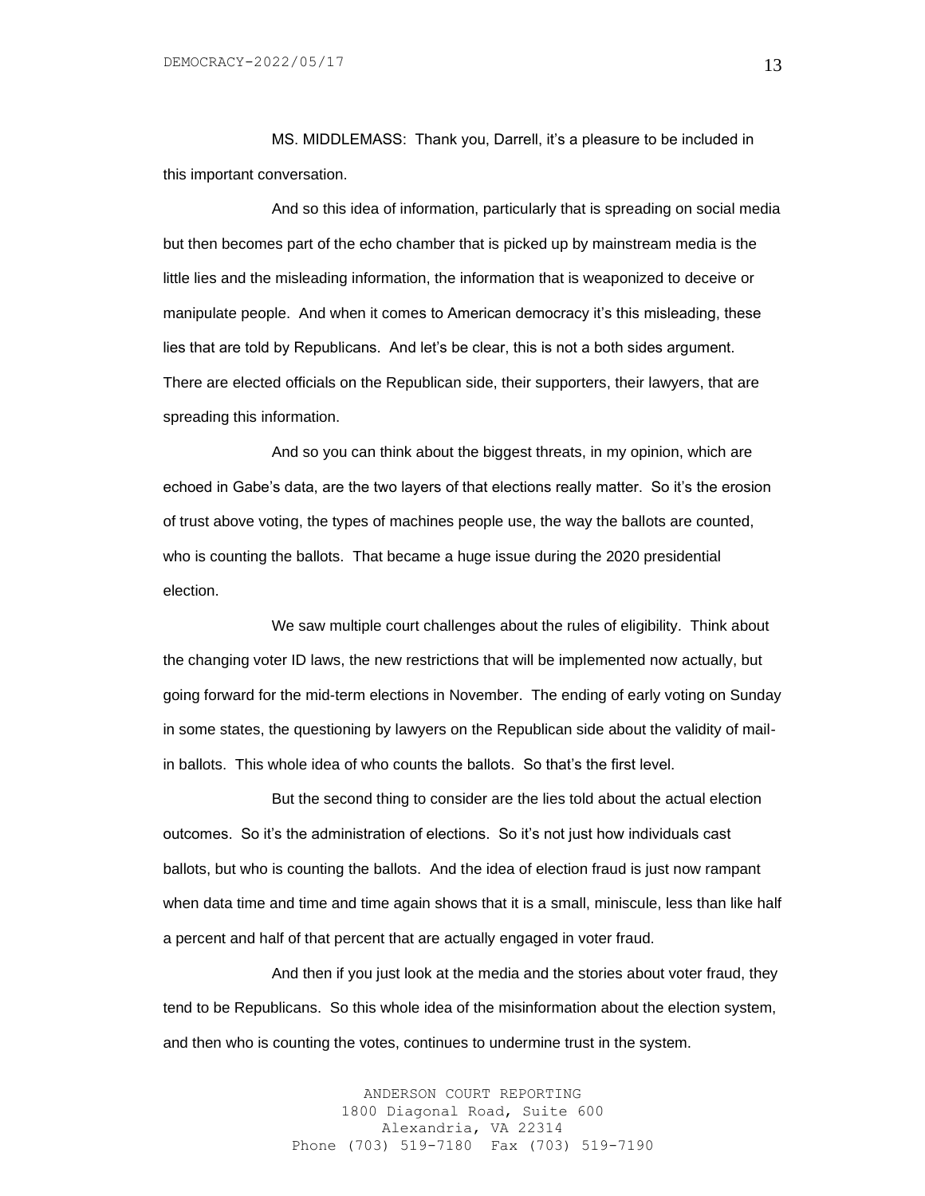MS. MIDDLEMASS: Thank you, Darrell, it's a pleasure to be included in this important conversation.

And so this idea of information, particularly that is spreading on social media but then becomes part of the echo chamber that is picked up by mainstream media is the little lies and the misleading information, the information that is weaponized to deceive or manipulate people. And when it comes to American democracy it's this misleading, these lies that are told by Republicans. And let's be clear, this is not a both sides argument. There are elected officials on the Republican side, their supporters, their lawyers, that are spreading this information.

And so you can think about the biggest threats, in my opinion, which are echoed in Gabe's data, are the two layers of that elections really matter. So it's the erosion of trust above voting, the types of machines people use, the way the ballots are counted, who is counting the ballots. That became a huge issue during the 2020 presidential election.

We saw multiple court challenges about the rules of eligibility. Think about the changing voter ID laws, the new restrictions that will be implemented now actually, but going forward for the mid-term elections in November. The ending of early voting on Sunday in some states, the questioning by lawyers on the Republican side about the validity of mail-in ballots. This whole idea of who counts the ballots. So that's the first level.

But the second thing to consider are the lies told about the actual election outcomes. So it's the administration of elections. So it's not just how individuals cast ballots, but who is counting the ballots. And the idea of election fraud is just now rampant when data time and time and time again shows that it is a small, miniscule, less than like half a percent and half of that percent that are actually engaged in voter fraud.

And then if you just look at the media and the stories about voter fraud, they tend to be Republicans. So this whole idea of the misinformation about the election system, and then who is counting the votes, continues to undermine trust in the system.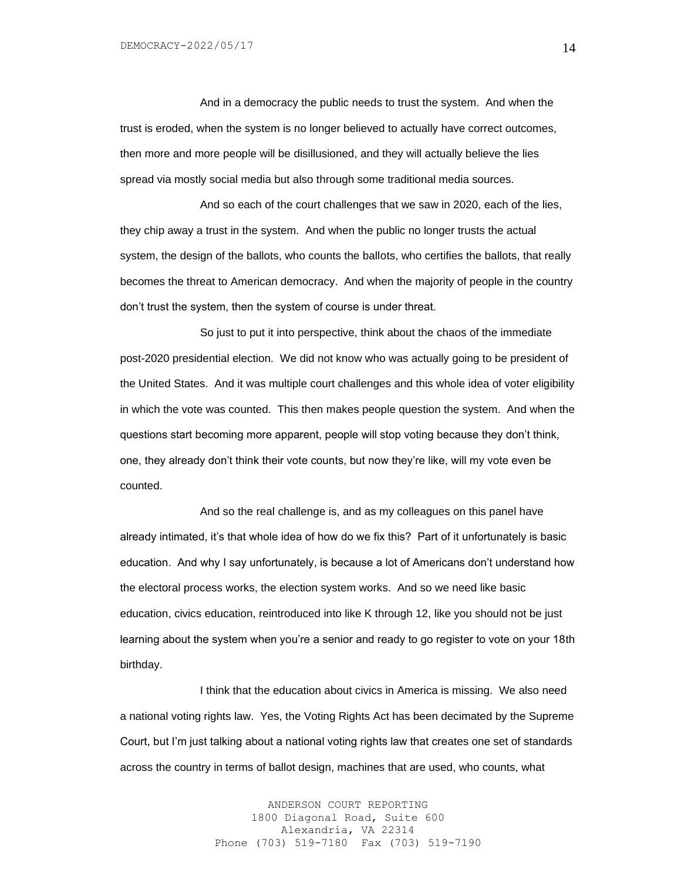And in a democracy the public needs to trust the system. And when the trust is eroded, when the system is no longer believed to actually have correct outcomes, then more and more people will be disillusioned, and they will actually believe the lies spread via mostly social media but also through some traditional media sources.

And so each of the court challenges that we saw in 2020, each of the lies, they chip away a trust in the system. And when the public no longer trusts the actual system, the design of the ballots, who counts the ballots, who certifies the ballots, that really becomes the threat to American democracy. And when the majority of people in the country don't trust the system, then the system of course is under threat.

So just to put it into perspective, think about the chaos of the immediate post-2020 presidential election. We did not know who was actually going to be president of the United States. And it was multiple court challenges and this whole idea of voter eligibility in which the vote was counted. This then makes people question the system. And when the questions start becoming more apparent, people will stop voting because they don't think, one, they already don't think their vote counts, but now they're like, will my vote even be counted.

And so the real challenge is, and as my colleagues on this panel have already intimated, it's that whole idea of how do we fix this? Part of it unfortunately is basic education. And why I say unfortunately, is because a lot of Americans don't understand how the electoral process works, the election system works. And so we need like basic education, civics education, reintroduced into like K through 12, like you should not be just learning about the system when you're a senior and ready to go register to vote on your 18th birthday.

I think that the education about civics in America is missing. We also need a national voting rights law. Yes, the Voting Rights Act has been decimated by the Supreme Court, but I'm just talking about a national voting rights law that creates one set of standards across the country in terms of ballot design, machines that are used, who counts, what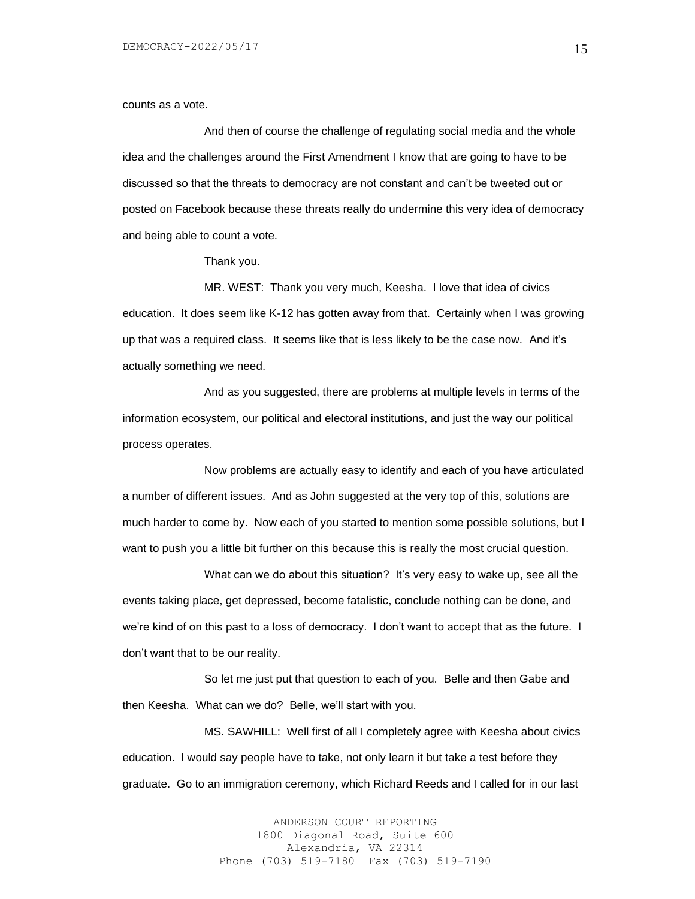counts as a vote.

And then of course the challenge of regulating social media and the whole idea and the challenges around the First Amendment I know that are going to have to be discussed so that the threats to democracy are not constant and can't be tweeted out or posted on Facebook because these threats really do undermine this very idea of democracy and being able to count a vote.

Thank you.

MR. WEST: Thank you very much, Keesha. I love that idea of civics education. It does seem like K-12 has gotten away from that. Certainly when I was growing up that was a required class. It seems like that is less likely to be the case now. And it's actually something we need.

And as you suggested, there are problems at multiple levels in terms of the information ecosystem, our political and electoral institutions, and just the way our political process operates.

Now problems are actually easy to identify and each of you have articulated a number of different issues. And as John suggested at the very top of this, solutions are much harder to come by. Now each of you started to mention some possible solutions, but I want to push you a little bit further on this because this is really the most crucial question.

What can we do about this situation? It's very easy to wake up, see all the events taking place, get depressed, become fatalistic, conclude nothing can be done, and we're kind of on this past to a loss of democracy. I don't want to accept that as the future. I don't want that to be our reality.

So let me just put that question to each of you. Belle and then Gabe and then Keesha. What can we do? Belle, we'll start with you.

MS. SAWHILL: Well first of all I completely agree with Keesha about civics education. I would say people have to take, not only learn it but take a test before they graduate. Go to an immigration ceremony, which Richard Reeds and I called for in our last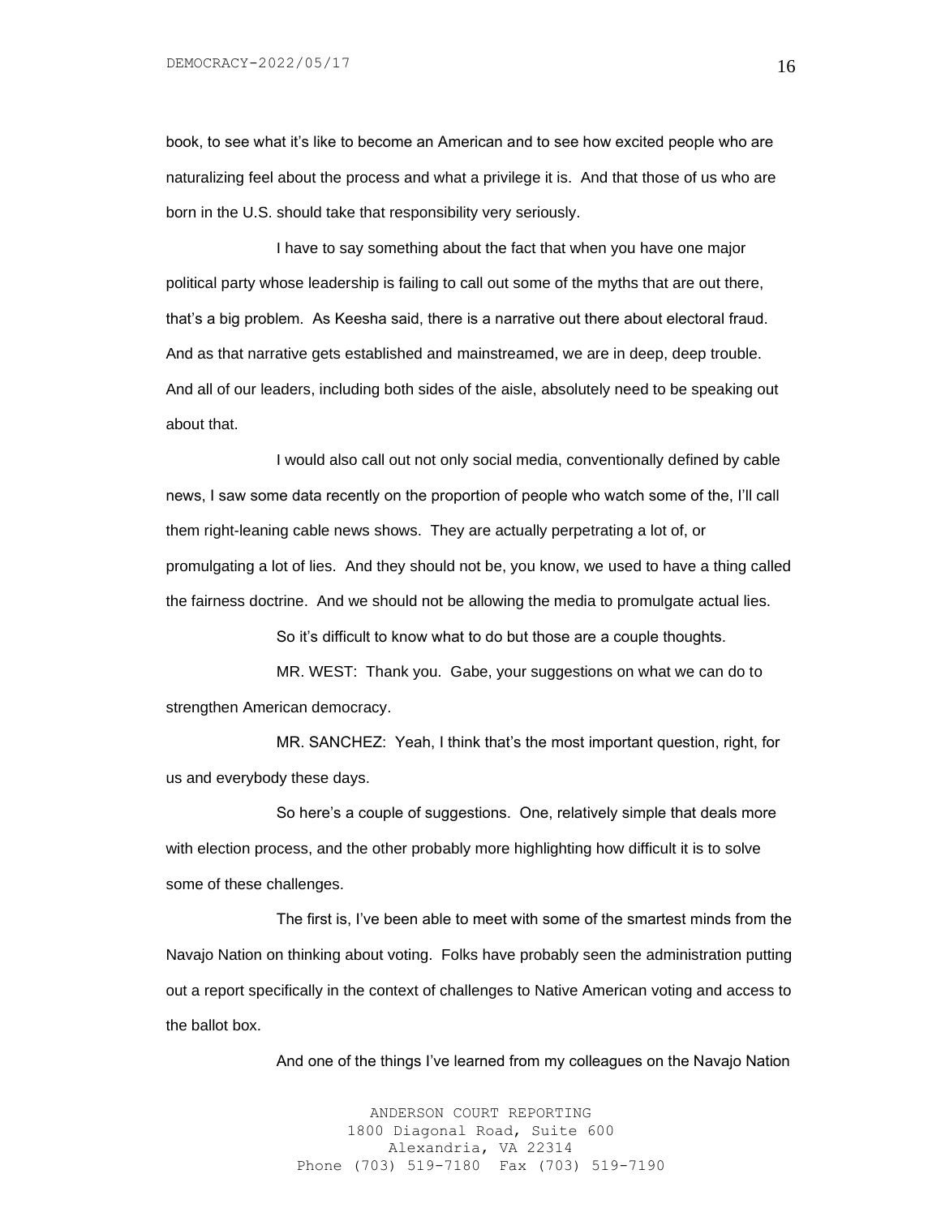book, to see what it's like to become an American and to see how excited people who are naturalizing feel about the process and what a privilege it is. And that those of us who are born in the U.S. should take that responsibility very seriously.

I have to say something about the fact that when you have one major political party whose leadership is failing to call out some of the myths that are out there, that's a big problem. As Keesha said, there is a narrative out there about electoral fraud. And as that narrative gets established and mainstreamed, we are in deep, deep trouble. And all of our leaders, including both sides of the aisle, absolutely need to be speaking out about that.

I would also call out not only social media, conventionally defined by cable news, I saw some data recently on the proportion of people who watch some of the, I'll call them right-leaning cable news shows. They are actually perpetrating a lot of, or promulgating a lot of lies. And they should not be, you know, we used to have a thing called the fairness doctrine. And we should not be allowing the media to promulgate actual lies.

So it's difficult to know what to do but those are a couple thoughts.

MR. WEST: Thank you. Gabe, your suggestions on what we can do to strengthen American democracy.

MR. SANCHEZ: Yeah, I think that's the most important question, right, for us and everybody these days.

So here's a couple of suggestions. One, relatively simple that deals more with election process, and the other probably more highlighting how difficult it is to solve some of these challenges.

The first is, I've been able to meet with some of the smartest minds from the Navajo Nation on thinking about voting. Folks have probably seen the administration putting out a report specifically in the context of challenges to Native American voting and access to the ballot box.

And one of the things I've learned from my colleagues on the Navajo Nation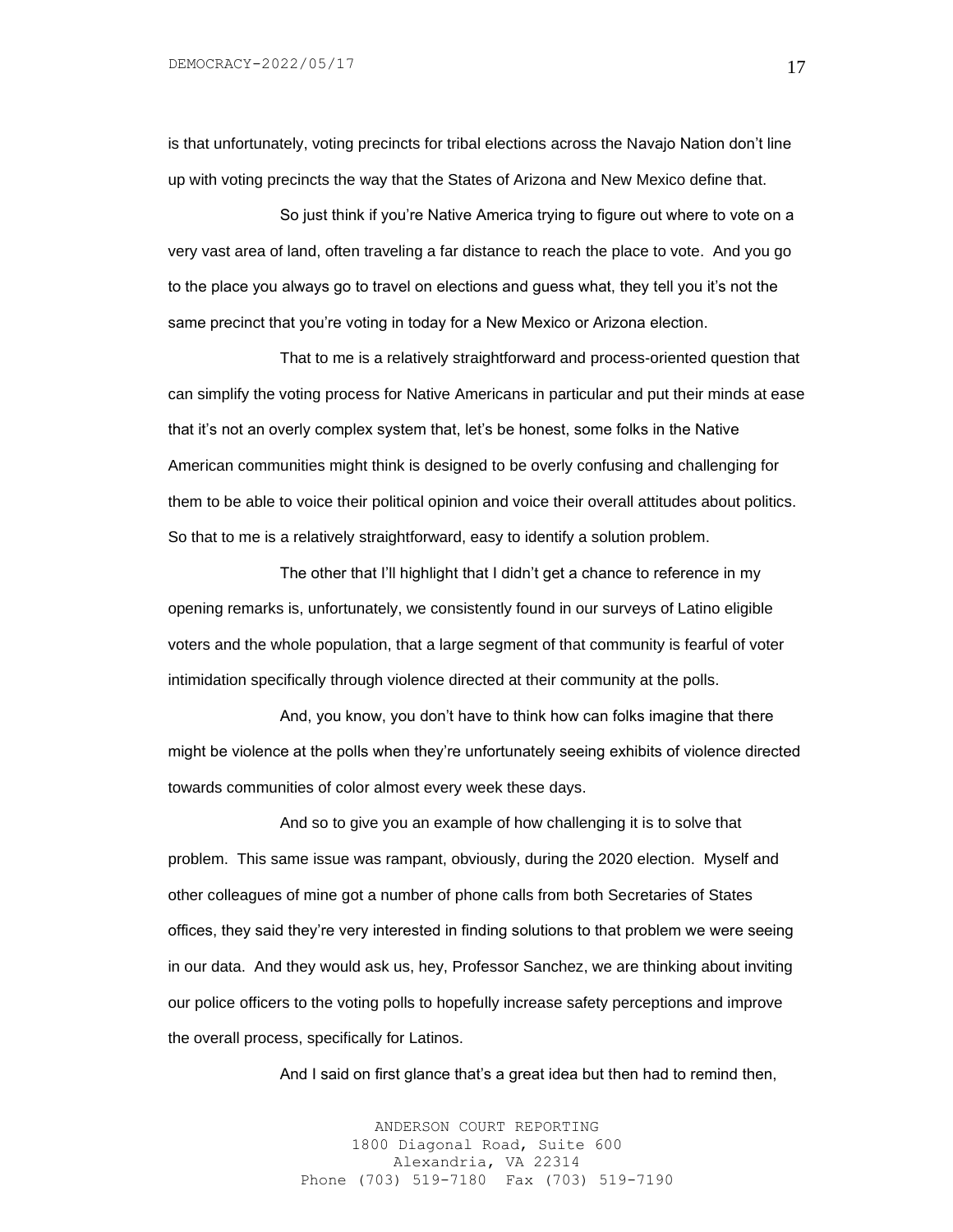is that unfortunately, voting precincts for tribal elections across the Navajo Nation don't line up with voting precincts the way that the States of Arizona and New Mexico define that.

So just think if you're Native America trying to figure out where to vote on a very vast area of land, often traveling a far distance to reach the place to vote. And you go to the place you always go to travel on elections and guess what, they tell you it's not the same precinct that you're voting in today for a New Mexico or Arizona election.

That to me is a relatively straightforward and process-oriented question that can simplify the voting process for Native Americans in particular and put their minds at ease that it's not an overly complex system that, let's be honest, some folks in the Native American communities might think is designed to be overly confusing and challenging for them to be able to voice their political opinion and voice their overall attitudes about politics. So that to me is a relatively straightforward, easy to identify a solution problem.

The other that I'll highlight that I didn't get a chance to reference in my opening remarks is, unfortunately, we consistently found in our surveys of Latino eligible voters and the whole population, that a large segment of that community is fearful of voter intimidation specifically through violence directed at their community at the polls.

And, you know, you don't have to think how can folks imagine that there might be violence at the polls when they're unfortunately seeing exhibits of violence directed towards communities of color almost every week these days.

And so to give you an example of how challenging it is to solve that problem. This same issue was rampant, obviously, during the 2020 election. Myself and other colleagues of mine got a number of phone calls from both Secretaries of States offices, they said they're very interested in finding solutions to that problem we were seeing in our data. And they would ask us, hey, Professor Sanchez, we are thinking about inviting our police officers to the voting polls to hopefully increase safety perceptions and improve the overall process, specifically for Latinos.

And I said on first glance that's a great idea but then had to remind then,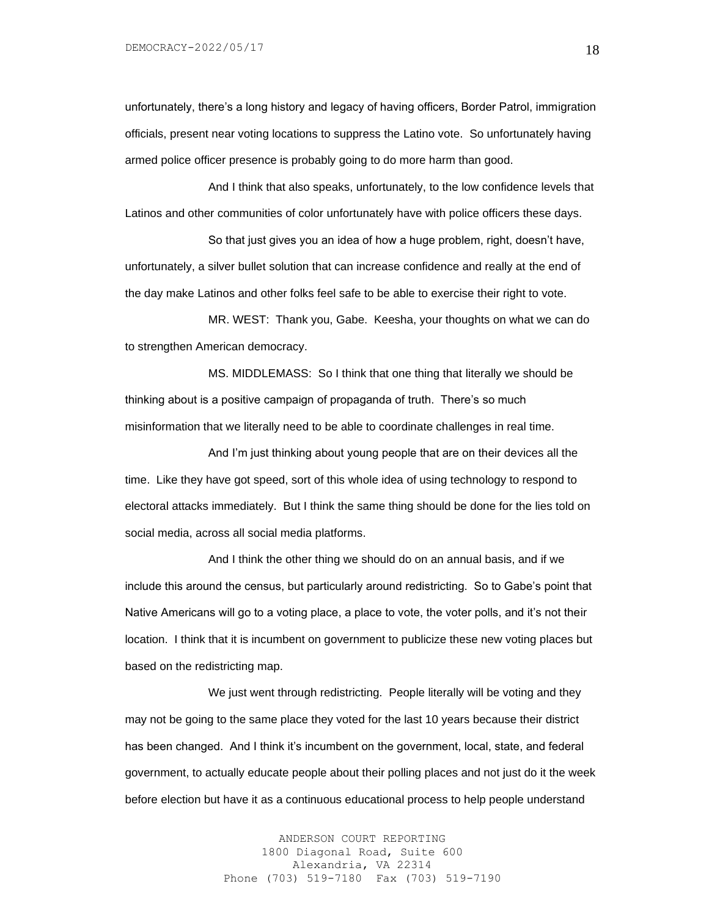unfortunately, there's a long history and legacy of having officers, Border Patrol, immigration officials, present near voting locations to suppress the Latino vote. So unfortunately having armed police officer presence is probably going to do more harm than good.

And I think that also speaks, unfortunately, to the low confidence levels that Latinos and other communities of color unfortunately have with police officers these days.

So that just gives you an idea of how a huge problem, right, doesn't have, unfortunately, a silver bullet solution that can increase confidence and really at the end of the day make Latinos and other folks feel safe to be able to exercise their right to vote.

MR. WEST: Thank you, Gabe. Keesha, your thoughts on what we can do to strengthen American democracy.

MS. MIDDLEMASS: So I think that one thing that literally we should be thinking about is a positive campaign of propaganda of truth. There's so much misinformation that we literally need to be able to coordinate challenges in real time.

And I'm just thinking about young people that are on their devices all the time. Like they have got speed, sort of this whole idea of using technology to respond to electoral attacks immediately. But I think the same thing should be done for the lies told on social media, across all social media platforms.

And I think the other thing we should do on an annual basis, and if we include this around the census, but particularly around redistricting. So to Gabe's point that Native Americans will go to a voting place, a place to vote, the voter polls, and it's not their location. I think that it is incumbent on government to publicize these new voting places but based on the redistricting map.

We just went through redistricting. People literally will be voting and they may not be going to the same place they voted for the last 10 years because their district has been changed. And I think it's incumbent on the government, local, state, and federal government, to actually educate people about their polling places and not just do it the week before election but have it as a continuous educational process to help people understand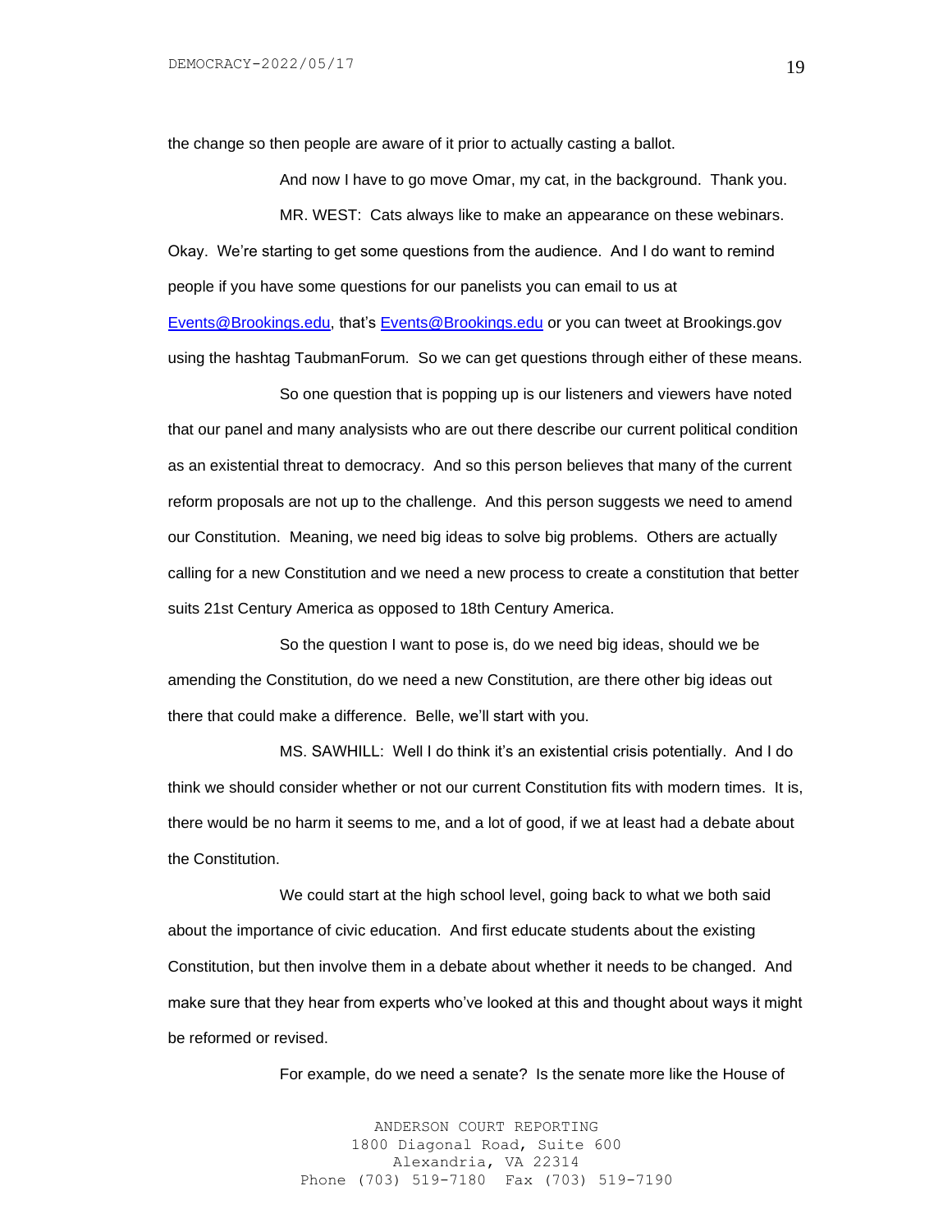the change so then people are aware of it prior to actually casting a ballot.

And now I have to go move Omar, my cat, in the background. Thank you.

MR. WEST: Cats always like to make an appearance on these webinars. Okay. We're starting to get some questions from the audience. And I do want to remind people if you have some questions for our panelists you can email to us at Events@Brookings.edu, that's Events@Brookings.edu or you can tweet at Brookings.gov using the hashtag TaubmanForum. So we can get questions through either of these means.

So one question that is popping up is our listeners and viewers have noted that our panel and many analysists who are out there describe our current political condition as an existential threat to democracy. And so this person believes that many of the current reform proposals are not up to the challenge. And this person suggests we need to amend our Constitution. Meaning, we need big ideas to solve big problems. Others are actually calling for a new Constitution and we need a new process to create a constitution that better suits 21st Century America as opposed to 18th Century America.

So the question I want to pose is, do we need big ideas, should we be amending the Constitution, do we need a new Constitution, are there other big ideas out there that could make a difference. Belle, we'll start with you.

MS. SAWHILL: Well I do think it's an existential crisis potentially. And I do think we should consider whether or not our current Constitution fits with modern times. It is, there would be no harm it seems to me, and a lot of good, if we at least had a debate about the Constitution.

We could start at the high school level, going back to what we both said about the importance of civic education. And first educate students about the existing Constitution, but then involve them in a debate about whether it needs to be changed. And make sure that they hear from experts who've looked at this and thought about ways it might be reformed or revised.

For example, do we need a senate? Is the senate more like the House of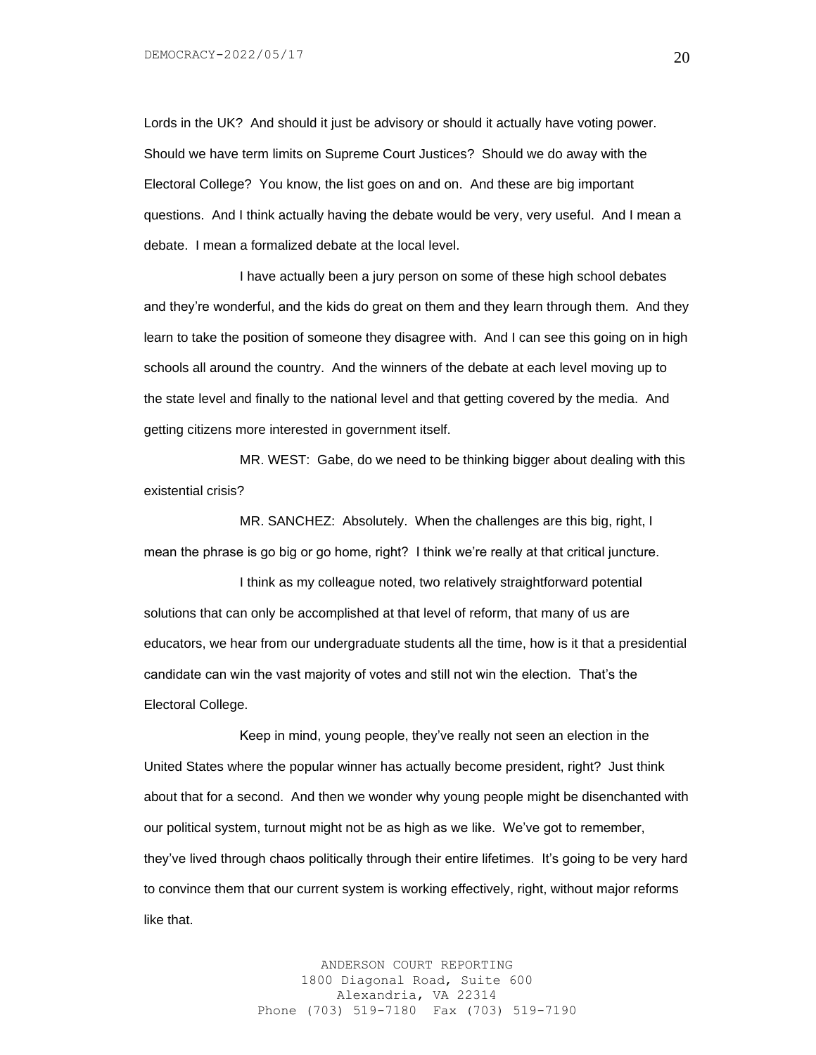Lords in the UK? And should it just be advisory or should it actually have voting power. Should we have term limits on Supreme Court Justices? Should we do away with the Electoral College? You know, the list goes on and on. And these are big important questions. And I think actually having the debate would be very, very useful. And I mean a debate. I mean a formalized debate at the local level.

I have actually been a jury person on some of these high school debates and they're wonderful, and the kids do great on them and they learn through them. And they learn to take the position of someone they disagree with. And I can see this going on in high schools all around the country. And the winners of the debate at each level moving up to the state level and finally to the national level and that getting covered by the media. And getting citizens more interested in government itself.

MR. WEST: Gabe, do we need to be thinking bigger about dealing with this existential crisis?

MR. SANCHEZ: Absolutely. When the challenges are this big, right, I mean the phrase is go big or go home, right? I think we're really at that critical juncture.

I think as my colleague noted, two relatively straightforward potential solutions that can only be accomplished at that level of reform, that many of us are educators, we hear from our undergraduate students all the time, how is it that a presidential candidate can win the vast majority of votes and still not win the election. That's the Electoral College.

Keep in mind, young people, they've really not seen an election in the United States where the popular winner has actually become president, right? Just think about that for a second. And then we wonder why young people might be disenchanted with our political system, turnout might not be as high as we like. We've got to remember, they've lived through chaos politically through their entire lifetimes. It's going to be very hard to convince them that our current system is working effectively, right, without major reforms like that.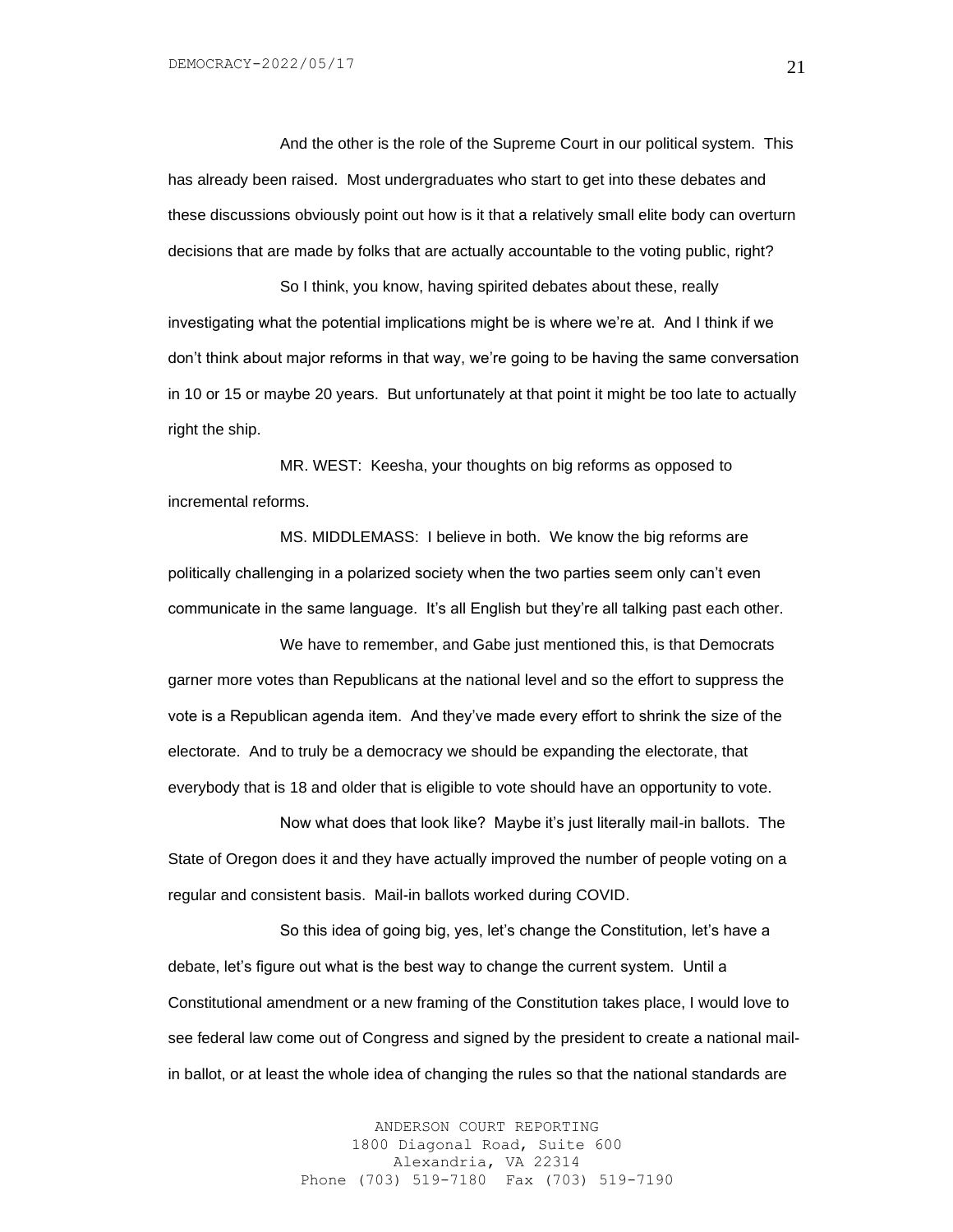And the other is the role of the Supreme Court in our political system. This has already been raised. Most undergraduates who start to get into these debates and these discussions obviously point out how is it that a relatively small elite body can overturn decisions that are made by folks that are actually accountable to the voting public, right?

So I think, you know, having spirited debates about these, really investigating what the potential implications might be is where we're at. And I think if we don't think about major reforms in that way, we're going to be having the same conversation in 10 or 15 or maybe 20 years. But unfortunately at that point it might be too late to actually right the ship.

MR. WEST: Keesha, your thoughts on big reforms as opposed to incremental reforms.

MS. MIDDLEMASS: I believe in both. We know the big reforms are politically challenging in a polarized society when the two parties seem only can't even communicate in the same language. It's all English but they're all talking past each other.

We have to remember, and Gabe just mentioned this, is that Democrats garner more votes than Republicans at the national level and so the effort to suppress the vote is a Republican agenda item. And they've made every effort to shrink the size of the electorate. And to truly be a democracy we should be expanding the electorate, that everybody that is 18 and older that is eligible to vote should have an opportunity to vote.

Now what does that look like? Maybe it's just literally mail-in ballots. The State of Oregon does it and they have actually improved the number of people voting on a regular and consistent basis. Mail-in ballots worked during COVID.

So this idea of going big, yes, let's change the Constitution, let's have a debate, let's figure out what is the best way to change the current system. Until a Constitutional amendment or a new framing of the Constitution takes place, I would love to see federal law come out of Congress and signed by the president to create a national mail-in ballot, or at least the whole idea of changing the rules so that the national standards are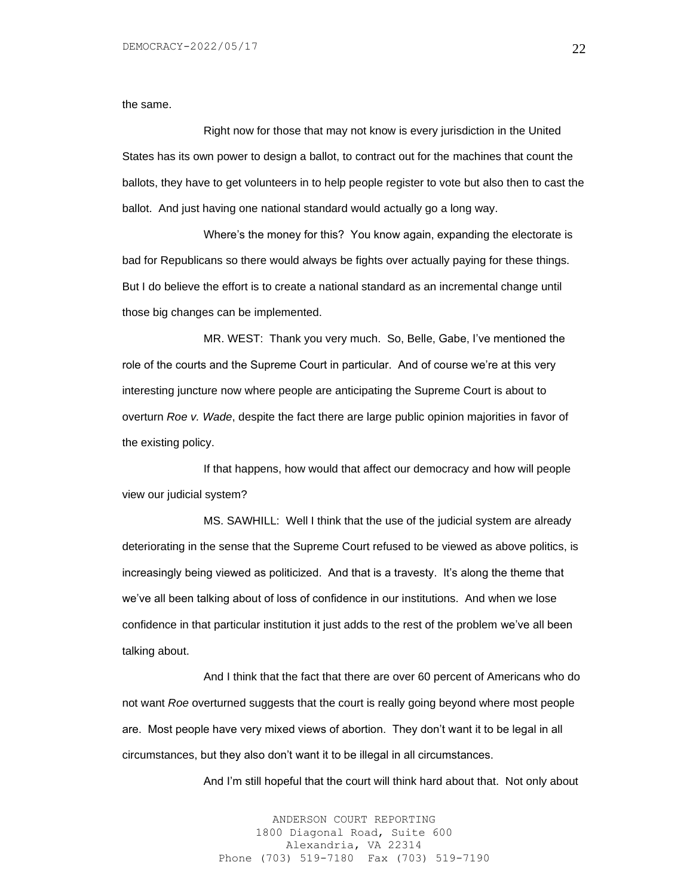the same.

Right now for those that may not know is every jurisdiction in the United States has its own power to design a ballot, to contract out for the machines that count the ballots, they have to get volunteers in to help people register to vote but also then to cast the ballot. And just having one national standard would actually go a long way.

Where's the money for this? You know again, expanding the electorate is bad for Republicans so there would always be fights over actually paying for these things. But I do believe the effort is to create a national standard as an incremental change until those big changes can be implemented.

MR. WEST: Thank you very much. So, Belle, Gabe, I've mentioned the role of the courts and the Supreme Court in particular. And of course we're at this very interesting juncture now where people are anticipating the Supreme Court is about to overturn *Roe v. Wade*, despite the fact there are large public opinion majorities in favor of the existing policy.

If that happens, how would that affect our democracy and how will people view our judicial system?

MS. SAWHILL: Well I think that the use of the judicial system are already deteriorating in the sense that the Supreme Court refused to be viewed as above politics, is increasingly being viewed as politicized. And that is a travesty. It's along the theme that we've all been talking about of loss of confidence in our institutions. And when we lose confidence in that particular institution it just adds to the rest of the problem we've all been talking about.

And I think that the fact that there are over 60 percent of Americans who do not want *Roe* overturned suggests that the court is really going beyond where most people are. Most people have very mixed views of abortion. They don't want it to be legal in all circumstances, but they also don't want it to be illegal in all circumstances.

And I'm still hopeful that the court will think hard about that. Not only about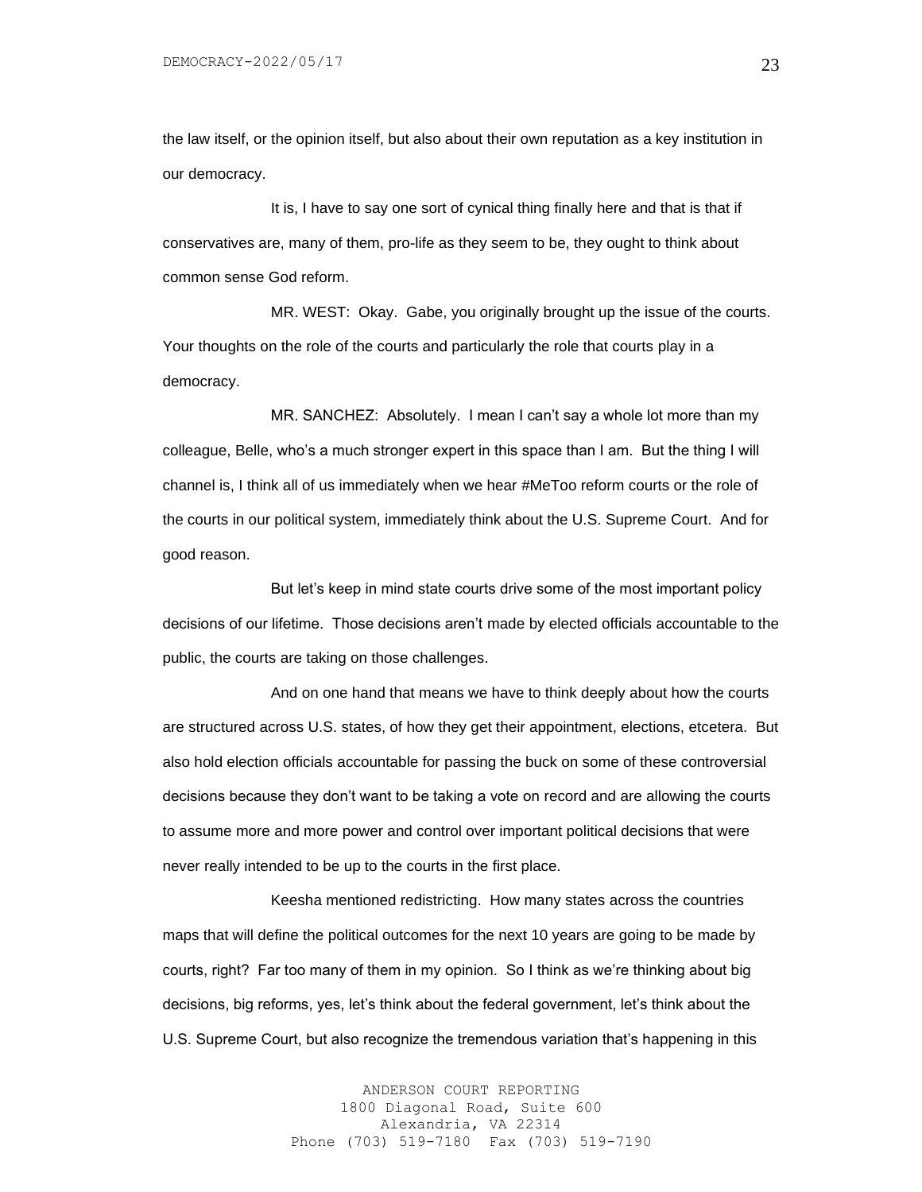the law itself, or the opinion itself, but also about their own reputation as a key institution in our democracy.

It is, I have to say one sort of cynical thing finally here and that is that if conservatives are, many of them, pro-life as they seem to be, they ought to think about common sense God reform.

MR. WEST: Okay. Gabe, you originally brought up the issue of the courts. Your thoughts on the role of the courts and particularly the role that courts play in a democracy.

MR. SANCHEZ: Absolutely. I mean I can't say a whole lot more than my colleague, Belle, who's a much stronger expert in this space than I am. But the thing I will channel is, I think all of us immediately when we hear #MeToo reform courts or the role of the courts in our political system, immediately think about the U.S. Supreme Court. And for good reason.

But let's keep in mind state courts drive some of the most important policy decisions of our lifetime. Those decisions aren't made by elected officials accountable to the public, the courts are taking on those challenges.

And on one hand that means we have to think deeply about how the courts are structured across U.S. states, of how they get their appointment, elections, etcetera. But also hold election officials accountable for passing the buck on some of these controversial decisions because they don't want to be taking a vote on record and are allowing the courts to assume more and more power and control over important political decisions that were never really intended to be up to the courts in the first place.

Keesha mentioned redistricting. How many states across the countries maps that will define the political outcomes for the next 10 years are going to be made by courts, right? Far too many of them in my opinion. So I think as we're thinking about big decisions, big reforms, yes, let's think about the federal government, let's think about the U.S. Supreme Court, but also recognize the tremendous variation that's happening in this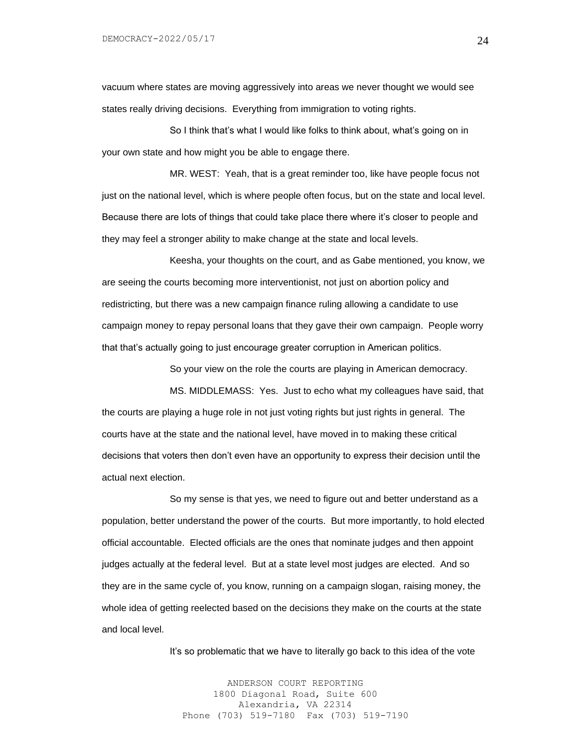vacuum where states are moving aggressively into areas we never thought we would see states really driving decisions. Everything from immigration to voting rights.

So I think that's what I would like folks to think about, what's going on in your own state and how might you be able to engage there.

MR. WEST: Yeah, that is a great reminder too, like have people focus not just on the national level, which is where people often focus, but on the state and local level. Because there are lots of things that could take place there where it's closer to people and they may feel a stronger ability to make change at the state and local levels.

Keesha, your thoughts on the court, and as Gabe mentioned, you know, we are seeing the courts becoming more interventionist, not just on abortion policy and redistricting, but there was a new campaign finance ruling allowing a candidate to use campaign money to repay personal loans that they gave their own campaign. People worry that that's actually going to just encourage greater corruption in American politics.

So your view on the role the courts are playing in American democracy.

MS. MIDDLEMASS: Yes. Just to echo what my colleagues have said, that the courts are playing a huge role in not just voting rights but just rights in general. The courts have at the state and the national level, have moved in to making these critical decisions that voters then don't even have an opportunity to express their decision until the actual next election.

So my sense is that yes, we need to figure out and better understand as a population, better understand the power of the courts. But more importantly, to hold elected official accountable. Elected officials are the ones that nominate judges and then appoint judges actually at the federal level. But at a state level most judges are elected. And so they are in the same cycle of, you know, running on a campaign slogan, raising money, the whole idea of getting reelected based on the decisions they make on the courts at the state and local level.

It's so problematic that we have to literally go back to this idea of the vote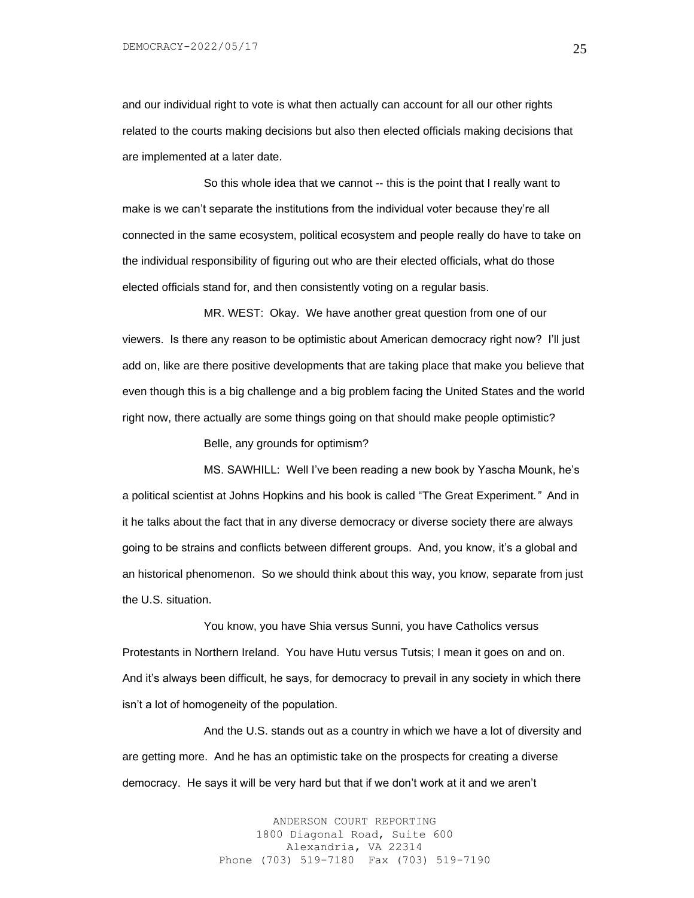and our individual right to vote is what then actually can account for all our other rights related to the courts making decisions but also then elected officials making decisions that are implemented at a later date.

So this whole idea that we cannot -- this is the point that I really want to make is we can't separate the institutions from the individual voter because they're all connected in the same ecosystem, political ecosystem and people really do have to take on the individual responsibility of figuring out who are their elected officials, what do those elected officials stand for, and then consistently voting on a regular basis.

MR. WEST: Okay. We have another great question from one of our viewers. Is there any reason to be optimistic about American democracy right now? I'll just add on, like are there positive developments that are taking place that make you believe that even though this is a big challenge and a big problem facing the United States and the world right now, there actually are some things going on that should make people optimistic?

Belle, any grounds for optimism?

MS. SAWHILL: Well I've been reading a new book by Yascha Mounk, he's a political scientist at Johns Hopkins and his book is called "The Great Experiment*.*" And in it he talks about the fact that in any diverse democracy or diverse society there are always going to be strains and conflicts between different groups. And, you know, it's a global and an historical phenomenon. So we should think about this way, you know, separate from just the U.S. situation.

You know, you have Shia versus Sunni, you have Catholics versus Protestants in Northern Ireland. You have Hutu versus Tutsis; I mean it goes on and on. And it's always been difficult, he says, for democracy to prevail in any society in which there isn't a lot of homogeneity of the population.

And the U.S. stands out as a country in which we have a lot of diversity and are getting more. And he has an optimistic take on the prospects for creating a diverse democracy. He says it will be very hard but that if we don't work at it and we aren't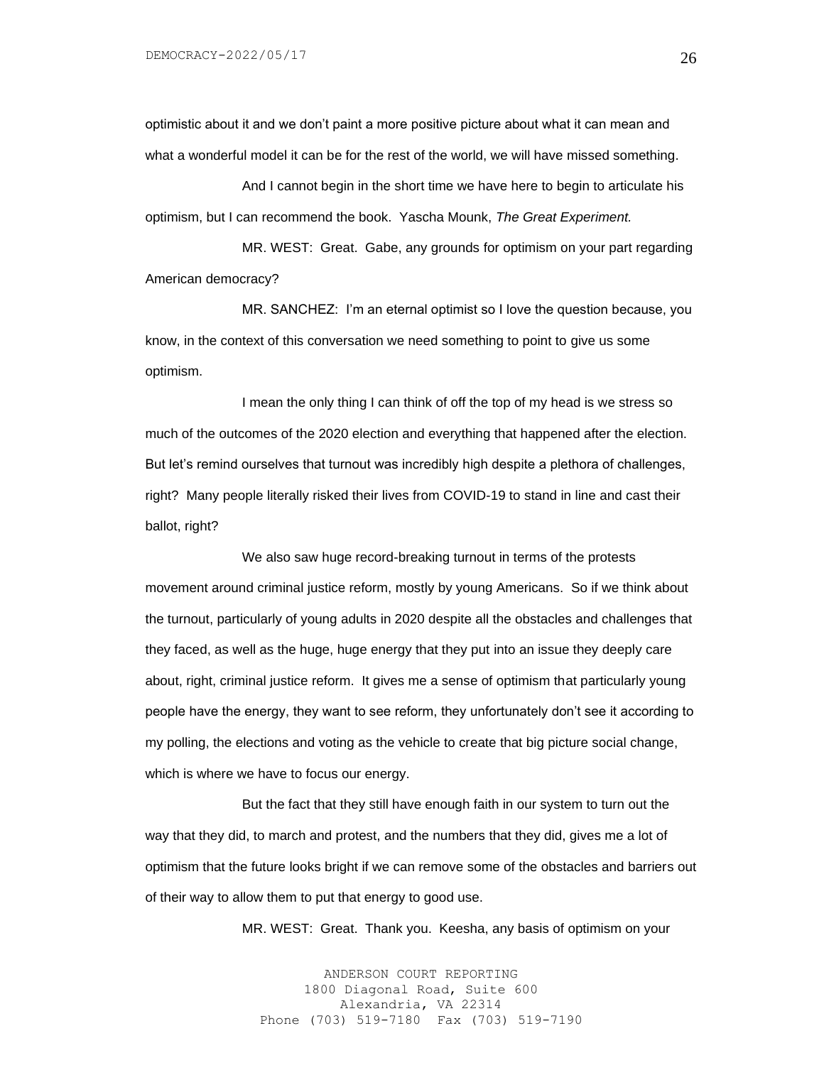optimistic about it and we don't paint a more positive picture about what it can mean and what a wonderful model it can be for the rest of the world, we will have missed something.

And I cannot begin in the short time we have here to begin to articulate his optimism, but I can recommend the book. Yascha Mounk, *The Great Experiment.*

MR. WEST: Great. Gabe, any grounds for optimism on your part regarding American democracy?

MR. SANCHEZ: I'm an eternal optimist so I love the question because, you know, in the context of this conversation we need something to point to give us some optimism.

I mean the only thing I can think of off the top of my head is we stress so much of the outcomes of the 2020 election and everything that happened after the election. But let's remind ourselves that turnout was incredibly high despite a plethora of challenges, right? Many people literally risked their lives from COVID-19 to stand in line and cast their ballot, right?

We also saw huge record-breaking turnout in terms of the protests movement around criminal justice reform, mostly by young Americans. So if we think about the turnout, particularly of young adults in 2020 despite all the obstacles and challenges that they faced, as well as the huge, huge energy that they put into an issue they deeply care about, right, criminal justice reform. It gives me a sense of optimism that particularly young people have the energy, they want to see reform, they unfortunately don't see it according to my polling, the elections and voting as the vehicle to create that big picture social change, which is where we have to focus our energy.

But the fact that they still have enough faith in our system to turn out the way that they did, to march and protest, and the numbers that they did, gives me a lot of optimism that the future looks bright if we can remove some of the obstacles and barriers out of their way to allow them to put that energy to good use.

MR. WEST: Great. Thank you. Keesha, any basis of optimism on your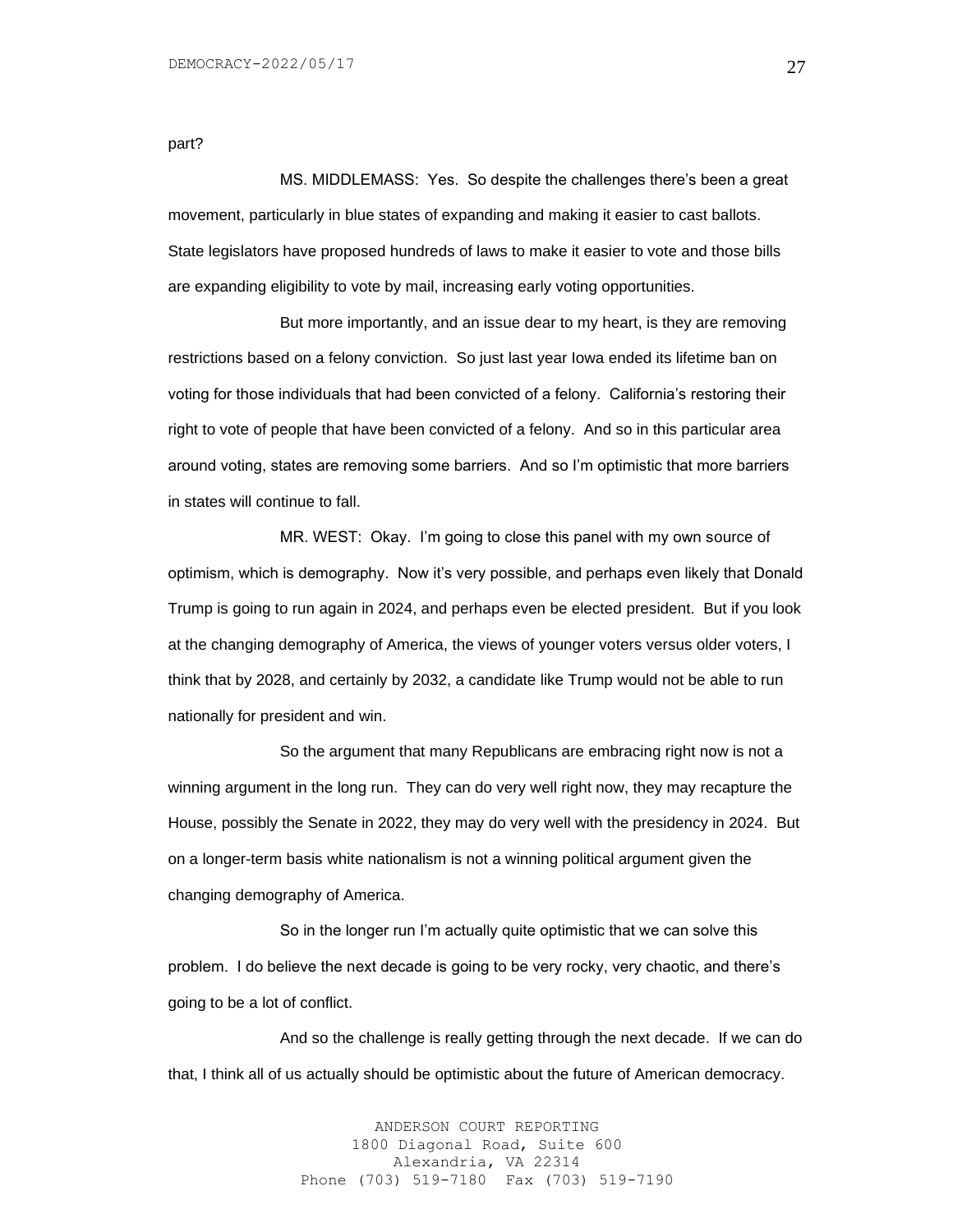part?

MS. MIDDLEMASS: Yes. So despite the challenges there's been a great movement, particularly in blue states of expanding and making it easier to cast ballots. State legislators have proposed hundreds of laws to make it easier to vote and those bills are expanding eligibility to vote by mail, increasing early voting opportunities.

But more importantly, and an issue dear to my heart, is they are removing restrictions based on a felony conviction. So just last year Iowa ended its lifetime ban on voting for those individuals that had been convicted of a felony. California's restoring their right to vote of people that have been convicted of a felony. And so in this particular area around voting, states are removing some barriers. And so I'm optimistic that more barriers in states will continue to fall.

MR. WEST: Okay. I'm going to close this panel with my own source of optimism, which is demography. Now it's very possible, and perhaps even likely that Donald Trump is going to run again in 2024, and perhaps even be elected president. But if you look at the changing demography of America, the views of younger voters versus older voters, I think that by 2028, and certainly by 2032, a candidate like Trump would not be able to run nationally for president and win.

So the argument that many Republicans are embracing right now is not a winning argument in the long run. They can do very well right now, they may recapture the House, possibly the Senate in 2022, they may do very well with the presidency in 2024. But on a longer-term basis white nationalism is not a winning political argument given the changing demography of America.

So in the longer run I'm actually quite optimistic that we can solve this problem. I do believe the next decade is going to be very rocky, very chaotic, and there's going to be a lot of conflict.

And so the challenge is really getting through the next decade. If we can do that, I think all of us actually should be optimistic about the future of American democracy.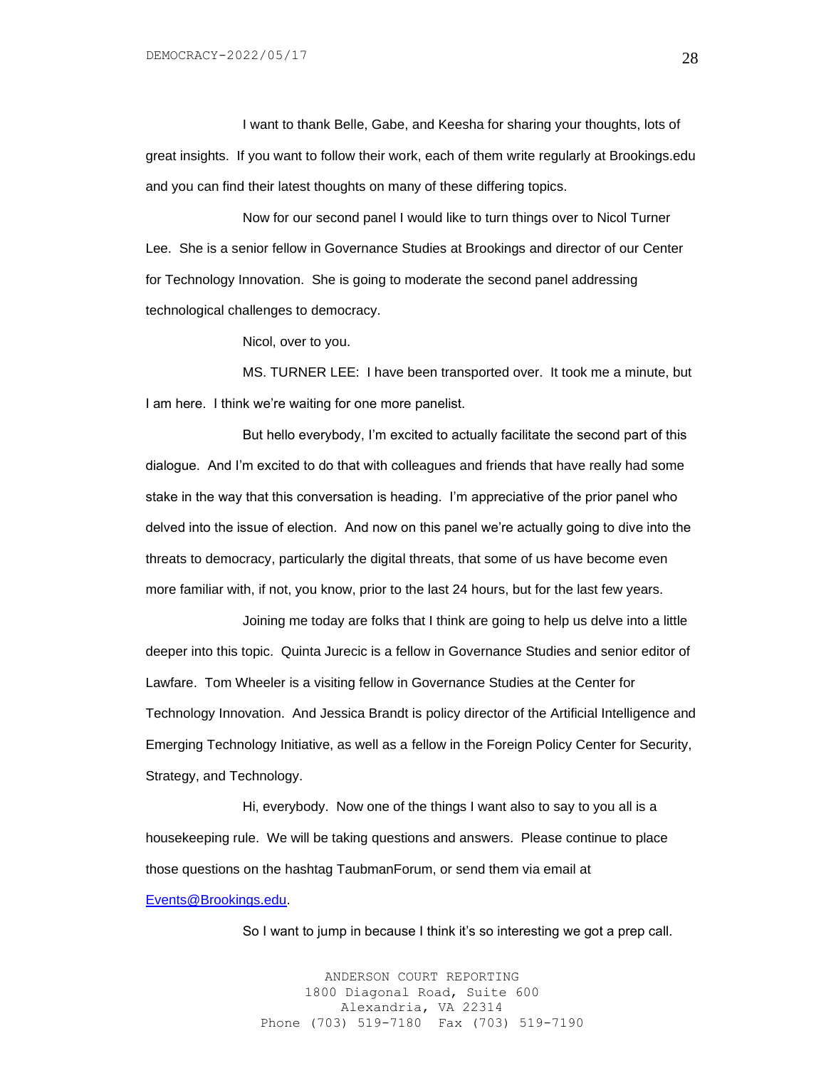I want to thank Belle, Gabe, and Keesha for sharing your thoughts, lots of great insights. If you want to follow their work, each of them write regularly at Brookings.edu and you can find their latest thoughts on many of these differing topics.

Now for our second panel I would like to turn things over to Nicol Turner Lee. She is a senior fellow in Governance Studies at Brookings and director of our Center for Technology Innovation. She is going to moderate the second panel addressing technological challenges to democracy.

Nicol, over to you.

MS. TURNER LEE: I have been transported over. It took me a minute, but I am here. I think we're waiting for one more panelist.

But hello everybody, I'm excited to actually facilitate the second part of this dialogue. And I'm excited to do that with colleagues and friends that have really had some stake in the way that this conversation is heading. I'm appreciative of the prior panel who delved into the issue of election. And now on this panel we're actually going to dive into the threats to democracy, particularly the digital threats, that some of us have become even more familiar with, if not, you know, prior to the last 24 hours, but for the last few years.

Joining me today are folks that I think are going to help us delve into a little deeper into this topic. Quinta Jurecic is a fellow in Governance Studies and senior editor of Lawfare. Tom Wheeler is a visiting fellow in Governance Studies at the Center for Technology Innovation. And Jessica Brandt is policy director of the Artificial Intelligence and Emerging Technology Initiative, as well as a fellow in the Foreign Policy Center for Security, Strategy, and Technology.

Hi, everybody. Now one of the things I want also to say to you all is a housekeeping rule. We will be taking questions and answers. Please continue to place those questions on the hashtag TaubmanForum, or send them via email at Events@Brookings.edu.

So I want to jump in because I think it's so interesting we got a prep call.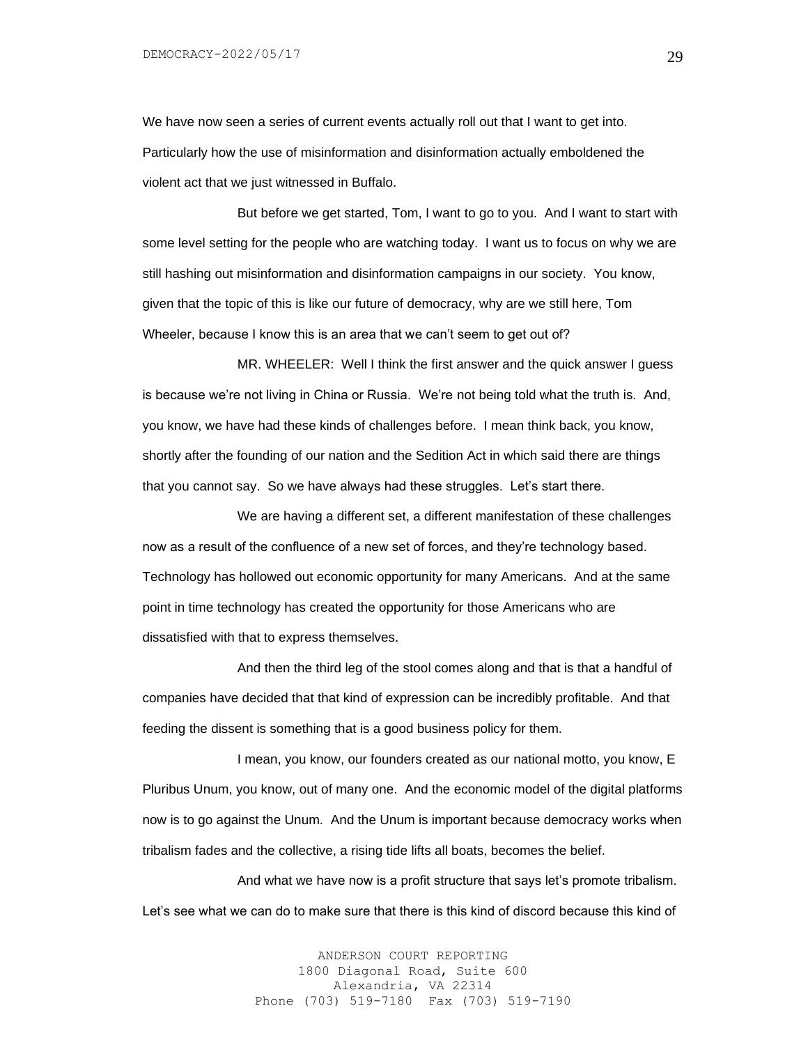We have now seen a series of current events actually roll out that I want to get into. Particularly how the use of misinformation and disinformation actually emboldened the violent act that we just witnessed in Buffalo.

But before we get started, Tom, I want to go to you. And I want to start with some level setting for the people who are watching today. I want us to focus on why we are still hashing out misinformation and disinformation campaigns in our society. You know, given that the topic of this is like our future of democracy, why are we still here, Tom Wheeler, because I know this is an area that we can't seem to get out of?

MR. WHEELER: Well I think the first answer and the quick answer I guess is because we're not living in China or Russia. We're not being told what the truth is. And, you know, we have had these kinds of challenges before. I mean think back, you know, shortly after the founding of our nation and the Sedition Act in which said there are things that you cannot say. So we have always had these struggles. Let's start there.

We are having a different set, a different manifestation of these challenges now as a result of the confluence of a new set of forces, and they're technology based. Technology has hollowed out economic opportunity for many Americans. And at the same point in time technology has created the opportunity for those Americans who are dissatisfied with that to express themselves.

And then the third leg of the stool comes along and that is that a handful of companies have decided that that kind of expression can be incredibly profitable. And that feeding the dissent is something that is a good business policy for them.

I mean, you know, our founders created as our national motto, you know, E Pluribus Unum, you know, out of many one. And the economic model of the digital platforms now is to go against the Unum. And the Unum is important because democracy works when tribalism fades and the collective, a rising tide lifts all boats, becomes the belief.

And what we have now is a profit structure that says let's promote tribalism. Let's see what we can do to make sure that there is this kind of discord because this kind of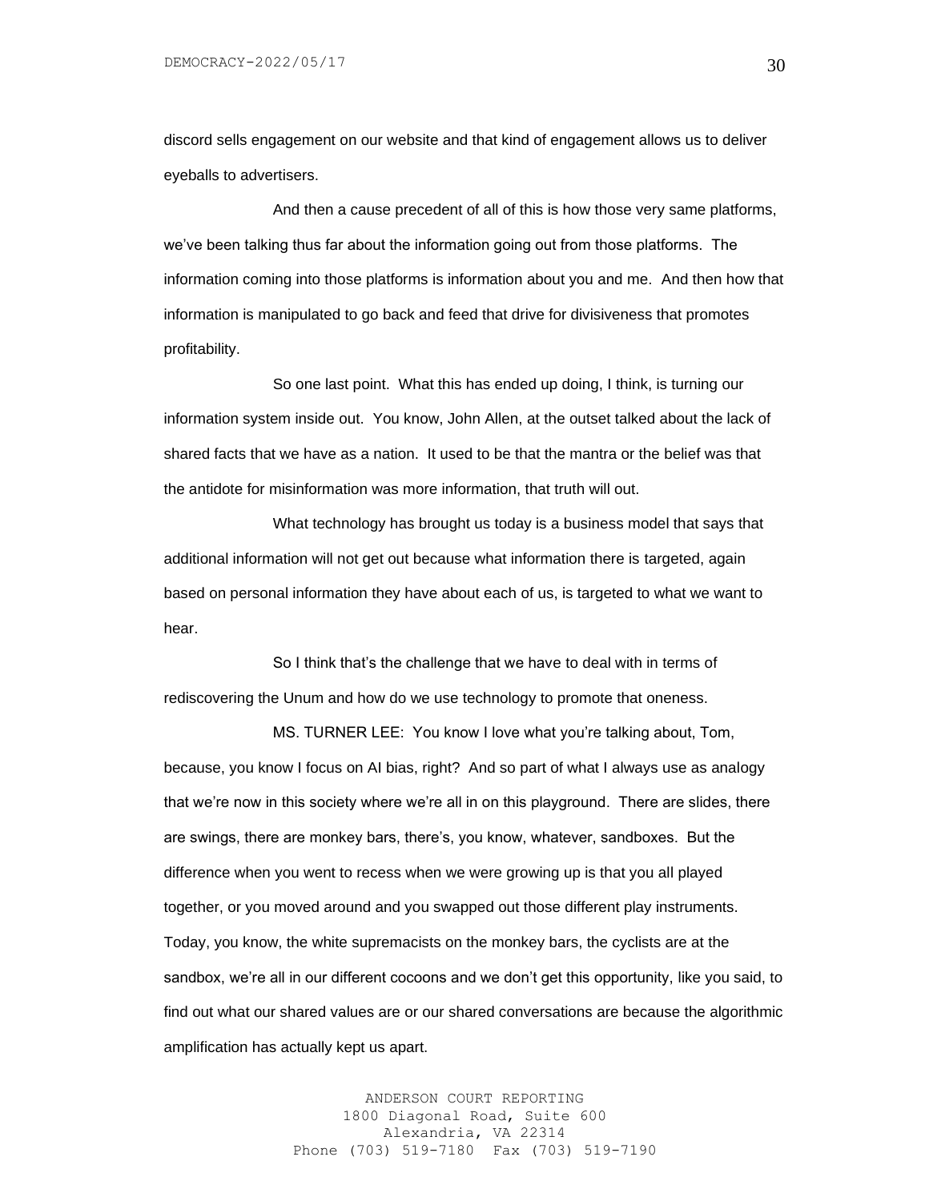discord sells engagement on our website and that kind of engagement allows us to deliver eyeballs to advertisers.

And then a cause precedent of all of this is how those very same platforms, we've been talking thus far about the information going out from those platforms. The information coming into those platforms is information about you and me. And then how that information is manipulated to go back and feed that drive for divisiveness that promotes profitability.

So one last point. What this has ended up doing, I think, is turning our information system inside out. You know, John Allen, at the outset talked about the lack of shared facts that we have as a nation. It used to be that the mantra or the belief was that the antidote for misinformation was more information, that truth will out.

What technology has brought us today is a business model that says that additional information will not get out because what information there is targeted, again based on personal information they have about each of us, is targeted to what we want to hear.

So I think that's the challenge that we have to deal with in terms of rediscovering the Unum and how do we use technology to promote that oneness.

MS. TURNER LEE: You know I love what you're talking about, Tom, because, you know I focus on AI bias, right? And so part of what I always use as analogy that we're now in this society where we're all in on this playground. There are slides, there are swings, there are monkey bars, there's, you know, whatever, sandboxes. But the difference when you went to recess when we were growing up is that you all played together, or you moved around and you swapped out those different play instruments. Today, you know, the white supremacists on the monkey bars, the cyclists are at the sandbox, we're all in our different cocoons and we don't get this opportunity, like you said, to find out what our shared values are or our shared conversations are because the algorithmic amplification has actually kept us apart.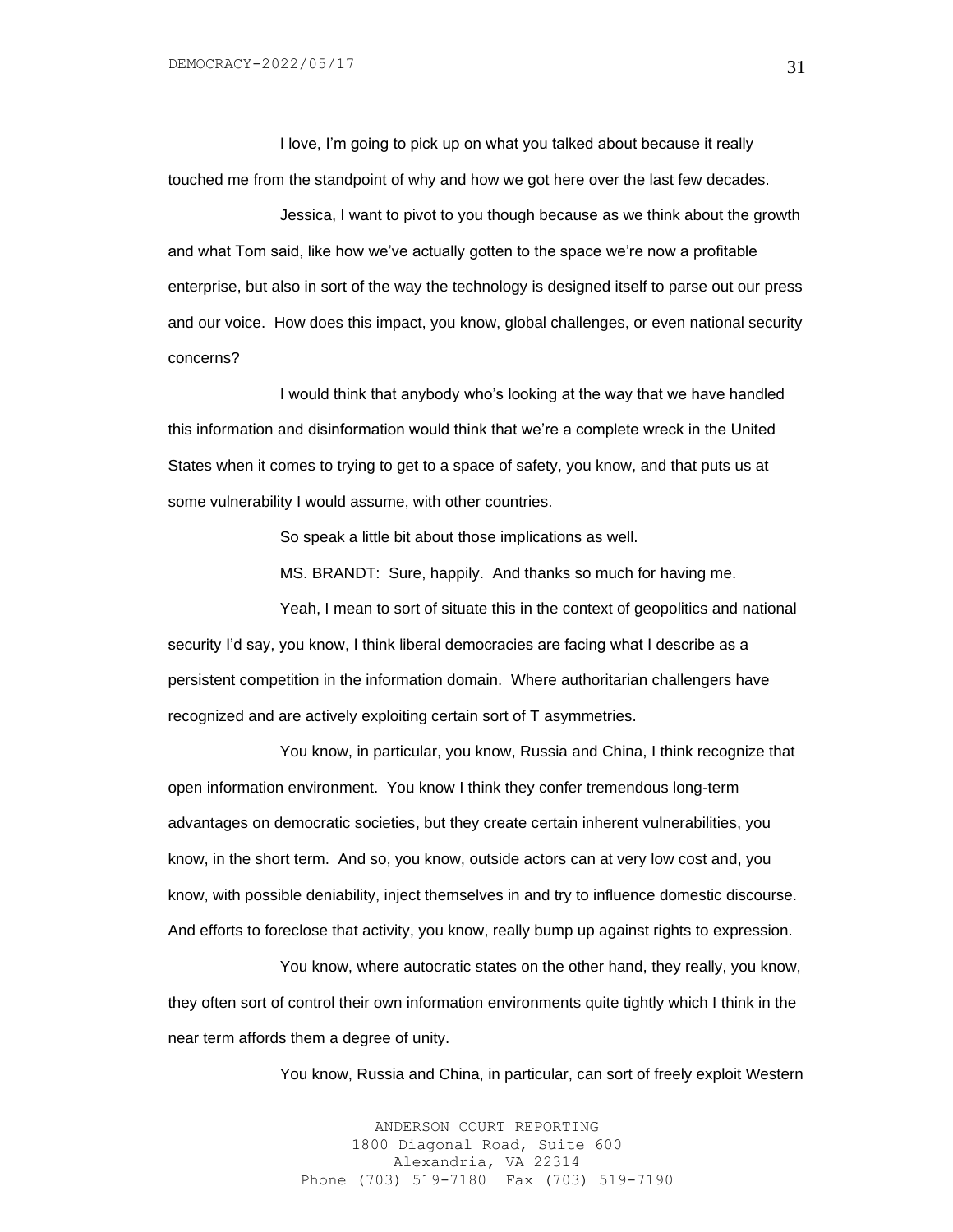I love, I'm going to pick up on what you talked about because it really touched me from the standpoint of why and how we got here over the last few decades.

Jessica, I want to pivot to you though because as we think about the growth and what Tom said, like how we've actually gotten to the space we're now a profitable enterprise, but also in sort of the way the technology is designed itself to parse out our press and our voice. How does this impact, you know, global challenges, or even national security concerns?

I would think that anybody who's looking at the way that we have handled this information and disinformation would think that we're a complete wreck in the United States when it comes to trying to get to a space of safety, you know, and that puts us at some vulnerability I would assume, with other countries.

So speak a little bit about those implications as well.

MS. BRANDT: Sure, happily. And thanks so much for having me.

Yeah, I mean to sort of situate this in the context of geopolitics and national security I'd say, you know, I think liberal democracies are facing what I describe as a persistent competition in the information domain. Where authoritarian challengers have recognized and are actively exploiting certain sort of T asymmetries.

You know, in particular, you know, Russia and China, I think recognize that open information environment. You know I think they confer tremendous long-term advantages on democratic societies, but they create certain inherent vulnerabilities, you know, in the short term. And so, you know, outside actors can at very low cost and, you know, with possible deniability, inject themselves in and try to influence domestic discourse. And efforts to foreclose that activity, you know, really bump up against rights to expression.

You know, where autocratic states on the other hand, they really, you know, they often sort of control their own information environments quite tightly which I think in the near term affords them a degree of unity.

You know, Russia and China, in particular, can sort of freely exploit Western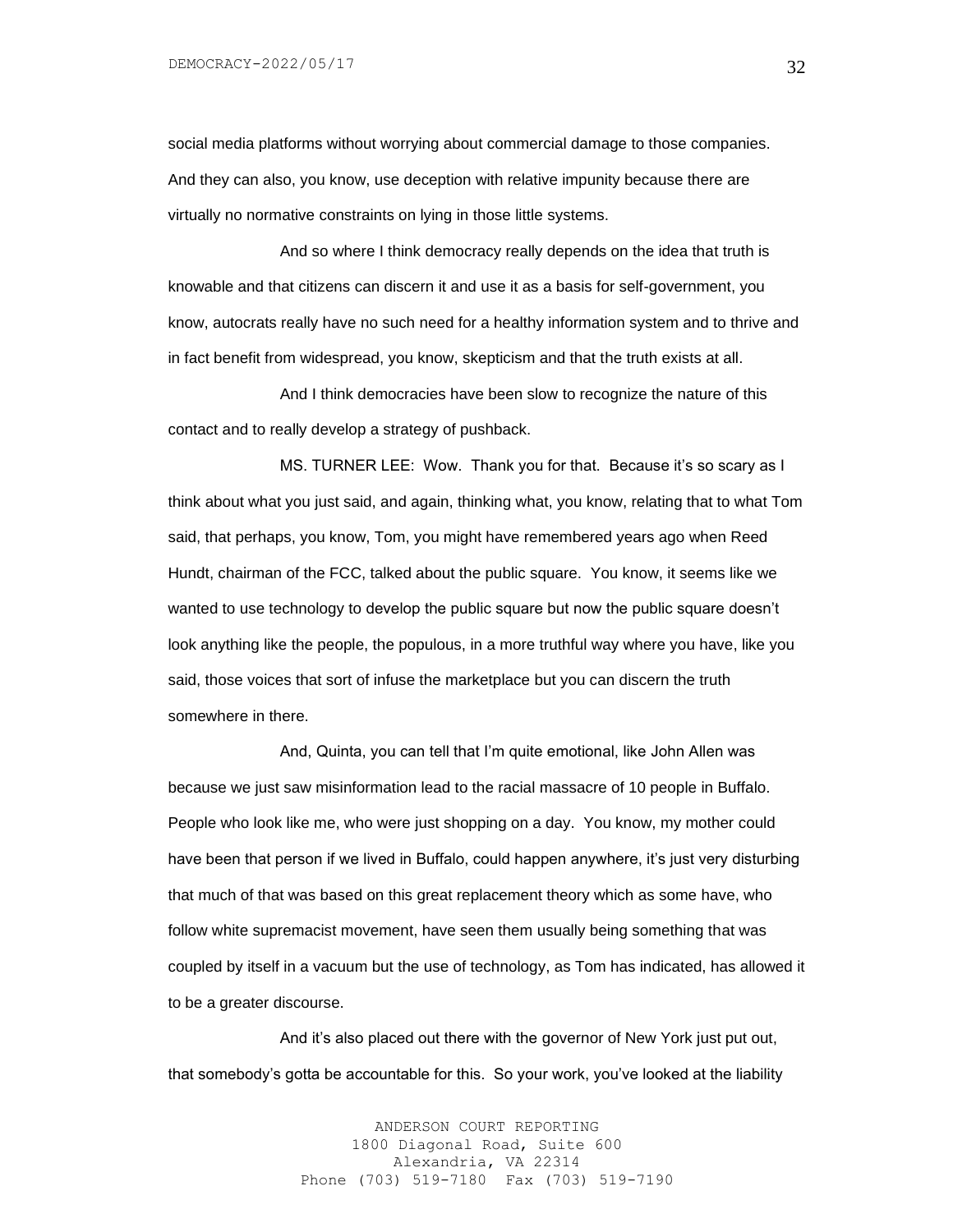social media platforms without worrying about commercial damage to those companies. And they can also, you know, use deception with relative impunity because there are virtually no normative constraints on lying in those little systems.

And so where I think democracy really depends on the idea that truth is knowable and that citizens can discern it and use it as a basis for self-government, you know, autocrats really have no such need for a healthy information system and to thrive and in fact benefit from widespread, you know, skepticism and that the truth exists at all.

And I think democracies have been slow to recognize the nature of this contact and to really develop a strategy of pushback.

MS. TURNER LEE: Wow. Thank you for that. Because it's so scary as I think about what you just said, and again, thinking what, you know, relating that to what Tom said, that perhaps, you know, Tom, you might have remembered years ago when Reed Hundt, chairman of the FCC, talked about the public square. You know, it seems like we wanted to use technology to develop the public square but now the public square doesn't look anything like the people, the populous, in a more truthful way where you have, like you said, those voices that sort of infuse the marketplace but you can discern the truth somewhere in there.

And, Quinta, you can tell that I'm quite emotional, like John Allen was because we just saw misinformation lead to the racial massacre of 10 people in Buffalo. People who look like me, who were just shopping on a day. You know, my mother could have been that person if we lived in Buffalo, could happen anywhere, it's just very disturbing that much of that was based on this great replacement theory which as some have, who follow white supremacist movement, have seen them usually being something that was coupled by itself in a vacuum but the use of technology, as Tom has indicated, has allowed it to be a greater discourse.

And it's also placed out there with the governor of New York just put out, that somebody's gotta be accountable for this. So your work, you've looked at the liability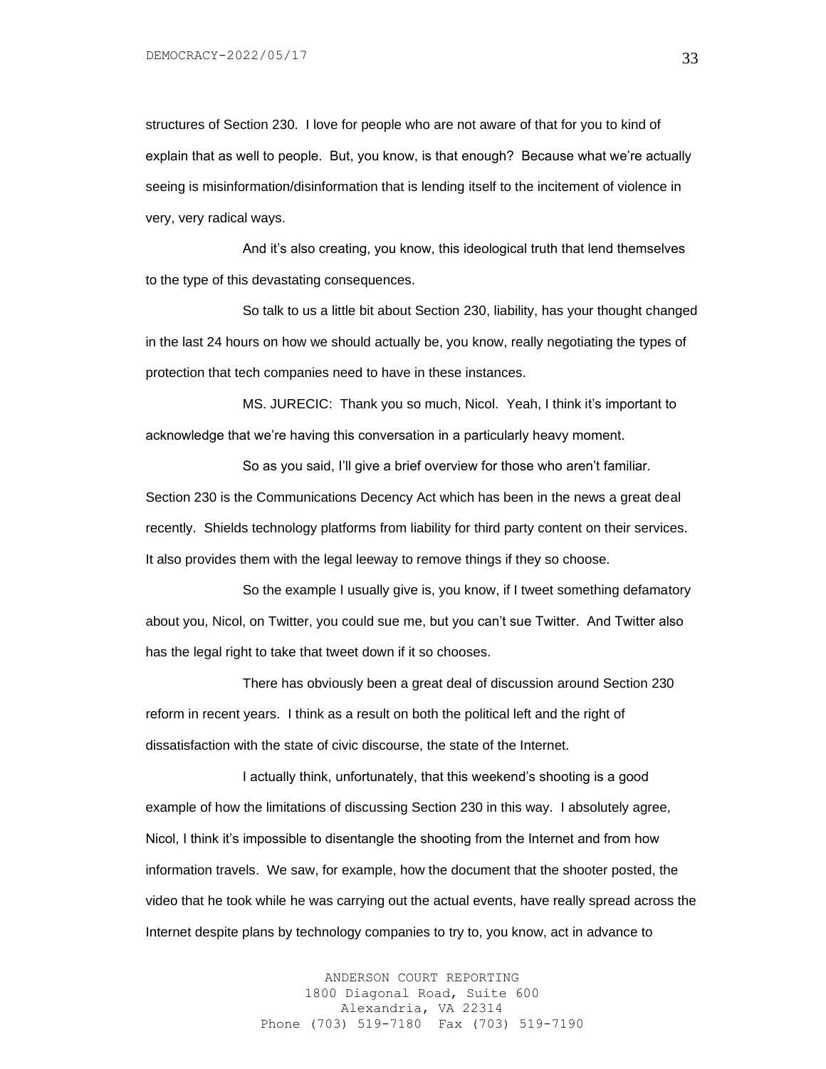structures of Section 230. I love for people who are not aware of that for you to kind of explain that as well to people. But, you know, is that enough? Because what we're actually seeing is misinformation/disinformation that is lending itself to the incitement of violence in very, very radical ways.

And it's also creating, you know, this ideological truth that lend themselves to the type of this devastating consequences.

So talk to us a little bit about Section 230, liability, has your thought changed in the last 24 hours on how we should actually be, you know, really negotiating the types of protection that tech companies need to have in these instances.

MS. JURECIC: Thank you so much, Nicol. Yeah, I think it's important to acknowledge that we're having this conversation in a particularly heavy moment.

So as you said, I'll give a brief overview for those who aren't familiar. Section 230 is the Communications Decency Act which has been in the news a great deal recently. Shields technology platforms from liability for third party content on their services. It also provides them with the legal leeway to remove things if they so choose.

So the example I usually give is, you know, if I tweet something defamatory about you, Nicol, on Twitter, you could sue me, but you can't sue Twitter. And Twitter also has the legal right to take that tweet down if it so chooses.

There has obviously been a great deal of discussion around Section 230 reform in recent years. I think as a result on both the political left and the right of dissatisfaction with the state of civic discourse, the state of the Internet.

I actually think, unfortunately, that this weekend's shooting is a good example of how the limitations of discussing Section 230 in this way. I absolutely agree, Nicol, I think it's impossible to disentangle the shooting from the Internet and from how information travels. We saw, for example, how the document that the shooter posted, the video that he took while he was carrying out the actual events, have really spread across the Internet despite plans by technology companies to try to, you know, act in advance to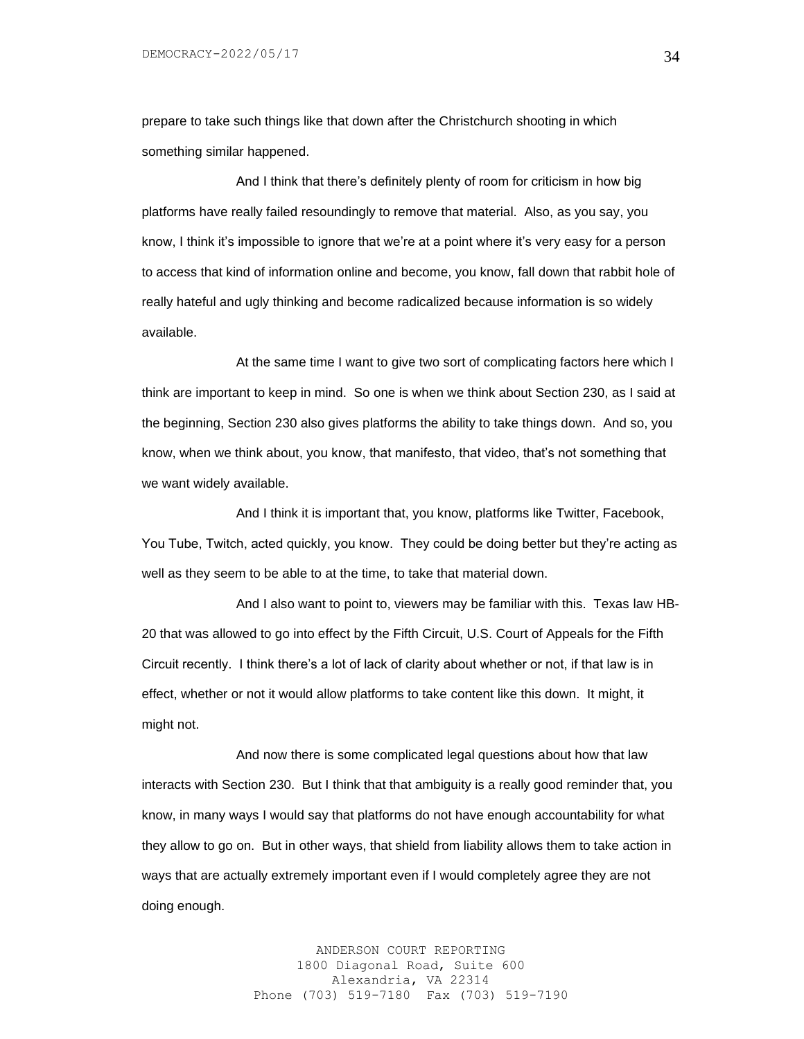prepare to take such things like that down after the Christchurch shooting in which something similar happened.

And I think that there's definitely plenty of room for criticism in how big platforms have really failed resoundingly to remove that material. Also, as you say, you know, I think it's impossible to ignore that we're at a point where it's very easy for a person to access that kind of information online and become, you know, fall down that rabbit hole of really hateful and ugly thinking and become radicalized because information is so widely available.

At the same time I want to give two sort of complicating factors here which I think are important to keep in mind. So one is when we think about Section 230, as I said at the beginning, Section 230 also gives platforms the ability to take things down. And so, you know, when we think about, you know, that manifesto, that video, that's not something that we want widely available.

And I think it is important that, you know, platforms like Twitter, Facebook, You Tube, Twitch, acted quickly, you know. They could be doing better but they're acting as well as they seem to be able to at the time, to take that material down.

And I also want to point to, viewers may be familiar with this. Texas law HB-20 that was allowed to go into effect by the Fifth Circuit, U.S. Court of Appeals for the Fifth Circuit recently. I think there's a lot of lack of clarity about whether or not, if that law is in effect, whether or not it would allow platforms to take content like this down. It might, it might not.

And now there is some complicated legal questions about how that law interacts with Section 230. But I think that that ambiguity is a really good reminder that, you know, in many ways I would say that platforms do not have enough accountability for what they allow to go on. But in other ways, that shield from liability allows them to take action in ways that are actually extremely important even if I would completely agree they are not doing enough.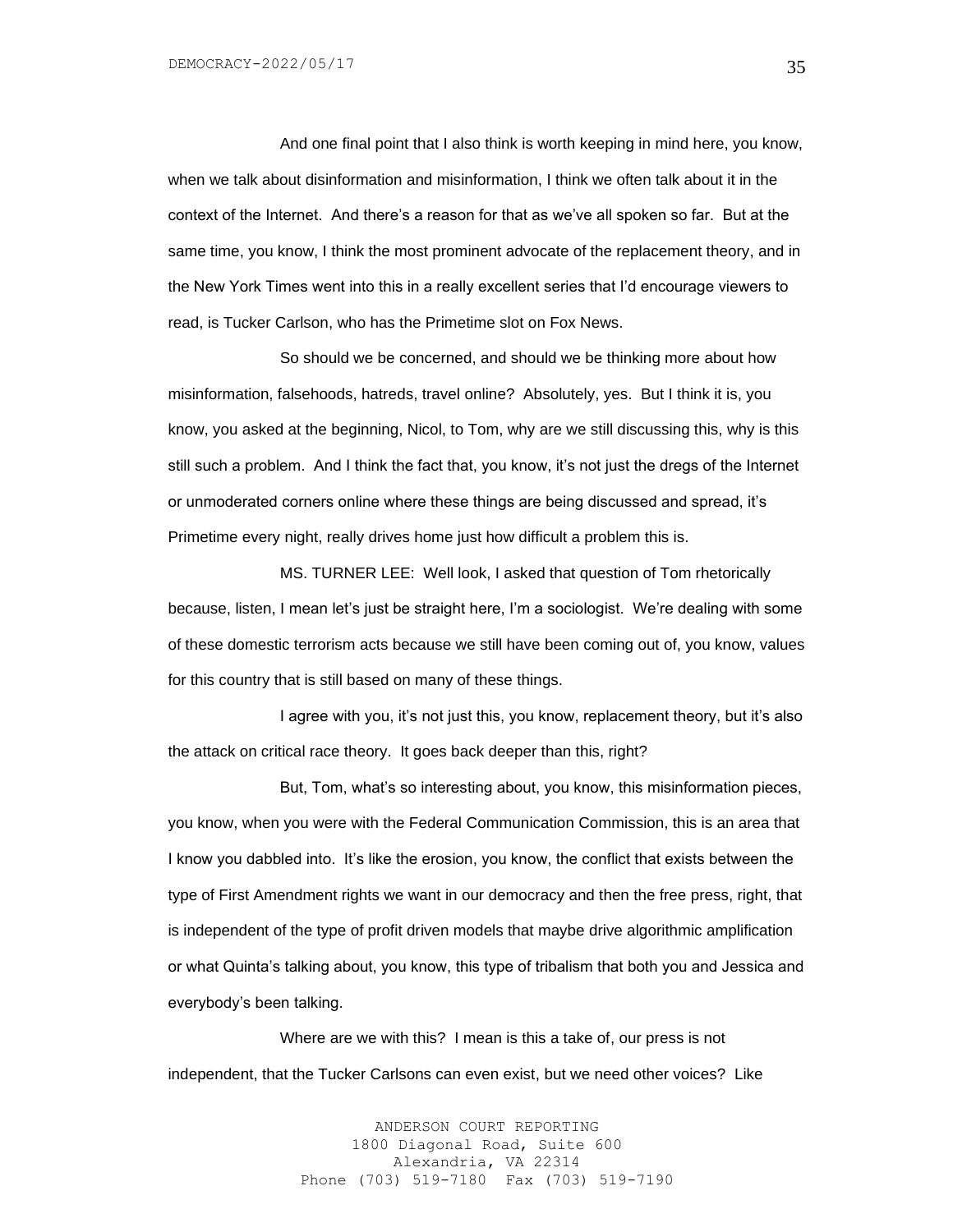And one final point that I also think is worth keeping in mind here, you know, when we talk about disinformation and misinformation, I think we often talk about it in the context of the Internet. And there's a reason for that as we've all spoken so far. But at the same time, you know, I think the most prominent advocate of the replacement theory, and in the New York Times went into this in a really excellent series that I'd encourage viewers to read, is Tucker Carlson, who has the Primetime slot on Fox News.

So should we be concerned, and should we be thinking more about how misinformation, falsehoods, hatreds, travel online? Absolutely, yes. But I think it is, you know, you asked at the beginning, Nicol, to Tom, why are we still discussing this, why is this still such a problem. And I think the fact that, you know, it's not just the dregs of the Internet or unmoderated corners online where these things are being discussed and spread, it's Primetime every night, really drives home just how difficult a problem this is.

MS. TURNER LEE: Well look, I asked that question of Tom rhetorically because, listen, I mean let's just be straight here, I'm a sociologist. We're dealing with some of these domestic terrorism acts because we still have been coming out of, you know, values for this country that is still based on many of these things.

I agree with you, it's not just this, you know, replacement theory, but it's also the attack on critical race theory. It goes back deeper than this, right?

But, Tom, what's so interesting about, you know, this misinformation pieces, you know, when you were with the Federal Communication Commission, this is an area that I know you dabbled into. It's like the erosion, you know, the conflict that exists between the type of First Amendment rights we want in our democracy and then the free press, right, that is independent of the type of profit driven models that maybe drive algorithmic amplification or what Quinta's talking about, you know, this type of tribalism that both you and Jessica and everybody's been talking.

Where are we with this? I mean is this a take of, our press is not independent, that the Tucker Carlsons can even exist, but we need other voices? Like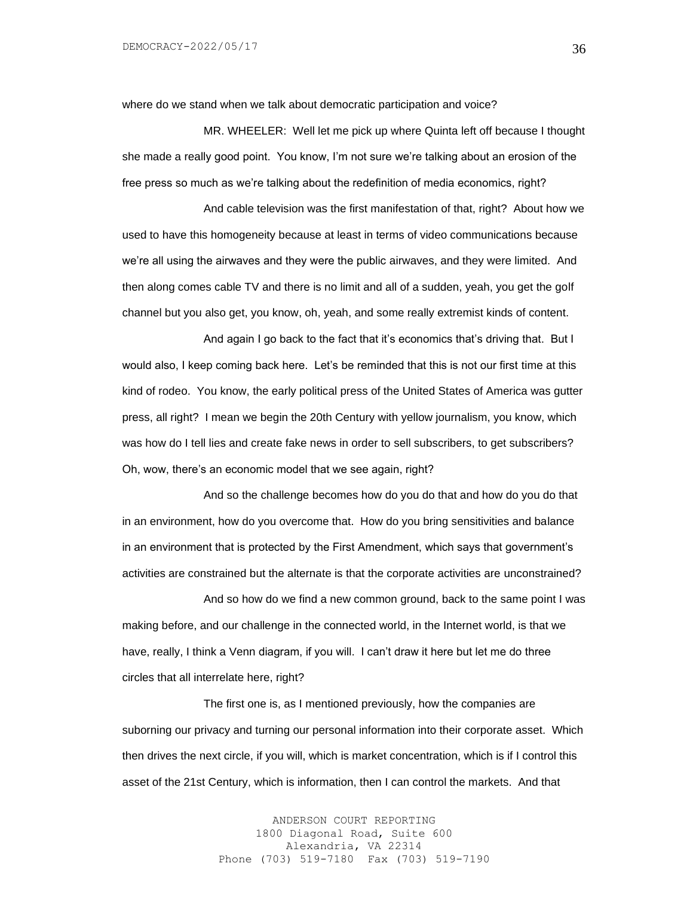where do we stand when we talk about democratic participation and voice?

MR. WHEELER: Well let me pick up where Quinta left off because I thought she made a really good point. You know, I'm not sure we're talking about an erosion of the free press so much as we're talking about the redefinition of media economics, right?

And cable television was the first manifestation of that, right? About how we used to have this homogeneity because at least in terms of video communications because we're all using the airwaves and they were the public airwaves, and they were limited. And then along comes cable TV and there is no limit and all of a sudden, yeah, you get the golf channel but you also get, you know, oh, yeah, and some really extremist kinds of content.

And again I go back to the fact that it's economics that's driving that. But I would also, I keep coming back here. Let's be reminded that this is not our first time at this kind of rodeo. You know, the early political press of the United States of America was gutter press, all right? I mean we begin the 20th Century with yellow journalism, you know, which was how do I tell lies and create fake news in order to sell subscribers, to get subscribers? Oh, wow, there's an economic model that we see again, right?

And so the challenge becomes how do you do that and how do you do that in an environment, how do you overcome that. How do you bring sensitivities and balance in an environment that is protected by the First Amendment, which says that government's activities are constrained but the alternate is that the corporate activities are unconstrained?

And so how do we find a new common ground, back to the same point I was making before, and our challenge in the connected world, in the Internet world, is that we have, really, I think a Venn diagram, if you will. I can't draw it here but let me do three circles that all interrelate here, right?

The first one is, as I mentioned previously, how the companies are suborning our privacy and turning our personal information into their corporate asset. Which then drives the next circle, if you will, which is market concentration, which is if I control this asset of the 21st Century, which is information, then I can control the markets. And that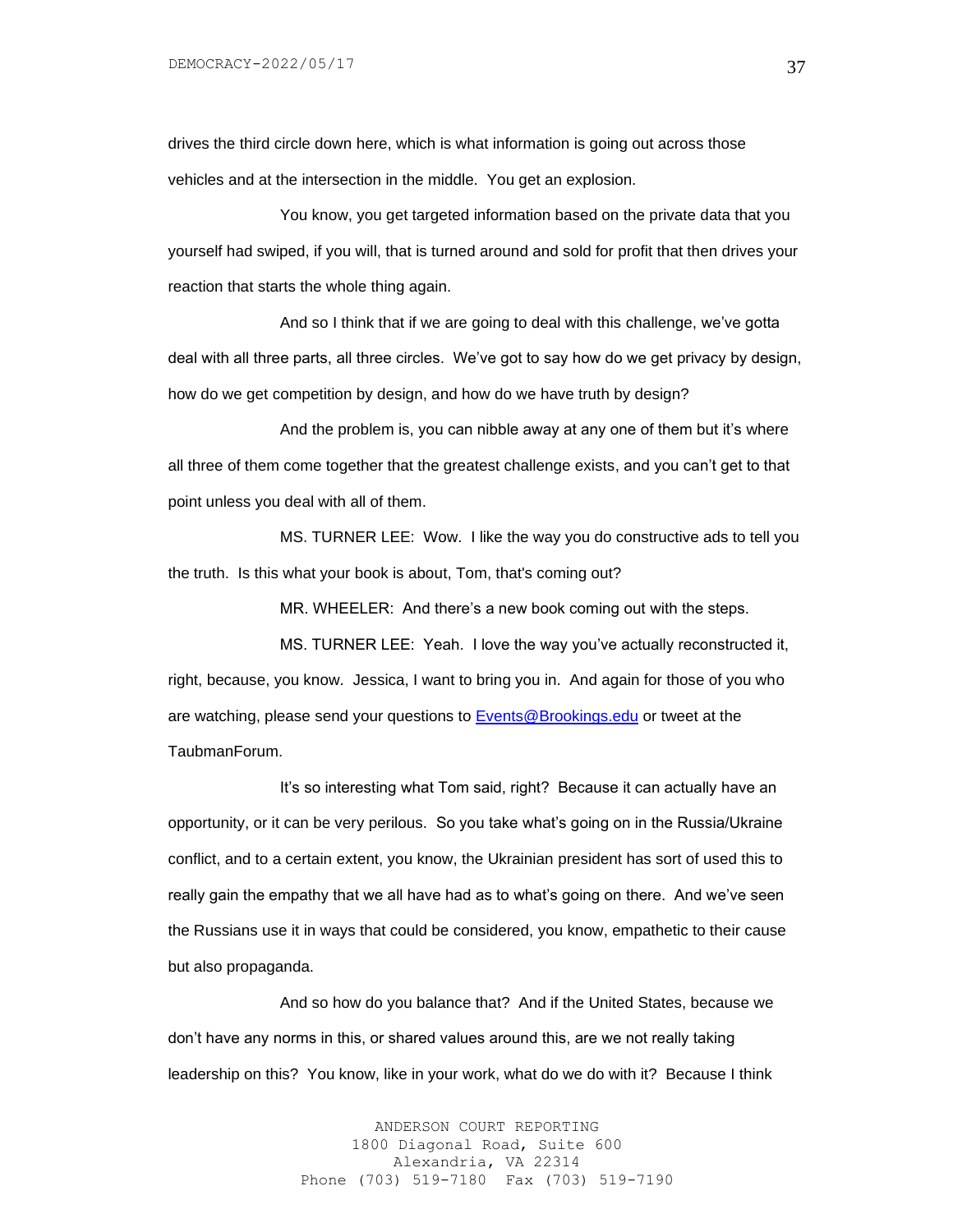drives the third circle down here, which is what information is going out across those vehicles and at the intersection in the middle. You get an explosion.

You know, you get targeted information based on the private data that you yourself had swiped, if you will, that is turned around and sold for profit that then drives your reaction that starts the whole thing again.

And so I think that if we are going to deal with this challenge, we've gotta deal with all three parts, all three circles. We've got to say how do we get privacy by design, how do we get competition by design, and how do we have truth by design?

And the problem is, you can nibble away at any one of them but it's where all three of them come together that the greatest challenge exists, and you can't get to that point unless you deal with all of them.

MS. TURNER LEE: Wow. I like the way you do constructive ads to tell you the truth. Is this what your book is about, Tom, that's coming out?

MR. WHEELER: And there's a new book coming out with the steps.

MS. TURNER LEE: Yeah. I love the way you've actually reconstructed it, right, because, you know. Jessica, I want to bring you in. And again for those of you who are watching, please send your questions to [Events@Brookings.edu](mailto:Events@Brookings.edu) or tweet at the TaubmanForum.

It's so interesting what Tom said, right? Because it can actually have an opportunity, or it can be very perilous. So you take what's going on in the Russia/Ukraine conflict, and to a certain extent, you know, the Ukrainian president has sort of used this to really gain the empathy that we all have had as to what's going on there. And we've seen the Russians use it in ways that could be considered, you know, empathetic to their cause but also propaganda.

And so how do you balance that? And if the United States, because we don't have any norms in this, or shared values around this, are we not really taking leadership on this? You know, like in your work, what do we do with it? Because I think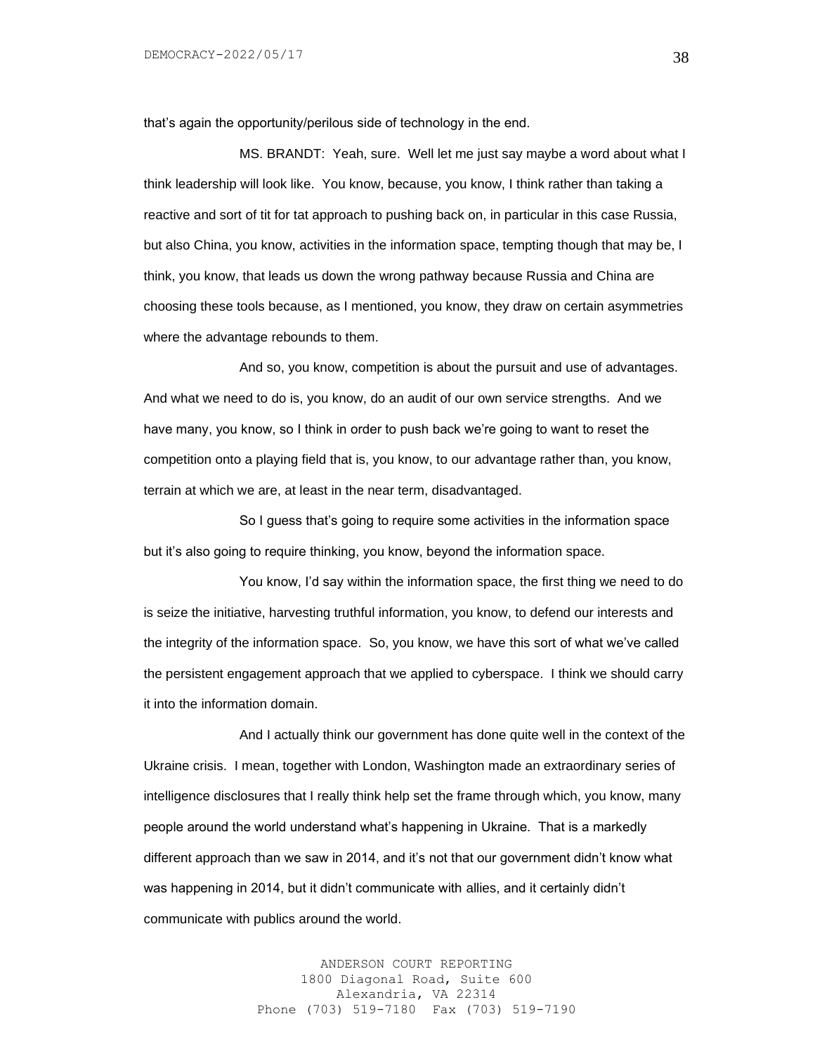that's again the opportunity/perilous side of technology in the end.

MS. BRANDT: Yeah, sure. Well let me just say maybe a word about what I think leadership will look like. You know, because, you know, I think rather than taking a reactive and sort of tit for tat approach to pushing back on, in particular in this case Russia, but also China, you know, activities in the information space, tempting though that may be, I think, you know, that leads us down the wrong pathway because Russia and China are choosing these tools because, as I mentioned, you know, they draw on certain asymmetries where the advantage rebounds to them.

And so, you know, competition is about the pursuit and use of advantages. And what we need to do is, you know, do an audit of our own service strengths. And we have many, you know, so I think in order to push back we're going to want to reset the competition onto a playing field that is, you know, to our advantage rather than, you know, terrain at which we are, at least in the near term, disadvantaged.

So I guess that's going to require some activities in the information space but it's also going to require thinking, you know, beyond the information space.

You know, I'd say within the information space, the first thing we need to do is seize the initiative, harvesting truthful information, you know, to defend our interests and the integrity of the information space. So, you know, we have this sort of what we've called the persistent engagement approach that we applied to cyberspace. I think we should carry it into the information domain.

And I actually think our government has done quite well in the context of the Ukraine crisis. I mean, together with London, Washington made an extraordinary series of intelligence disclosures that I really think help set the frame through which, you know, many people around the world understand what's happening in Ukraine. That is a markedly different approach than we saw in 2014, and it's not that our government didn't know what was happening in 2014, but it didn't communicate with allies, and it certainly didn't communicate with publics around the world.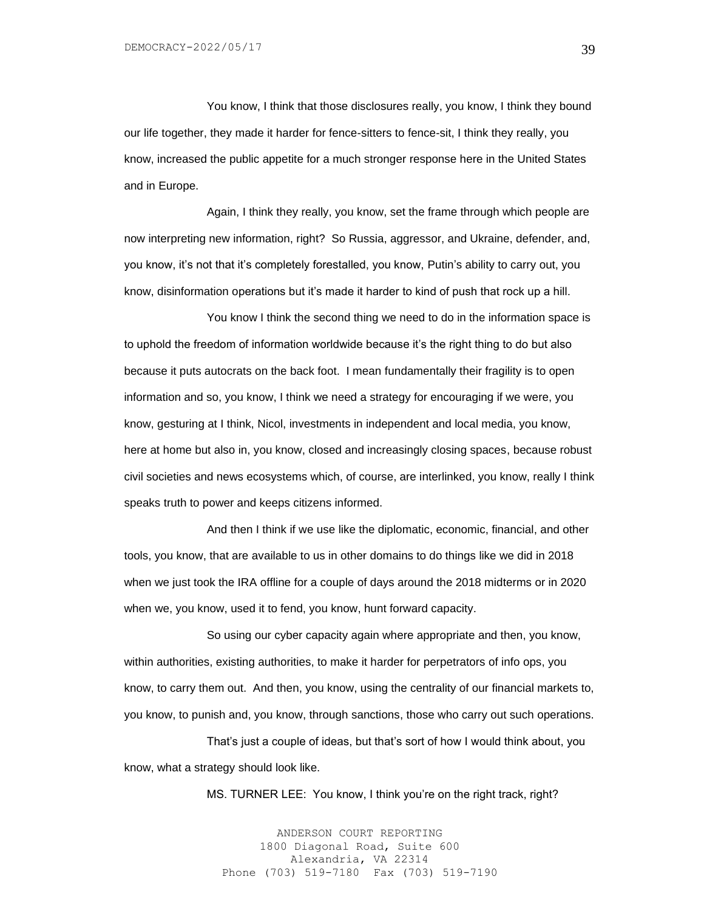You know, I think that those disclosures really, you know, I think they bound our life together, they made it harder for fence-sitters to fence-sit, I think they really, you know, increased the public appetite for a much stronger response here in the United States and in Europe.

Again, I think they really, you know, set the frame through which people are now interpreting new information, right? So Russia, aggressor, and Ukraine, defender, and, you know, it's not that it's completely forestalled, you know, Putin's ability to carry out, you know, disinformation operations but it's made it harder to kind of push that rock up a hill.

You know I think the second thing we need to do in the information space is to uphold the freedom of information worldwide because it's the right thing to do but also because it puts autocrats on the back foot. I mean fundamentally their fragility is to open information and so, you know, I think we need a strategy for encouraging if we were, you know, gesturing at I think, Nicol, investments in independent and local media, you know, here at home but also in, you know, closed and increasingly closing spaces, because robust civil societies and news ecosystems which, of course, are interlinked, you know, really I think speaks truth to power and keeps citizens informed.

And then I think if we use like the diplomatic, economic, financial, and other tools, you know, that are available to us in other domains to do things like we did in 2018 when we just took the IRA offline for a couple of days around the 2018 midterms or in 2020 when we, you know, used it to fend, you know, hunt forward capacity.

So using our cyber capacity again where appropriate and then, you know, within authorities, existing authorities, to make it harder for perpetrators of info ops, you know, to carry them out. And then, you know, using the centrality of our financial markets to, you know, to punish and, you know, through sanctions, those who carry out such operations.

That's just a couple of ideas, but that's sort of how I would think about, you know, what a strategy should look like.

MS. TURNER LEE: You know, I think you're on the right track, right?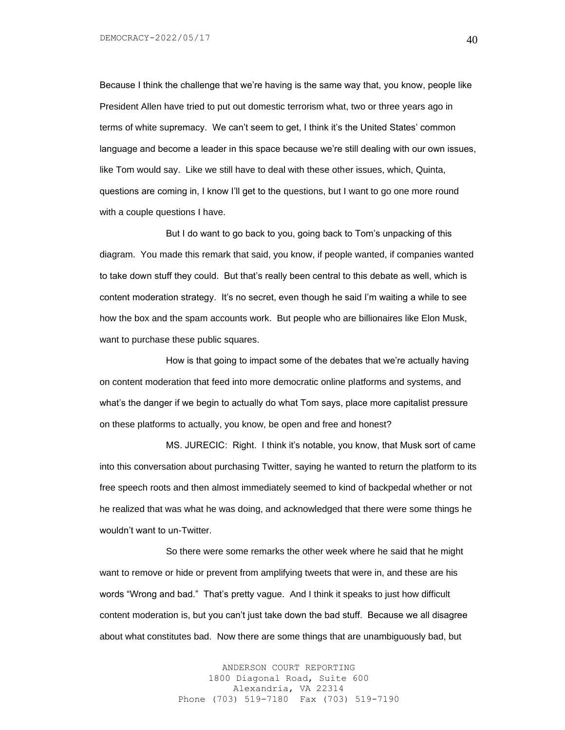Because I think the challenge that we're having is the same way that, you know, people like President Allen have tried to put out domestic terrorism what, two or three years ago in terms of white supremacy. We can't seem to get, I think it's the United States' common language and become a leader in this space because we're still dealing with our own issues, like Tom would say. Like we still have to deal with these other issues, which, Quinta, questions are coming in, I know I'll get to the questions, but I want to go one more round with a couple questions I have.

But I do want to go back to you, going back to Tom's unpacking of this diagram. You made this remark that said, you know, if people wanted, if companies wanted to take down stuff they could. But that's really been central to this debate as well, which is content moderation strategy. It's no secret, even though he said I'm waiting a while to see how the box and the spam accounts work. But people who are billionaires like Elon Musk, want to purchase these public squares.

How is that going to impact some of the debates that we're actually having on content moderation that feed into more democratic online platforms and systems, and what's the danger if we begin to actually do what Tom says, place more capitalist pressure on these platforms to actually, you know, be open and free and honest?

MS. JURECIC: Right. I think it's notable, you know, that Musk sort of came into this conversation about purchasing Twitter, saying he wanted to return the platform to its free speech roots and then almost immediately seemed to kind of backpedal whether or not he realized that was what he was doing, and acknowledged that there were some things he wouldn't want to un-Twitter.

So there were some remarks the other week where he said that he might want to remove or hide or prevent from amplifying tweets that were in, and these are his words "Wrong and bad." That's pretty vague. And I think it speaks to just how difficult content moderation is, but you can't just take down the bad stuff. Because we all disagree about what constitutes bad. Now there are some things that are unambiguously bad, but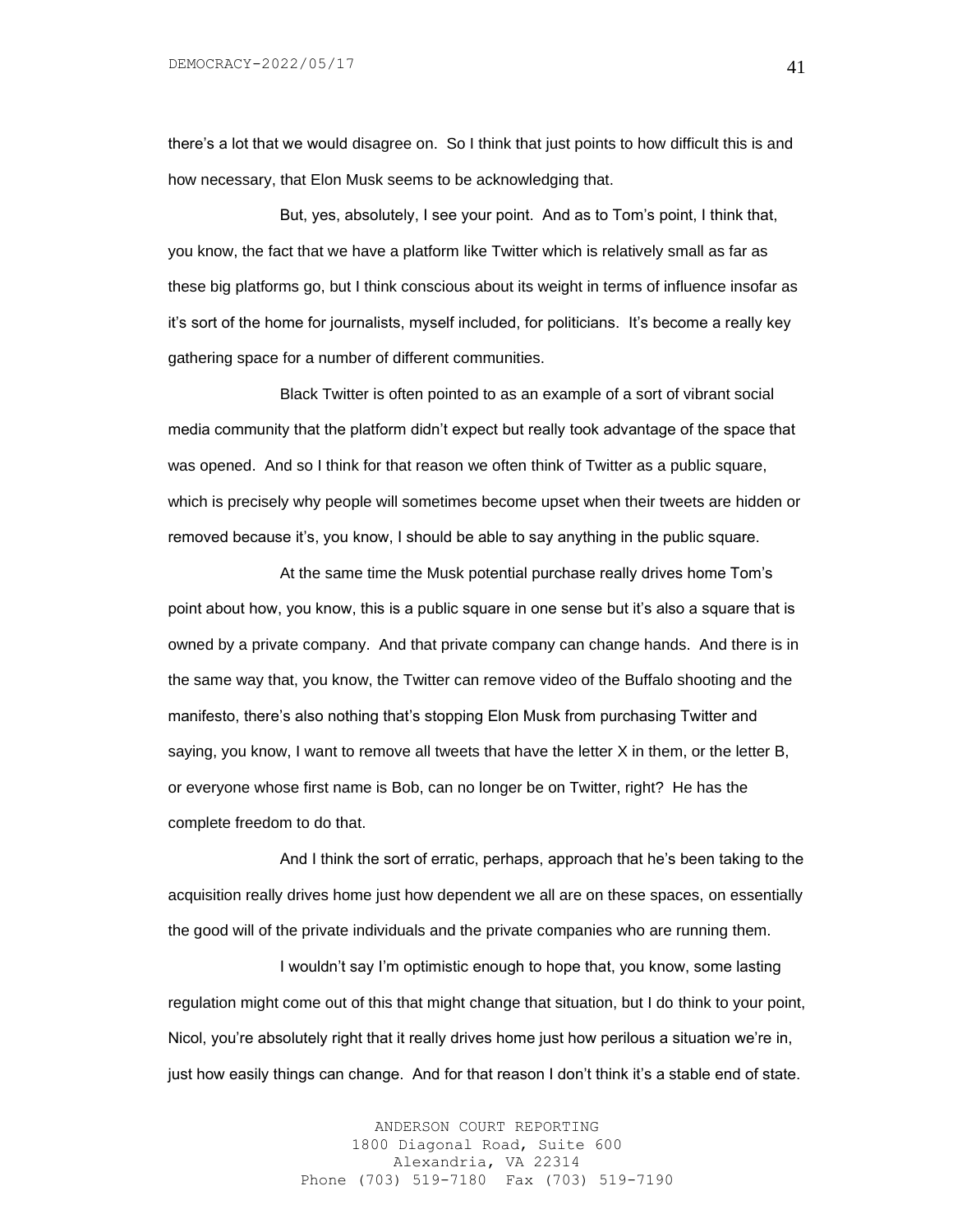there's a lot that we would disagree on. So I think that just points to how difficult this is and how necessary, that Elon Musk seems to be acknowledging that.

But, yes, absolutely, I see your point. And as to Tom's point, I think that, you know, the fact that we have a platform like Twitter which is relatively small as far as these big platforms go, but I think conscious about its weight in terms of influence insofar as it's sort of the home for journalists, myself included, for politicians. It's become a really key gathering space for a number of different communities.

Black Twitter is often pointed to as an example of a sort of vibrant social media community that the platform didn't expect but really took advantage of the space that was opened. And so I think for that reason we often think of Twitter as a public square, which is precisely why people will sometimes become upset when their tweets are hidden or removed because it's, you know, I should be able to say anything in the public square.

At the same time the Musk potential purchase really drives home Tom's point about how, you know, this is a public square in one sense but it's also a square that is owned by a private company. And that private company can change hands. And there is in the same way that, you know, the Twitter can remove video of the Buffalo shooting and the manifesto, there's also nothing that's stopping Elon Musk from purchasing Twitter and saying, you know, I want to remove all tweets that have the letter X in them, or the letter B, or everyone whose first name is Bob, can no longer be on Twitter, right? He has the complete freedom to do that.

And I think the sort of erratic, perhaps, approach that he's been taking to the acquisition really drives home just how dependent we all are on these spaces, on essentially the good will of the private individuals and the private companies who are running them.

I wouldn't say I'm optimistic enough to hope that, you know, some lasting regulation might come out of this that might change that situation, but I do think to your point, Nicol, you're absolutely right that it really drives home just how perilous a situation we're in, just how easily things can change. And for that reason I don't think it's a stable end of state.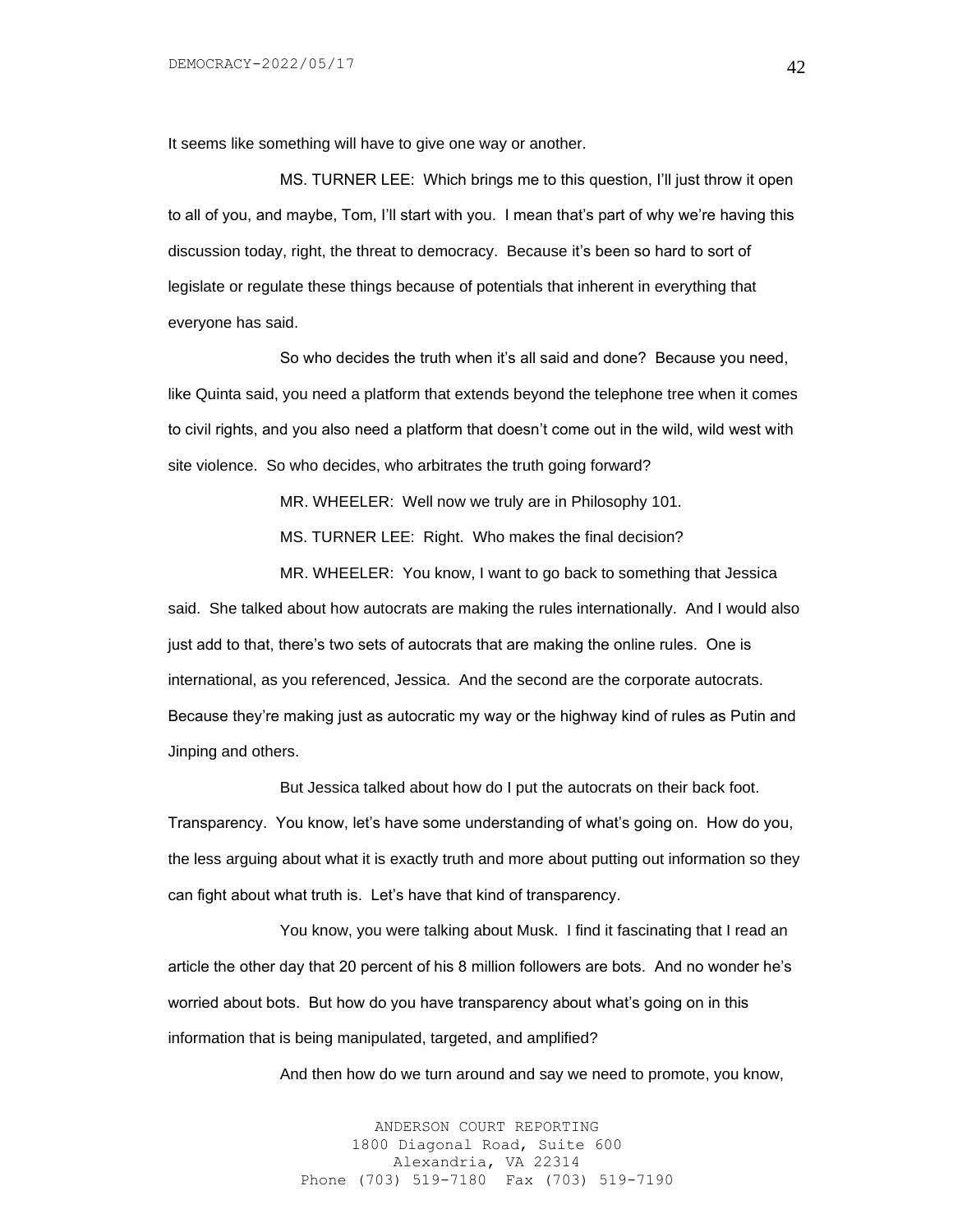It seems like something will have to give one way or another.

MS. TURNER LEE: Which brings me to this question, I'll just throw it open to all of you, and maybe, Tom, I'll start with you. I mean that's part of why we're having this discussion today, right, the threat to democracy. Because it's been so hard to sort of legislate or regulate these things because of potentials that inherent in everything that everyone has said.

So who decides the truth when it's all said and done? Because you need, like Quinta said, you need a platform that extends beyond the telephone tree when it comes to civil rights, and you also need a platform that doesn't come out in the wild, wild west with site violence. So who decides, who arbitrates the truth going forward?

MR. WHEELER: Well now we truly are in Philosophy 101.

MS. TURNER LEE: Right. Who makes the final decision?

MR. WHEELER: You know, I want to go back to something that Jessica said. She talked about how autocrats are making the rules internationally. And I would also just add to that, there's two sets of autocrats that are making the online rules. One is international, as you referenced, Jessica. And the second are the corporate autocrats. Because they're making just as autocratic my way or the highway kind of rules as Putin and Jinping and others.

But Jessica talked about how do I put the autocrats on their back foot. Transparency. You know, let's have some understanding of what's going on. How do you, the less arguing about what it is exactly truth and more about putting out information so they can fight about what truth is. Let's have that kind of transparency.

You know, you were talking about Musk. I find it fascinating that I read an article the other day that 20 percent of his 8 million followers are bots. And no wonder he's worried about bots. But how do you have transparency about what's going on in this information that is being manipulated, targeted, and amplified?

And then how do we turn around and say we need to promote, you know,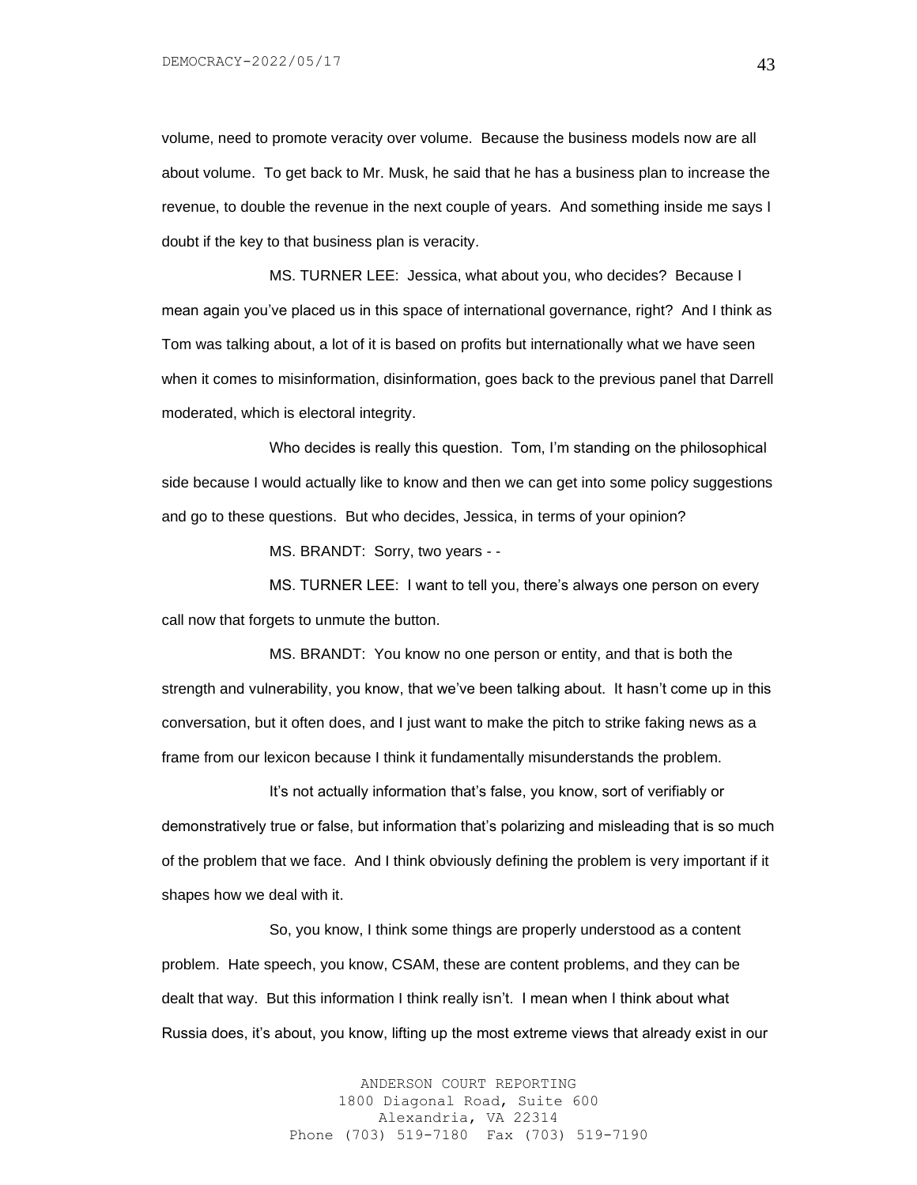volume, need to promote veracity over volume. Because the business models now are all about volume. To get back to Mr. Musk, he said that he has a business plan to increase the revenue, to double the revenue in the next couple of years. And something inside me says I doubt if the key to that business plan is veracity.

MS. TURNER LEE: Jessica, what about you, who decides? Because I mean again you've placed us in this space of international governance, right? And I think as Tom was talking about, a lot of it is based on profits but internationally what we have seen when it comes to misinformation, disinformation, goes back to the previous panel that Darrell moderated, which is electoral integrity.

Who decides is really this question. Tom, I'm standing on the philosophical side because I would actually like to know and then we can get into some policy suggestions and go to these questions. But who decides, Jessica, in terms of your opinion?

MS. BRANDT: Sorry, two years - -

MS. TURNER LEE: I want to tell you, there's always one person on every call now that forgets to unmute the button.

MS. BRANDT: You know no one person or entity, and that is both the strength and vulnerability, you know, that we've been talking about. It hasn't come up in this conversation, but it often does, and I just want to make the pitch to strike faking news as a frame from our lexicon because I think it fundamentally misunderstands the problem.

It's not actually information that's false, you know, sort of verifiably or demonstratively true or false, but information that's polarizing and misleading that is so much of the problem that we face. And I think obviously defining the problem is very important if it shapes how we deal with it.

So, you know, I think some things are properly understood as a content problem. Hate speech, you know, CSAM, these are content problems, and they can be dealt that way. But this information I think really isn't. I mean when I think about what Russia does, it's about, you know, lifting up the most extreme views that already exist in our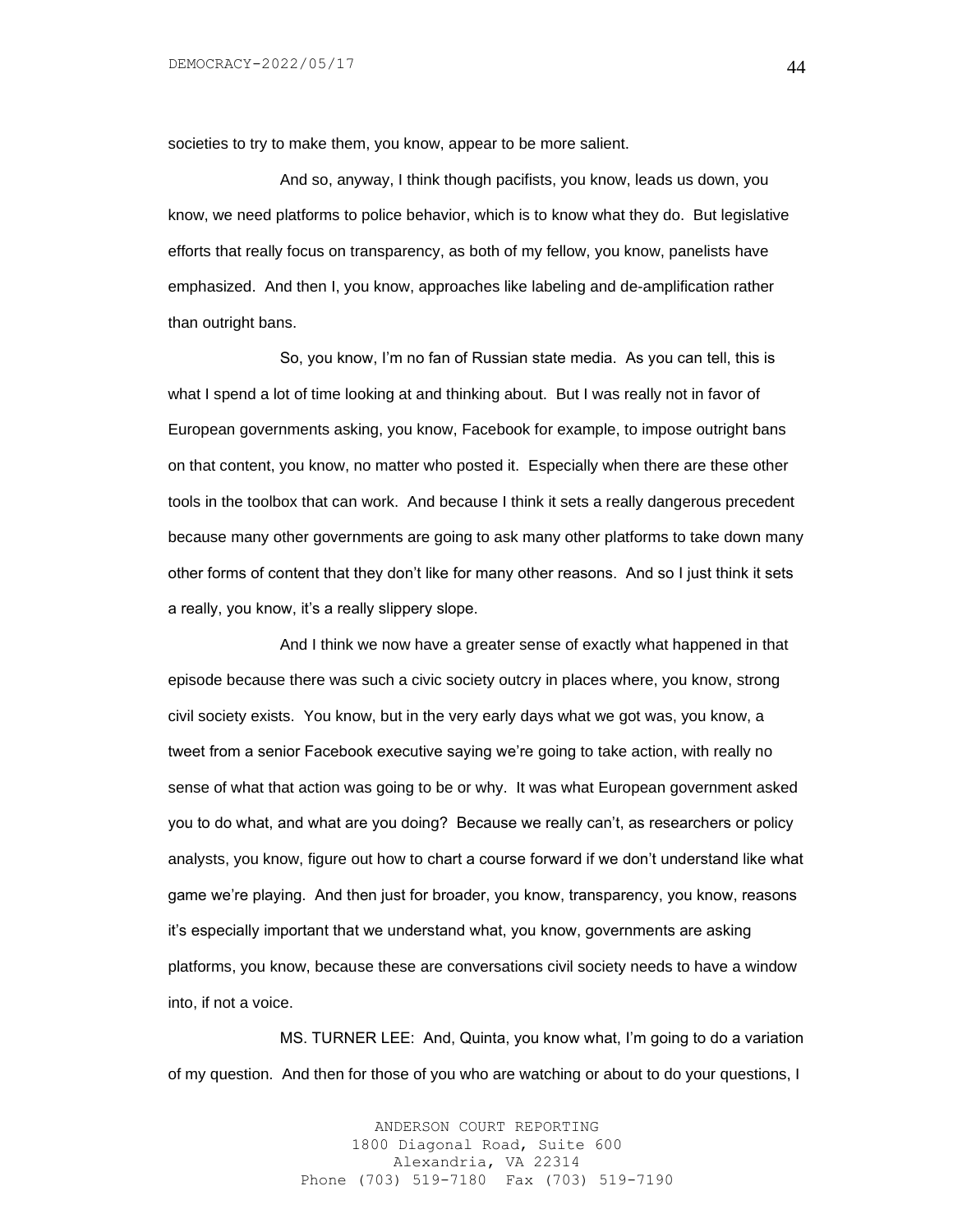societies to try to make them, you know, appear to be more salient.

And so, anyway, I think though pacifists, you know, leads us down, you know, we need platforms to police behavior, which is to know what they do. But legislative efforts that really focus on transparency, as both of my fellow, you know, panelists have emphasized. And then I, you know, approaches like labeling and de-amplification rather than outright bans.

So, you know, I'm no fan of Russian state media. As you can tell, this is what I spend a lot of time looking at and thinking about. But I was really not in favor of European governments asking, you know, Facebook for example, to impose outright bans on that content, you know, no matter who posted it. Especially when there are these other tools in the toolbox that can work. And because I think it sets a really dangerous precedent because many other governments are going to ask many other platforms to take down many other forms of content that they don't like for many other reasons. And so I just think it sets a really, you know, it's a really slippery slope.

And I think we now have a greater sense of exactly what happened in that episode because there was such a civic society outcry in places where, you know, strong civil society exists. You know, but in the very early days what we got was, you know, a tweet from a senior Facebook executive saying we're going to take action, with really no sense of what that action was going to be or why. It was what European government asked you to do what, and what are you doing? Because we really can't, as researchers or policy analysts, you know, figure out how to chart a course forward if we don't understand like what game we're playing. And then just for broader, you know, transparency, you know, reasons it's especially important that we understand what, you know, governments are asking platforms, you know, because these are conversations civil society needs to have a window into, if not a voice.

MS. TURNER LEE: And, Quinta, you know what, I'm going to do a variation of my question. And then for those of you who are watching or about to do your questions, I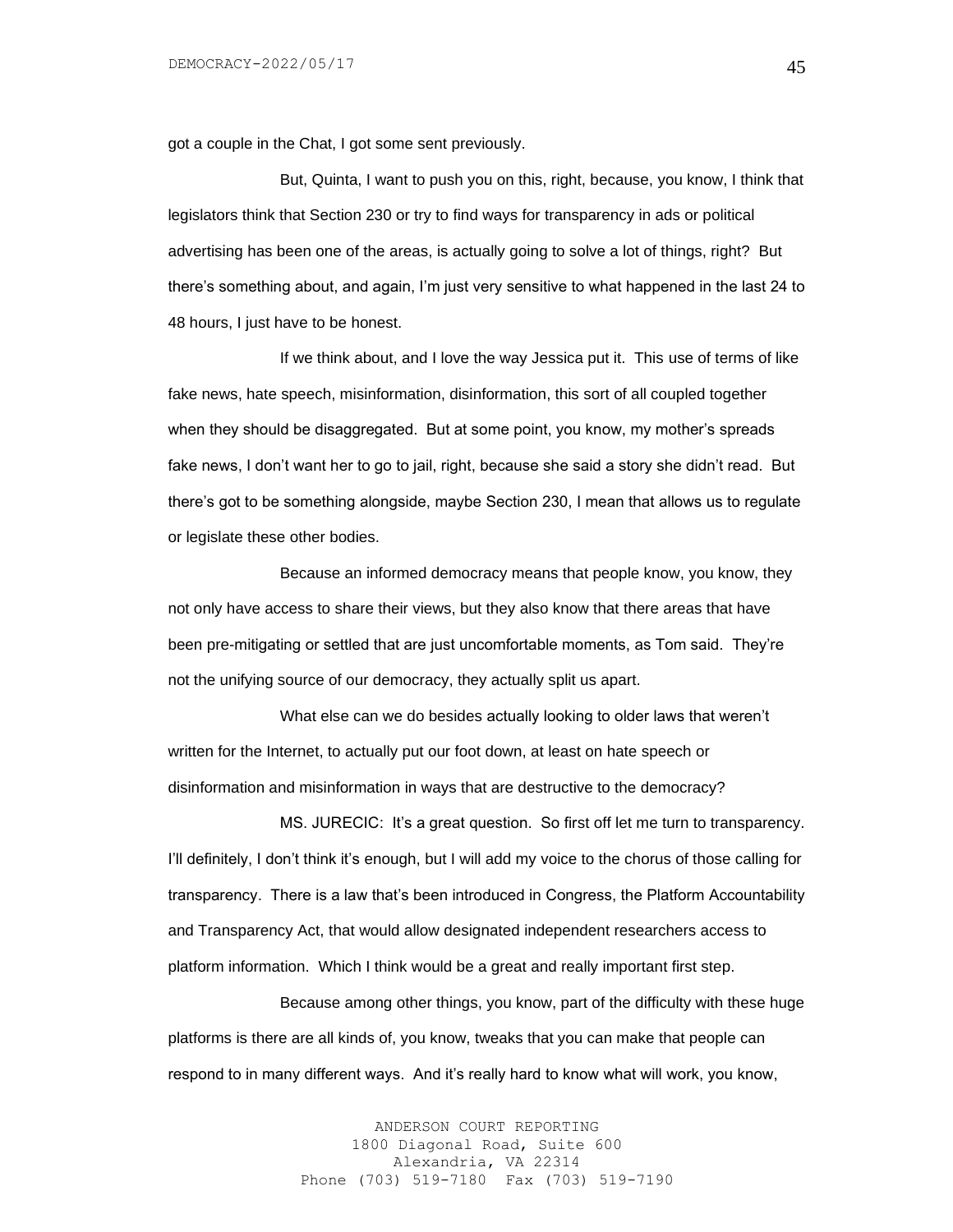got a couple in the Chat, I got some sent previously.

But, Quinta, I want to push you on this, right, because, you know, I think that legislators think that Section 230 or try to find ways for transparency in ads or political advertising has been one of the areas, is actually going to solve a lot of things, right? But there's something about, and again, I'm just very sensitive to what happened in the last 24 to 48 hours, I just have to be honest.

If we think about, and I love the way Jessica put it. This use of terms of like fake news, hate speech, misinformation, disinformation, this sort of all coupled together when they should be disaggregated. But at some point, you know, my mother's spreads fake news, I don't want her to go to jail, right, because she said a story she didn't read. But there's got to be something alongside, maybe Section 230, I mean that allows us to regulate or legislate these other bodies.

Because an informed democracy means that people know, you know, they not only have access to share their views, but they also know that there areas that have been pre-mitigating or settled that are just uncomfortable moments, as Tom said. They're not the unifying source of our democracy, they actually split us apart.

What else can we do besides actually looking to older laws that weren't written for the Internet, to actually put our foot down, at least on hate speech or disinformation and misinformation in ways that are destructive to the democracy?

MS. JURECIC: It's a great question. So first off let me turn to transparency. I'll definitely, I don't think it's enough, but I will add my voice to the chorus of those calling for transparency. There is a law that's been introduced in Congress, the Platform Accountability and Transparency Act, that would allow designated independent researchers access to platform information. Which I think would be a great and really important first step.

Because among other things, you know, part of the difficulty with these huge platforms is there are all kinds of, you know, tweaks that you can make that people can respond to in many different ways. And it's really hard to know what will work, you know,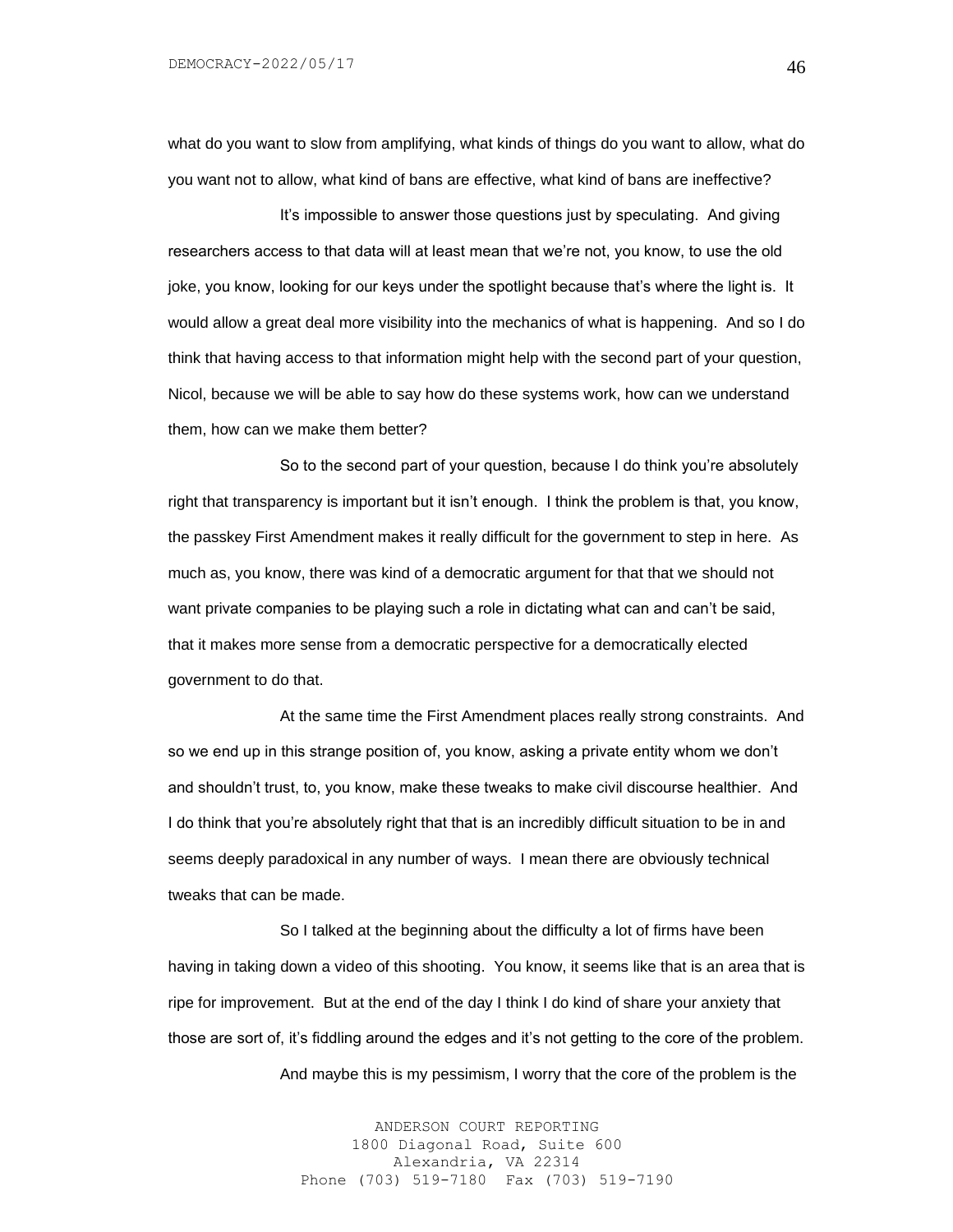what do you want to slow from amplifying, what kinds of things do you want to allow, what do you want not to allow, what kind of bans are effective, what kind of bans are ineffective?

It's impossible to answer those questions just by speculating. And giving researchers access to that data will at least mean that we're not, you know, to use the old joke, you know, looking for our keys under the spotlight because that's where the light is. It would allow a great deal more visibility into the mechanics of what is happening. And so I do think that having access to that information might help with the second part of your question, Nicol, because we will be able to say how do these systems work, how can we understand them, how can we make them better?

So to the second part of your question, because I do think you're absolutely right that transparency is important but it isn't enough. I think the problem is that, you know, the passkey First Amendment makes it really difficult for the government to step in here. As much as, you know, there was kind of a democratic argument for that that we should not want private companies to be playing such a role in dictating what can and can't be said, that it makes more sense from a democratic perspective for a democratically elected government to do that.

At the same time the First Amendment places really strong constraints. And so we end up in this strange position of, you know, asking a private entity whom we don't and shouldn't trust, to, you know, make these tweaks to make civil discourse healthier. And I do think that you're absolutely right that that is an incredibly difficult situation to be in and seems deeply paradoxical in any number of ways. I mean there are obviously technical tweaks that can be made.

So I talked at the beginning about the difficulty a lot of firms have been having in taking down a video of this shooting. You know, it seems like that is an area that is ripe for improvement. But at the end of the day I think I do kind of share your anxiety that those are sort of, it's fiddling around the edges and it's not getting to the core of the problem.

And maybe this is my pessimism, I worry that the core of the problem is the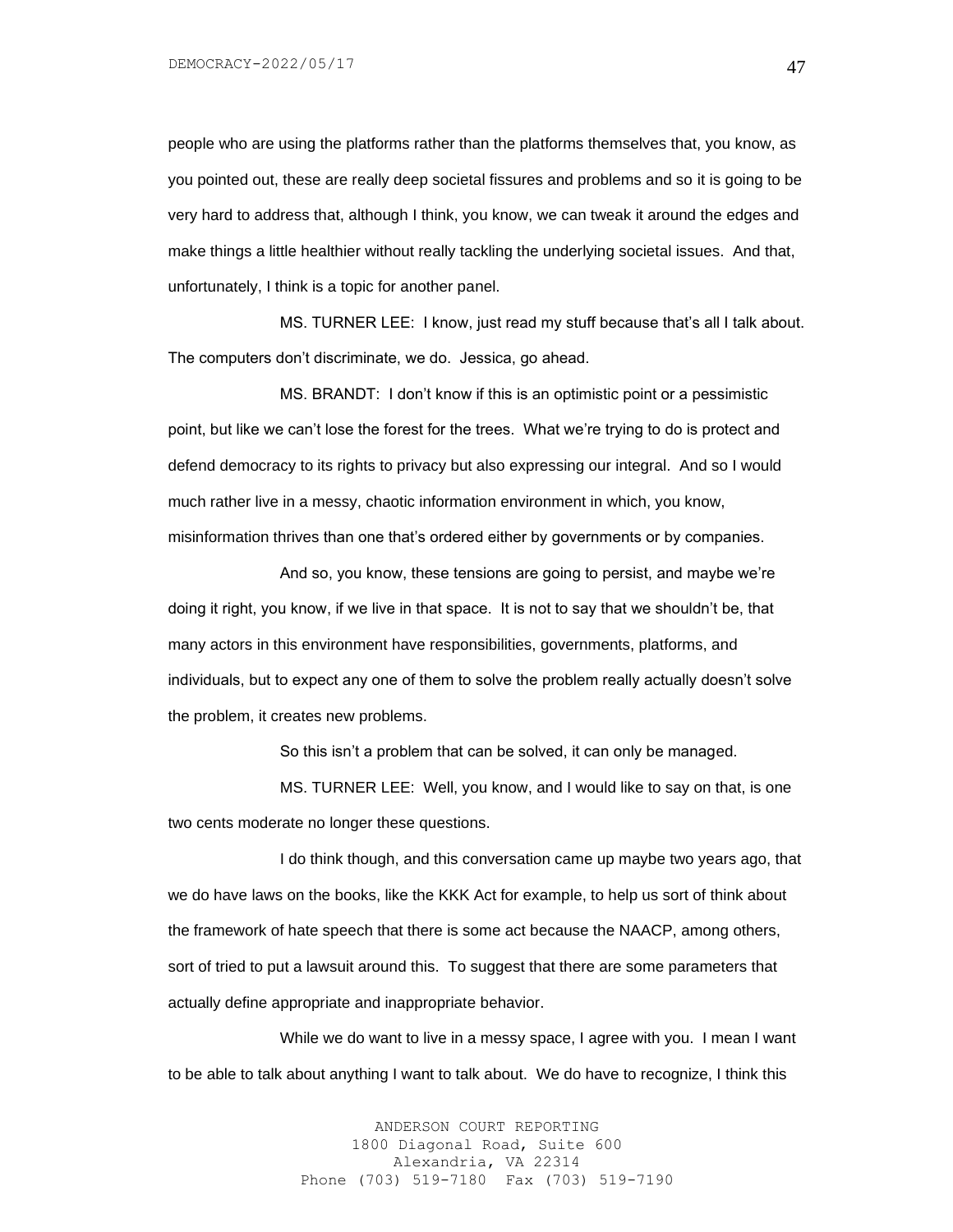people who are using the platforms rather than the platforms themselves that, you know, as you pointed out, these are really deep societal fissures and problems and so it is going to be very hard to address that, although I think, you know, we can tweak it around the edges and make things a little healthier without really tackling the underlying societal issues. And that, unfortunately, I think is a topic for another panel.

MS. TURNER LEE: I know, just read my stuff because that's all I talk about. The computers don't discriminate, we do. Jessica, go ahead.

MS. BRANDT: I don't know if this is an optimistic point or a pessimistic point, but like we can't lose the forest for the trees. What we're trying to do is protect and defend democracy to its rights to privacy but also expressing our integral. And so I would much rather live in a messy, chaotic information environment in which, you know, misinformation thrives than one that's ordered either by governments or by companies.

And so, you know, these tensions are going to persist, and maybe we're doing it right, you know, if we live in that space. It is not to say that we shouldn't be, that many actors in this environment have responsibilities, governments, platforms, and individuals, but to expect any one of them to solve the problem really actually doesn't solve the problem, it creates new problems.

So this isn't a problem that can be solved, it can only be managed.

MS. TURNER LEE: Well, you know, and I would like to say on that, is one two cents moderate no longer these questions.

I do think though, and this conversation came up maybe two years ago, that we do have laws on the books, like the KKK Act for example, to help us sort of think about the framework of hate speech that there is some act because the NAACP, among others, sort of tried to put a lawsuit around this. To suggest that there are some parameters that actually define appropriate and inappropriate behavior.

While we do want to live in a messy space, I agree with you. I mean I want to be able to talk about anything I want to talk about. We do have to recognize, I think this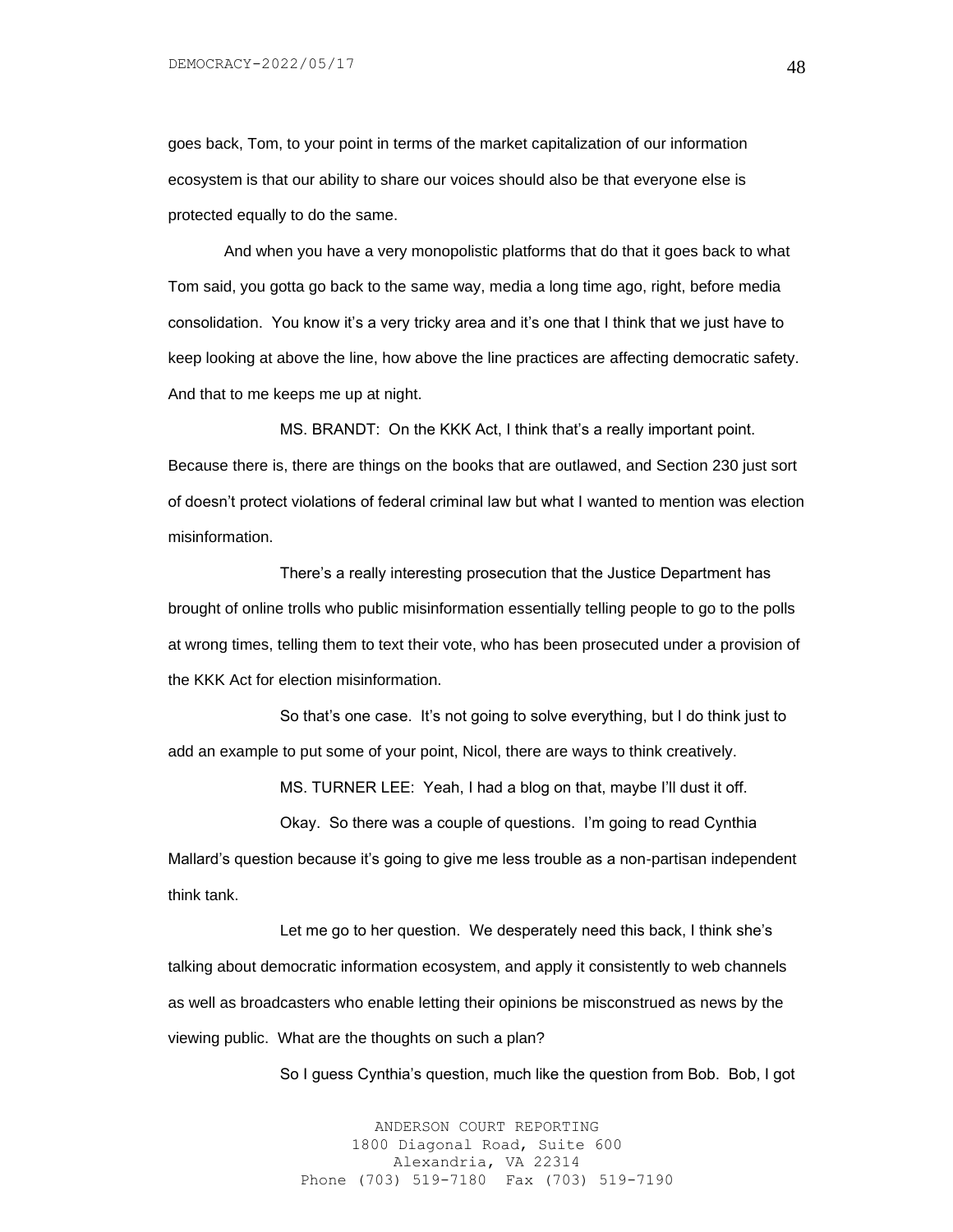goes back, Tom, to your point in terms of the market capitalization of our information ecosystem is that our ability to share our voices should also be that everyone else is protected equally to do the same.

And when you have a very monopolistic platforms that do that it goes back to what Tom said, you gotta go back to the same way, media a long time ago, right, before media consolidation. You know it's a very tricky area and it's one that I think that we just have to keep looking at above the line, how above the line practices are affecting democratic safety. And that to me keeps me up at night.

MS. BRANDT: On the KKK Act, I think that's a really important point. Because there is, there are things on the books that are outlawed, and Section 230 just sort of doesn't protect violations of federal criminal law but what I wanted to mention was election misinformation.

There's a really interesting prosecution that the Justice Department has brought of online trolls who public misinformation essentially telling people to go to the polls at wrong times, telling them to text their vote, who has been prosecuted under a provision of the KKK Act for election misinformation.

So that's one case. It's not going to solve everything, but I do think just to add an example to put some of your point, Nicol, there are ways to think creatively.

MS. TURNER LEE: Yeah, I had a blog on that, maybe I'll dust it off.

Okay. So there was a couple of questions. I'm going to read Cynthia Mallard's question because it's going to give me less trouble as a non-partisan independent think tank.

Let me go to her question. We desperately need this back, I think she's talking about democratic information ecosystem, and apply it consistently to web channels as well as broadcasters who enable letting their opinions be misconstrued as news by the viewing public. What are the thoughts on such a plan?

So I guess Cynthia's question, much like the question from Bob. Bob, I got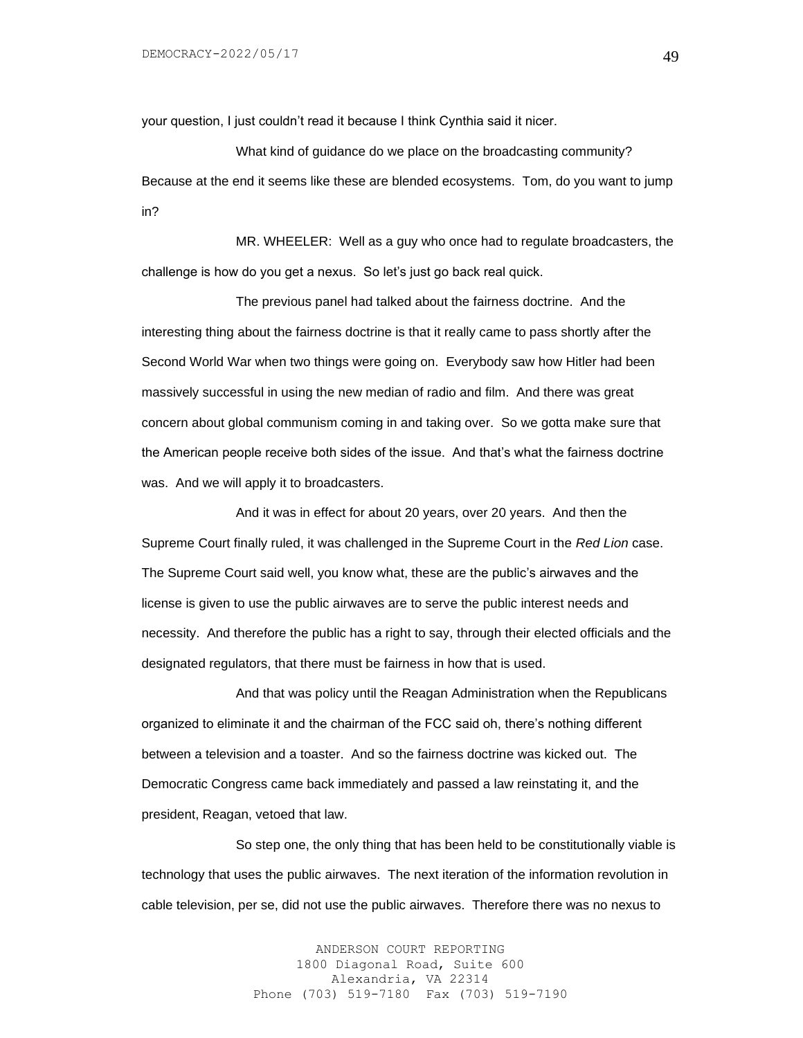your question, I just couldn't read it because I think Cynthia said it nicer.

What kind of guidance do we place on the broadcasting community? Because at the end it seems like these are blended ecosystems. Tom, do you want to jump in?

MR. WHEELER: Well as a guy who once had to regulate broadcasters, the challenge is how do you get a nexus. So let's just go back real quick.

The previous panel had talked about the fairness doctrine. And the interesting thing about the fairness doctrine is that it really came to pass shortly after the Second World War when two things were going on. Everybody saw how Hitler had been massively successful in using the new median of radio and film. And there was great concern about global communism coming in and taking over. So we gotta make sure that the American people receive both sides of the issue. And that's what the fairness doctrine was. And we will apply it to broadcasters.

And it was in effect for about 20 years, over 20 years. And then the Supreme Court finally ruled, it was challenged in the Supreme Court in the *Red Lion* case. The Supreme Court said well, you know what, these are the public's airwaves and the license is given to use the public airwaves are to serve the public interest needs and necessity. And therefore the public has a right to say, through their elected officials and the designated regulators, that there must be fairness in how that is used.

And that was policy until the Reagan Administration when the Republicans organized to eliminate it and the chairman of the FCC said oh, there's nothing different between a television and a toaster. And so the fairness doctrine was kicked out. The Democratic Congress came back immediately and passed a law reinstating it, and the president, Reagan, vetoed that law.

So step one, the only thing that has been held to be constitutionally viable is technology that uses the public airwaves. The next iteration of the information revolution in cable television, per se, did not use the public airwaves. Therefore there was no nexus to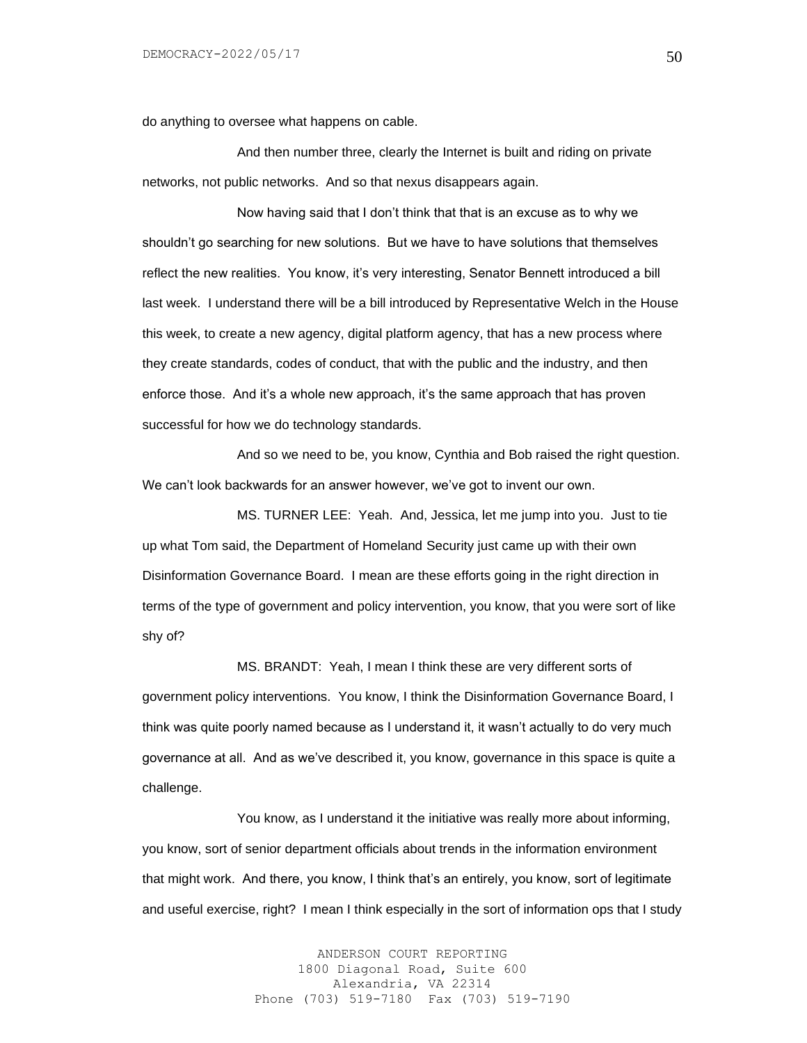do anything to oversee what happens on cable.

And then number three, clearly the Internet is built and riding on private networks, not public networks. And so that nexus disappears again.

Now having said that I don't think that that is an excuse as to why we shouldn't go searching for new solutions. But we have to have solutions that themselves reflect the new realities. You know, it's very interesting, Senator Bennett introduced a bill last week. I understand there will be a bill introduced by Representative Welch in the House this week, to create a new agency, digital platform agency, that has a new process where they create standards, codes of conduct, that with the public and the industry, and then enforce those. And it's a whole new approach, it's the same approach that has proven successful for how we do technology standards.

And so we need to be, you know, Cynthia and Bob raised the right question. We can't look backwards for an answer however, we've got to invent our own.

MS. TURNER LEE: Yeah. And, Jessica, let me jump into you. Just to tie up what Tom said, the Department of Homeland Security just came up with their own Disinformation Governance Board. I mean are these efforts going in the right direction in terms of the type of government and policy intervention, you know, that you were sort of like shy of?

MS. BRANDT: Yeah, I mean I think these are very different sorts of government policy interventions. You know, I think the Disinformation Governance Board, I think was quite poorly named because as I understand it, it wasn't actually to do very much governance at all. And as we've described it, you know, governance in this space is quite a challenge.

You know, as I understand it the initiative was really more about informing, you know, sort of senior department officials about trends in the information environment that might work. And there, you know, I think that's an entirely, you know, sort of legitimate and useful exercise, right? I mean I think especially in the sort of information ops that I study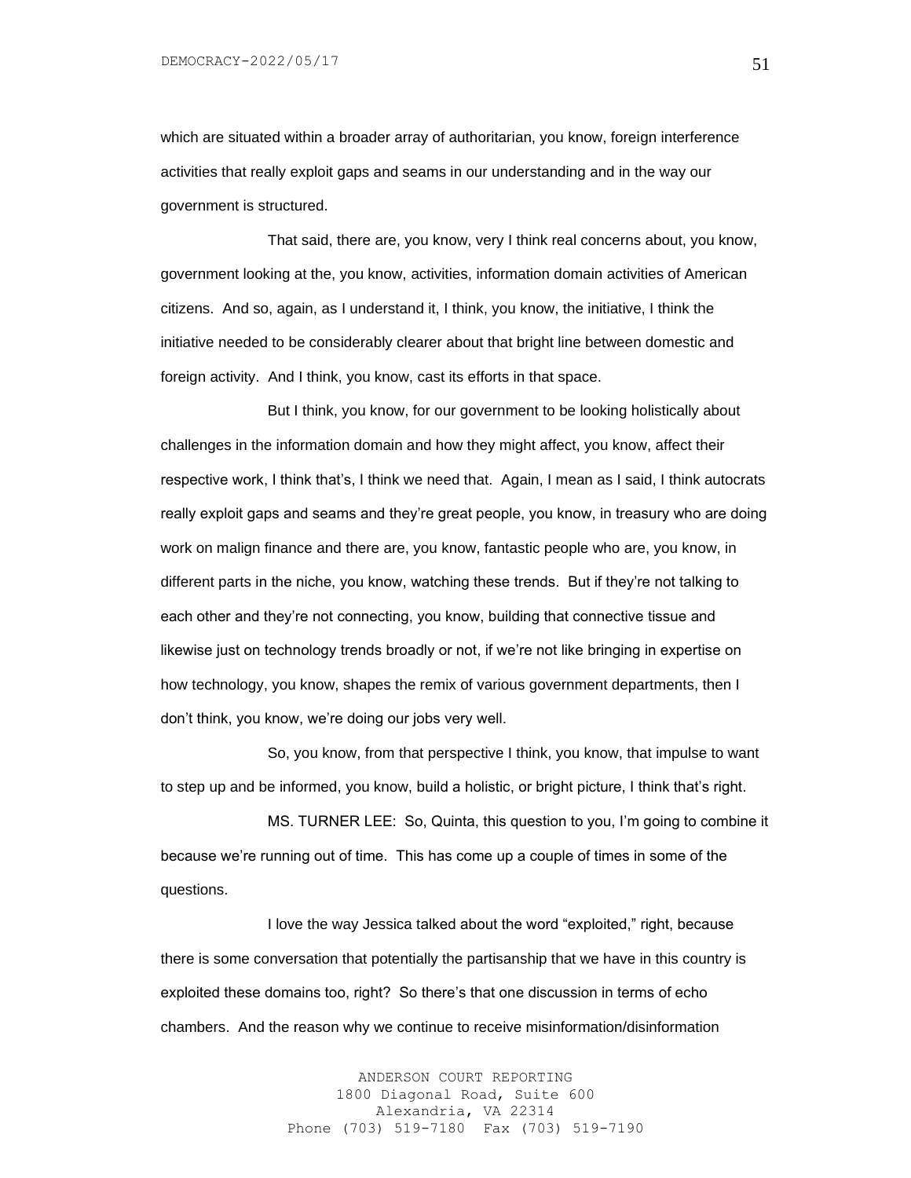which are situated within a broader array of authoritarian, you know, foreign interference activities that really exploit gaps and seams in our understanding and in the way our government is structured.

That said, there are, you know, very I think real concerns about, you know, government looking at the, you know, activities, information domain activities of American citizens. And so, again, as I understand it, I think, you know, the initiative, I think the initiative needed to be considerably clearer about that bright line between domestic and foreign activity. And I think, you know, cast its efforts in that space.

But I think, you know, for our government to be looking holistically about challenges in the information domain and how they might affect, you know, affect their respective work, I think that's, I think we need that. Again, I mean as I said, I think autocrats really exploit gaps and seams and they're great people, you know, in treasury who are doing work on malign finance and there are, you know, fantastic people who are, you know, in different parts in the niche, you know, watching these trends. But if they're not talking to each other and they're not connecting, you know, building that connective tissue and likewise just on technology trends broadly or not, if we're not like bringing in expertise on how technology, you know, shapes the remix of various government departments, then I don't think, you know, we're doing our jobs very well.

So, you know, from that perspective I think, you know, that impulse to want to step up and be informed, you know, build a holistic, or bright picture, I think that's right.

MS. TURNER LEE: So, Quinta, this question to you, I'm going to combine it because we're running out of time. This has come up a couple of times in some of the questions.

I love the way Jessica talked about the word "exploited," right, because there is some conversation that potentially the partisanship that we have in this country is exploited these domains too, right? So there's that one discussion in terms of echo chambers. And the reason why we continue to receive misinformation/disinformation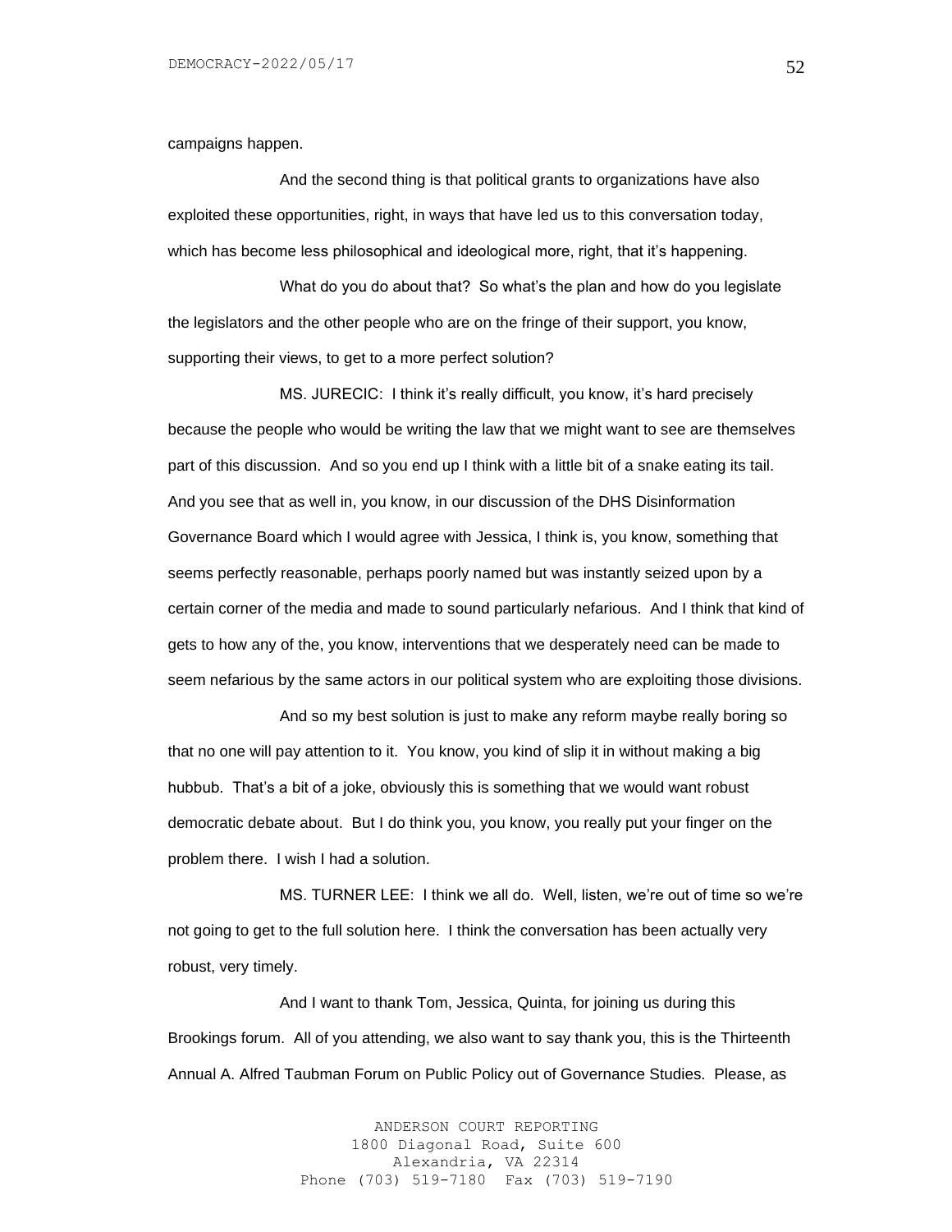campaigns happen.

And the second thing is that political grants to organizations have also exploited these opportunities, right, in ways that have led us to this conversation today, which has become less philosophical and ideological more, right, that it's happening.

What do you do about that? So what's the plan and how do you legislate the legislators and the other people who are on the fringe of their support, you know, supporting their views, to get to a more perfect solution?

MS. JURECIC: I think it's really difficult, you know, it's hard precisely because the people who would be writing the law that we might want to see are themselves part of this discussion. And so you end up I think with a little bit of a snake eating its tail. And you see that as well in, you know, in our discussion of the DHS Disinformation Governance Board which I would agree with Jessica, I think is, you know, something that seems perfectly reasonable, perhaps poorly named but was instantly seized upon by a certain corner of the media and made to sound particularly nefarious. And I think that kind of gets to how any of the, you know, interventions that we desperately need can be made to seem nefarious by the same actors in our political system who are exploiting those divisions.

And so my best solution is just to make any reform maybe really boring so that no one will pay attention to it. You know, you kind of slip it in without making a big hubbub. That's a bit of a joke, obviously this is something that we would want robust democratic debate about. But I do think you, you know, you really put your finger on the problem there. I wish I had a solution.

MS. TURNER LEE: I think we all do. Well, listen, we're out of time so we're not going to get to the full solution here. I think the conversation has been actually very robust, very timely.

And I want to thank Tom, Jessica, Quinta, for joining us during this Brookings forum. All of you attending, we also want to say thank you, this is the Thirteenth Annual A. Alfred Taubman Forum on Public Policy out of Governance Studies. Please, as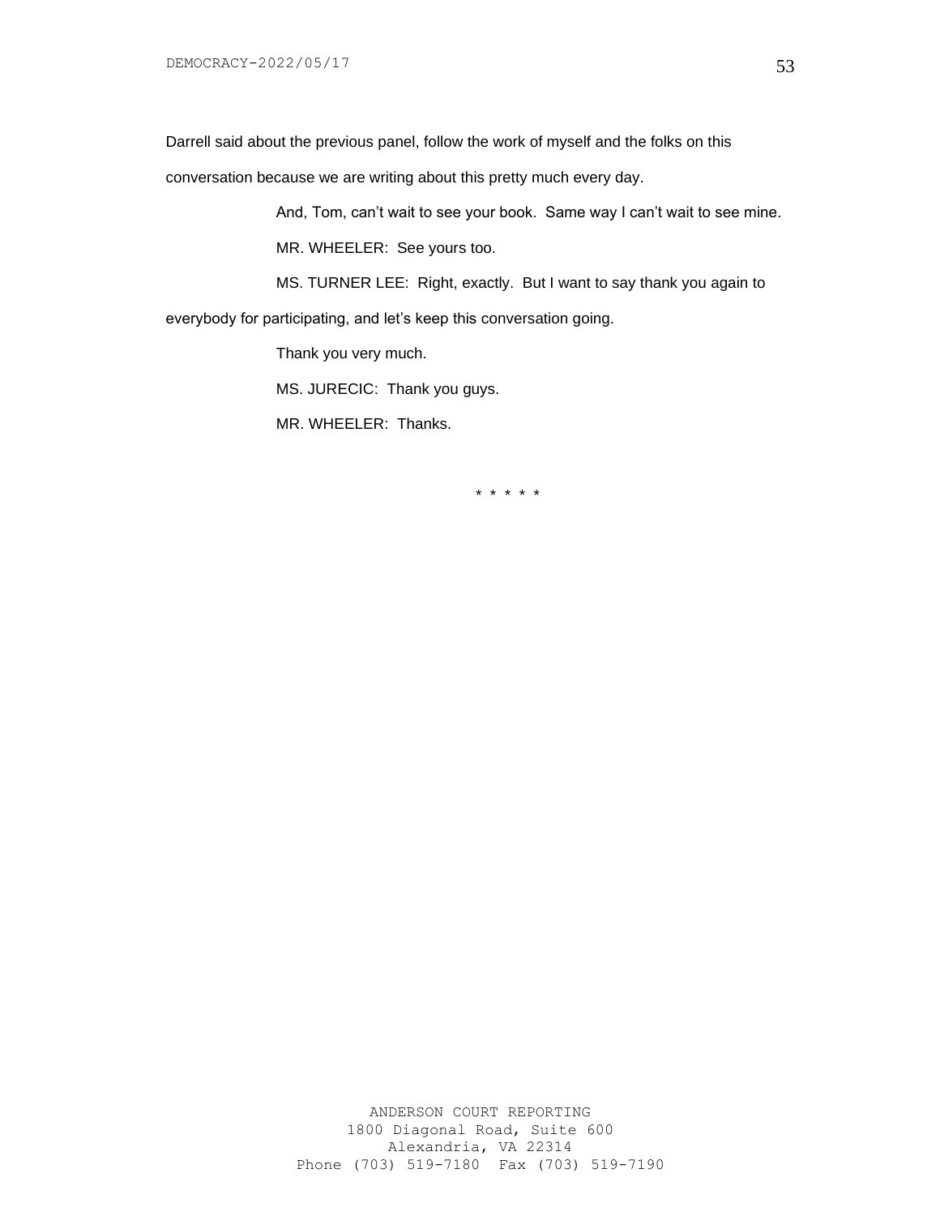Darrell said about the previous panel, follow the work of myself and the folks on this conversation because we are writing about this pretty much every day.

And, Tom, can't wait to see your book. Same way I can't wait to see mine.

MR. WHEELER: See yours too.

MS. TURNER LEE: Right, exactly. But I want to say thank you again to everybody for participating, and let's keep this conversation going.

Thank you very much.

MS. JURECIC: Thank you guys.

MR. WHEELER: Thanks.

* * * * *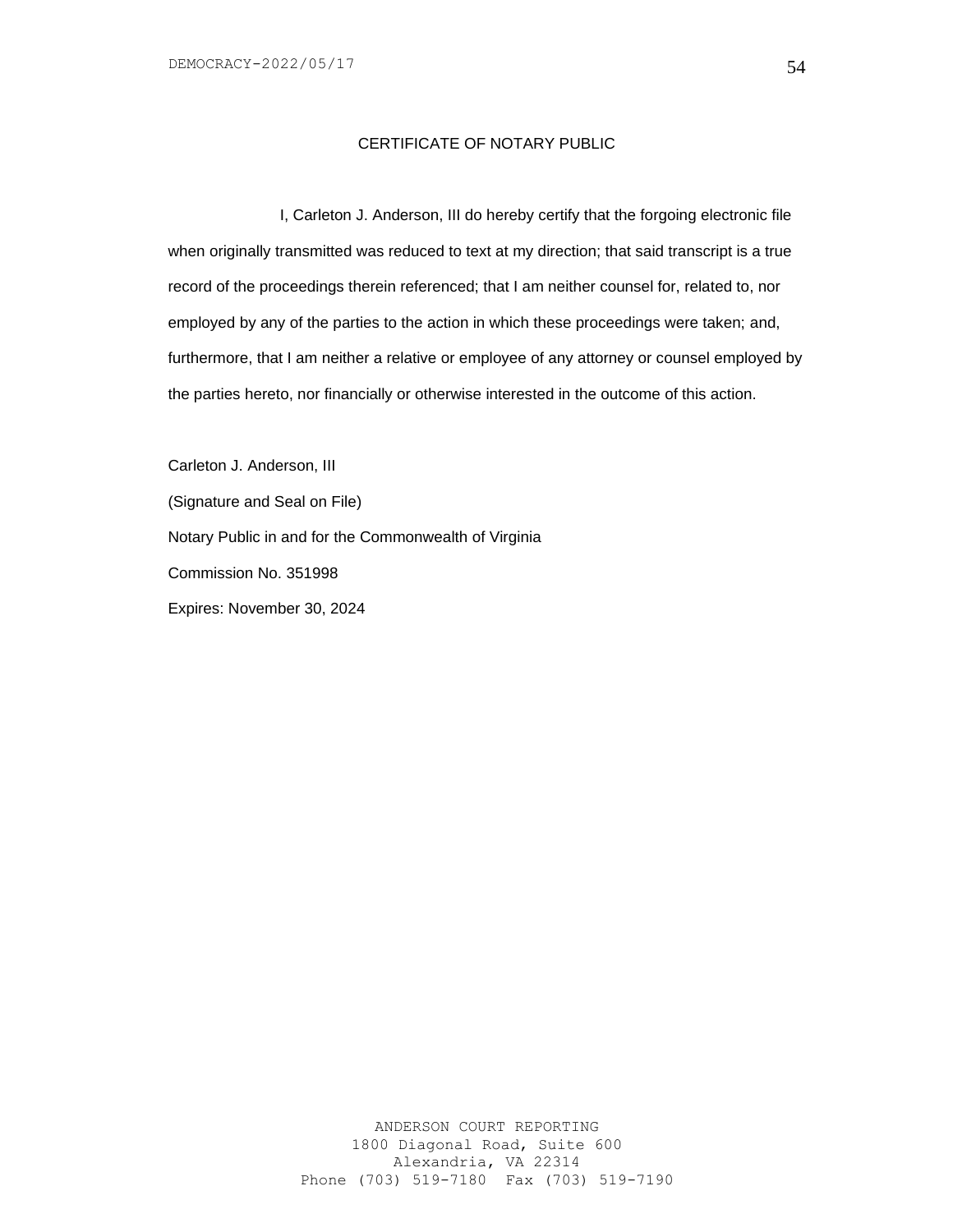## CERTIFICATE OF NOTARY PUBLIC

I, Carleton J. Anderson, III do hereby certify that the forgoing electronic file when originally transmitted was reduced to text at my direction; that said transcript is a true record of the proceedings therein referenced; that I am neither counsel for, related to, nor employed by any of the parties to the action in which these proceedings were taken; and, furthermore, that I am neither a relative or employee of any attorney or counsel employed by the parties hereto, nor financially or otherwise interested in the outcome of this action.

Carleton J. Anderson, III

(Signature and Seal on File)

Notary Public in and for the Commonwealth of Virginia

Commission No. 351998

Expires: November 30, 2024